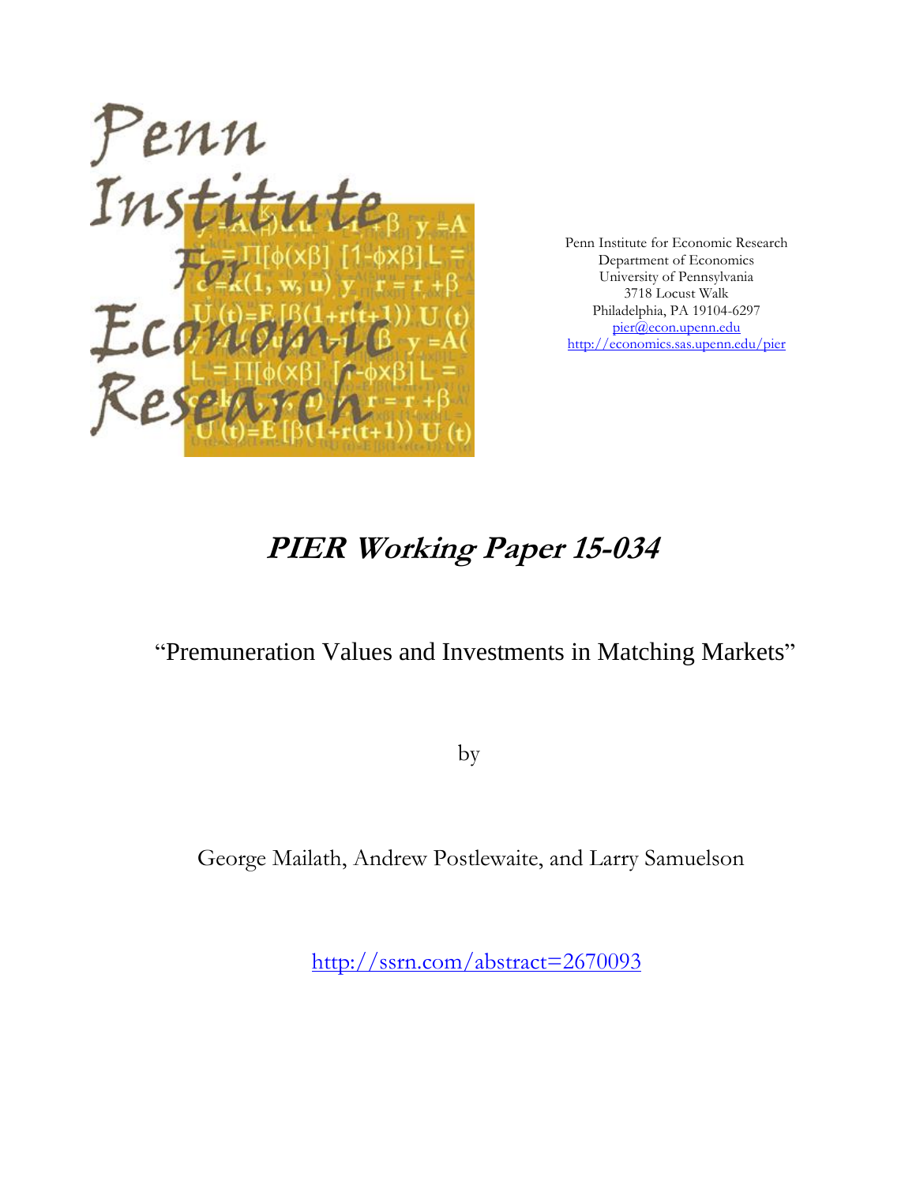Penn Institute for Economic Research
Department of Economics
University of Pennsylvania
3718 Locust Walk
Philadelphia, PA 19104-6297
pier@econ.upenn.edu
http://economics.sas.upenn.edu/pier

# *PIER Working Paper 15-034*

## "Premuneration Values and Investments in Matching Markets"

by

George Mailath, Andrew Postlewaite, and Larry Samuelson

http://ssrn.com/abstract=2670093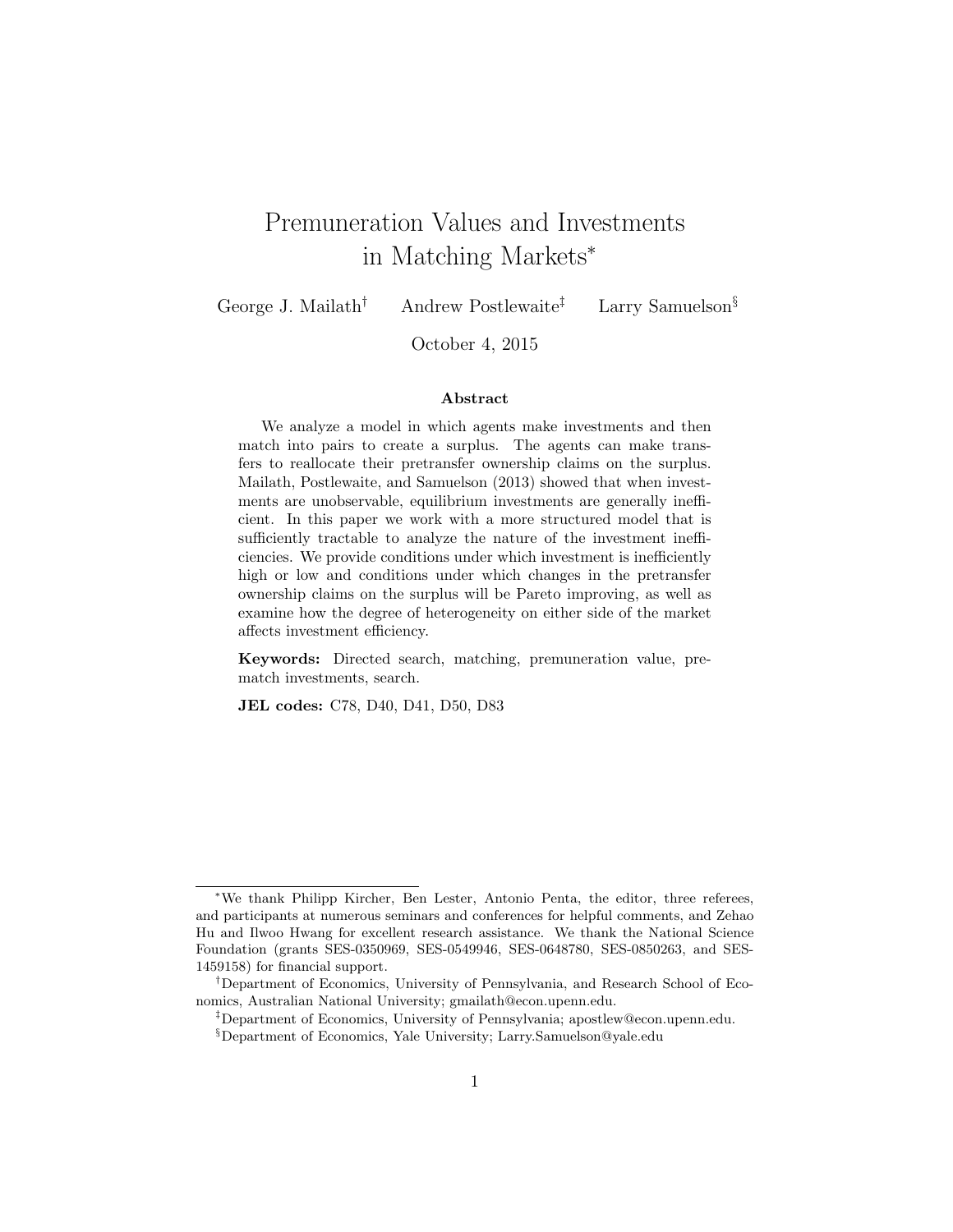# Premuneration Values and Investments in Matching Markets[*]

George J. Mailath[†] Andrew Postlewaite[‡] Larry Samuelson[§]

October 4, 2015

### Abstract

We analyze a model in which agents make investments and then match into pairs to create a surplus. The agents can make transfers to reallocate their pretransfer ownership claims on the surplus. Mailath, Postlewaite, and Samuelson (2013) showed that when investments are unobservable, equilibrium investments are generally inefficient. In this paper we work with a more structured model that is sufficiently tractable to analyze the nature of the investment inefficiencies. We provide conditions under which investment is inefficiently high or low and conditions under which changes in the pretransfer ownership claims on the surplus will be Pareto improving, as well as examine how the degree of heterogeneity on either side of the market affects investment efficiency.

**Keywords:** Directed search, matching, premuneration value, prematch investments, search.

**JEL codes:** C78, D40, D41, D50, D83

---

[*] We thank Philipp Kircher, Ben Lester, Antonio Penta, the editor, three referees, and participants at numerous seminars and conferences for helpful comments, and Zehao Hu and Ilwoo Hwang for excellent research assistance. We thank the National Science Foundation (grants SES-0350969, SES-0549946, SES-0648780, SES-0850263, and SES-1459158) for financial support.

[†] Department of Economics, University of Pennsylvania, and Research School of Economics, Australian National University; gmailath@econ.upenn.edu.

[‡] Department of Economics, University of Pennsylvania; apostlew@econ.upenn.edu.

[§] Department of Economics, Yale University; Larry.Samuelson@yale.edu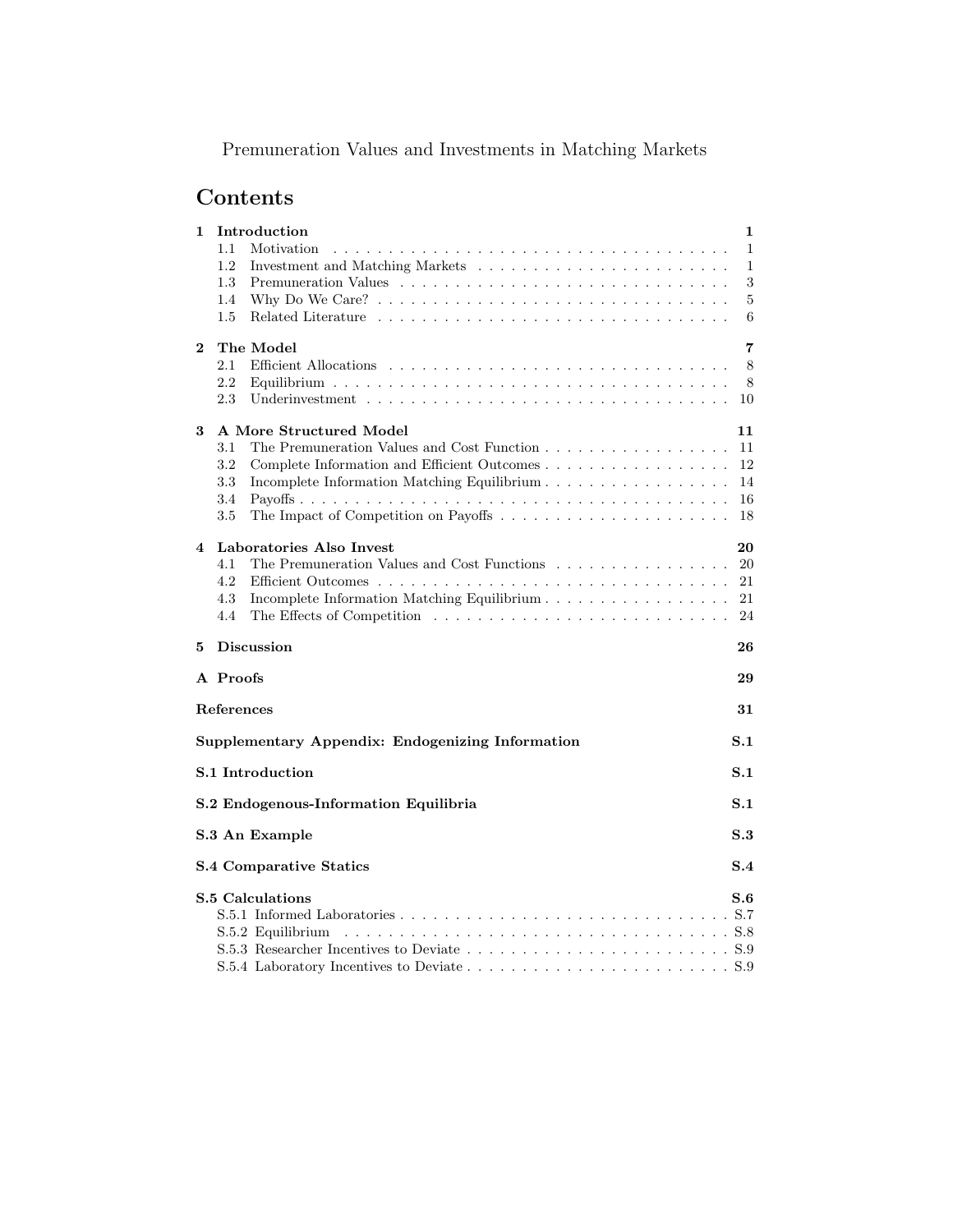Premuneration Values and Investments in Matching Markets

# Contents

**1 Introduction** — **1**
- 1.1 Motivation — 1
- 1.2 Investment and Matching Markets — 1
- 1.3 Premuneration Values — 3
- 1.4 Why Do We Care? — 5
- 1.5 Related Literature — 6

**2 The Model** — **7**
- 2.1 Efficient Allocations — 8
- 2.2 Equilibrium — 8
- 2.3 Underinvestment — 10

**3 A More Structured Model** — **11**
- 3.1 The Premuneration Values and Cost Function — 11
- 3.2 Complete Information and Efficient Outcomes — 12
- 3.3 Incomplete Information Matching Equilibrium — 14
- 3.4 Payoffs — 16
- 3.5 The Impact of Competition on Payoffs — 18

**4 Laboratories Also Invest** — **20**
- 4.1 The Premuneration Values and Cost Functions — 20
- 4.2 Efficient Outcomes — 21
- 4.3 Incomplete Information Matching Equilibrium — 21
- 4.4 The Effects of Competition — 24

**5 Discussion** — **26**

**A Proofs** — **29**

**References** — **31**

**Supplementary Appendix: Endogenizing Information** — **S.1**

**S.1 Introduction** — **S.1**

**S.2 Endogenous-Information Equilibria** — **S.1**

**S.3 An Example** — **S.3**

**S.4 Comparative Statics** — **S.4**

**S.5 Calculations** — **S.6**
- S.5.1 Informed Laboratories — S.7
- S.5.2 Equilibrium — S.8
- S.5.3 Researcher Incentives to Deviate — S.9
- S.5.4 Laboratory Incentives to Deviate — S.9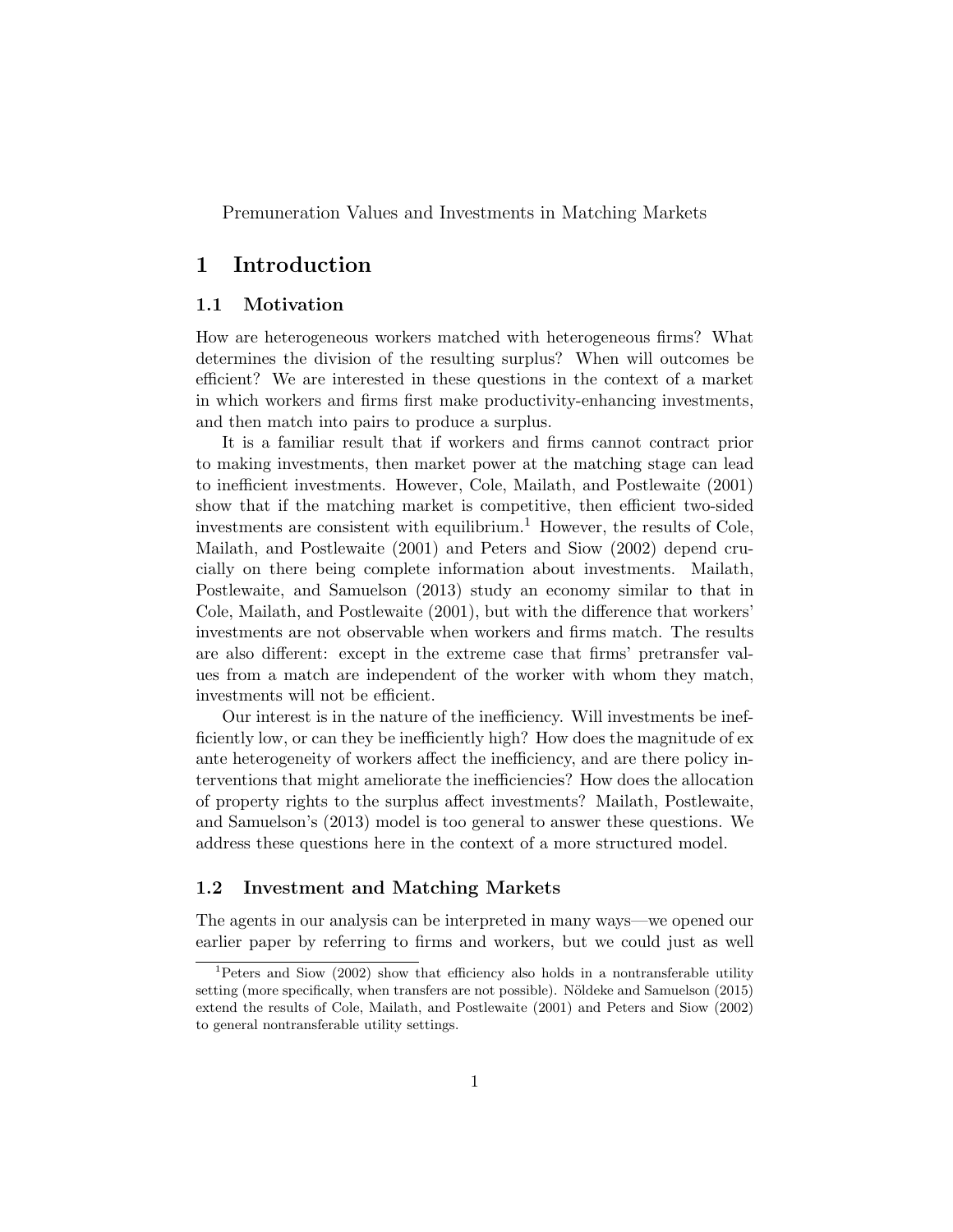Premuneration Values and Investments in Matching Markets

# 1 Introduction

## 1.1 Motivation

How are heterogeneous workers matched with heterogeneous firms? What determines the division of the resulting surplus? When will outcomes be efficient? We are interested in these questions in the context of a market in which workers and firms first make productivity-enhancing investments, and then match into pairs to produce a surplus.

It is a familiar result that if workers and firms cannot contract prior to making investments, then market power at the matching stage can lead to inefficient investments. However, Cole, Mailath, and Postlewaite (2001) show that if the matching market is competitive, then efficient two-sided investments are consistent with equilibrium.[1] However, the results of Cole, Mailath, and Postlewaite (2001) and Peters and Siow (2002) depend crucially on there being complete information about investments. Mailath, Postlewaite, and Samuelson (2013) study an economy similar to that in Cole, Mailath, and Postlewaite (2001), but with the difference that workers' investments are not observable when workers and firms match. The results are also different: except in the extreme case that firms' pretransfer values from a match are independent of the worker with whom they match, investments will not be efficient.

Our interest is in the nature of the inefficiency. Will investments be inefficiently low, or can they be inefficiently high? How does the magnitude of ex ante heterogeneity of workers affect the inefficiency, and are there policy interventions that might ameliorate the inefficiencies? How does the allocation of property rights to the surplus affect investments? Mailath, Postlewaite, and Samuelson's (2013) model is too general to answer these questions. We address these questions here in the context of a more structured model.

## 1.2 Investment and Matching Markets

The agents in our analysis can be interpreted in many ways—we opened our earlier paper by referring to firms and workers, but we could just as well

[1] Peters and Siow (2002) show that efficiency also holds in a nontransferable utility setting (more specifically, when transfers are not possible). Nöldeke and Samuelson (2015) extend the results of Cole, Mailath, and Postlewaite (2001) and Peters and Siow (2002) to general nontransferable utility settings.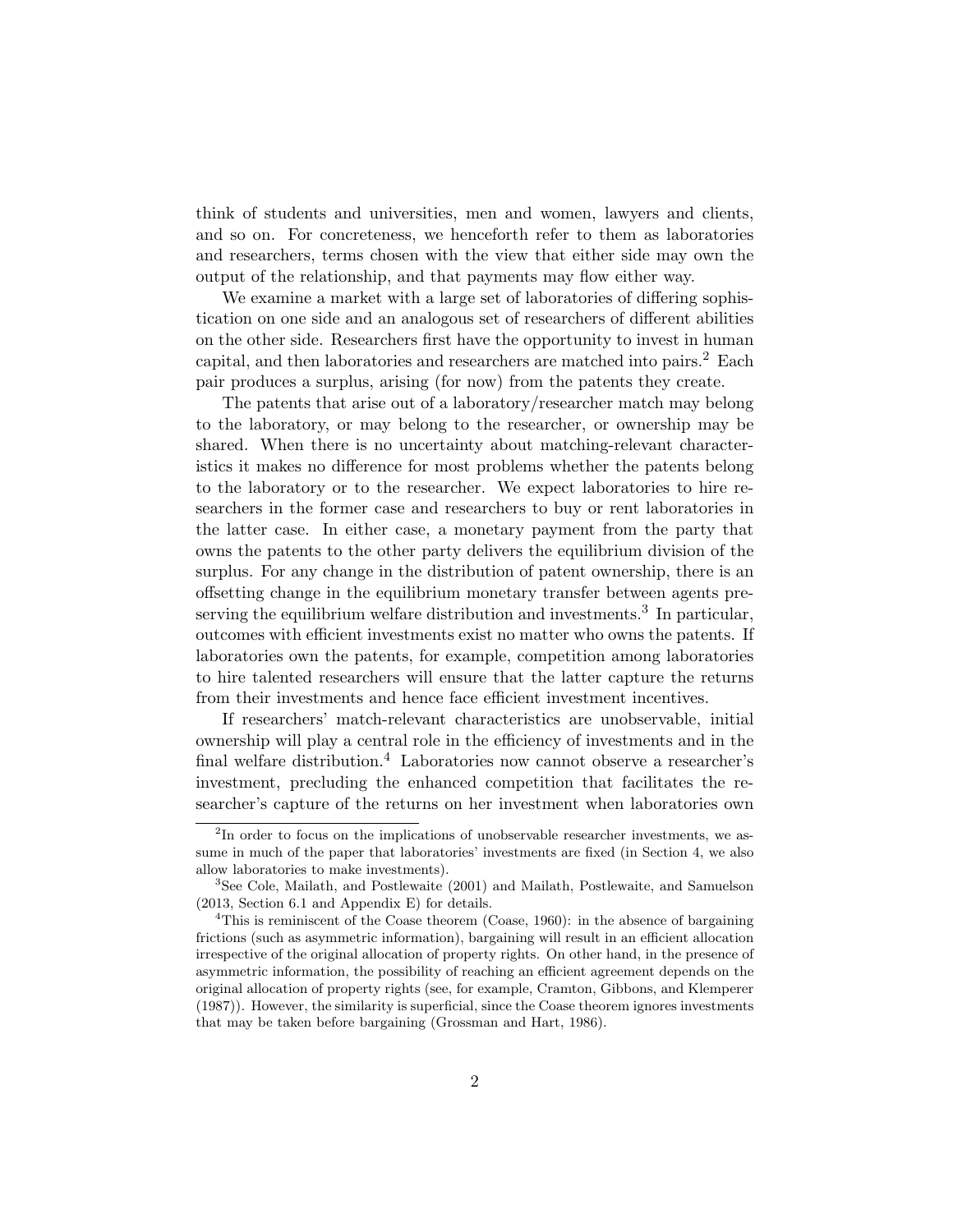think of students and universities, men and women, lawyers and clients, and so on. For concreteness, we henceforth refer to them as laboratories and researchers, terms chosen with the view that either side may own the output of the relationship, and that payments may flow either way.

We examine a market with a large set of laboratories of differing sophistication on one side and an analogous set of researchers of different abilities on the other side. Researchers first have the opportunity to invest in human capital, and then laboratories and researchers are matched into pairs.[2] Each pair produces a surplus, arising (for now) from the patents they create.

The patents that arise out of a laboratory/researcher match may belong to the laboratory, or may belong to the researcher, or ownership may be shared. When there is no uncertainty about matching-relevant characteristics it makes no difference for most problems whether the patents belong to the laboratory or to the researcher. We expect laboratories to hire researchers in the former case and researchers to buy or rent laboratories in the latter case. In either case, a monetary payment from the party that owns the patents to the other party delivers the equilibrium division of the surplus. For any change in the distribution of patent ownership, there is an offsetting change in the equilibrium monetary transfer between agents preserving the equilibrium welfare distribution and investments.[3] In particular, outcomes with efficient investments exist no matter who owns the patents. If laboratories own the patents, for example, competition among laboratories to hire talented researchers will ensure that the latter capture the returns from their investments and hence face efficient investment incentives.

If researchers' match-relevant characteristics are unobservable, initial ownership will play a central role in the efficiency of investments and in the final welfare distribution.[4] Laboratories now cannot observe a researcher's investment, precluding the enhanced competition that facilitates the researcher's capture of the returns on her investment when laboratories own

---

[2] In order to focus on the implications of unobservable researcher investments, we assume in much of the paper that laboratories' investments are fixed (in Section 4, we also allow laboratories to make investments).

[3] See Cole, Mailath, and Postlewaite (2001) and Mailath, Postlewaite, and Samuelson (2013, Section 6.1 and Appendix E) for details.

[4] This is reminiscent of the Coase theorem (Coase, 1960): in the absence of bargaining frictions (such as asymmetric information), bargaining will result in an efficient allocation irrespective of the original allocation of property rights. On other hand, in the presence of asymmetric information, the possibility of reaching an efficient agreement depends on the original allocation of property rights (see, for example, Cramton, Gibbons, and Klemperer (1987)). However, the similarity is superficial, since the Coase theorem ignores investments that may be taken before bargaining (Grossman and Hart, 1986).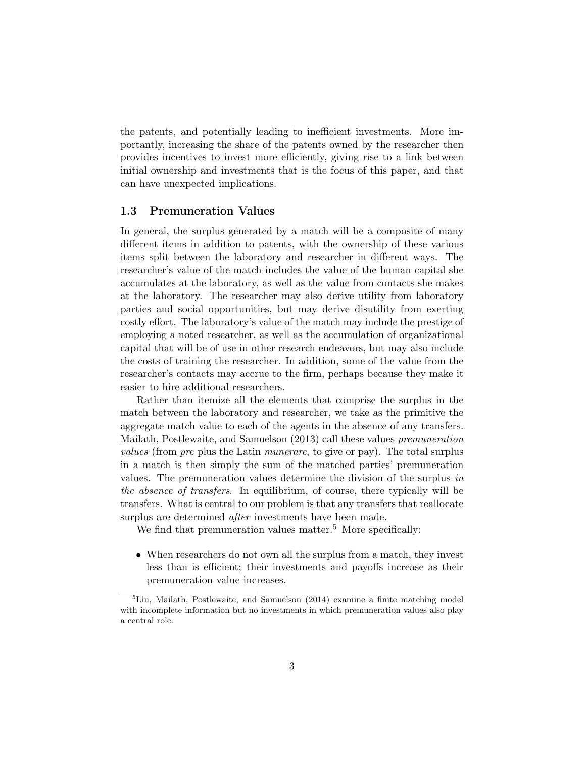the patents, and potentially leading to inefficient investments. More importantly, increasing the share of the patents owned by the researcher then provides incentives to invest more efficiently, giving rise to a link between initial ownership and investments that is the focus of this paper, and that can have unexpected implications.

### 1.3 Premuneration Values

In general, the surplus generated by a match will be a composite of many different items in addition to patents, with the ownership of these various items split between the laboratory and researcher in different ways. The researcher's value of the match includes the value of the human capital she accumulates at the laboratory, as well as the value from contacts she makes at the laboratory. The researcher may also derive utility from laboratory parties and social opportunities, but may derive disutility from exerting costly effort. The laboratory's value of the match may include the prestige of employing a noted researcher, as well as the accumulation of organizational capital that will be of use in other research endeavors, but may also include the costs of training the researcher. In addition, some of the value from the researcher's contacts may accrue to the firm, perhaps because they make it easier to hire additional researchers.

Rather than itemize all the elements that comprise the surplus in the match between the laboratory and researcher, we take as the primitive the aggregate match value to each of the agents in the absence of any transfers. Mailath, Postlewaite, and Samuelson (2013) call these values *premuneration values* (from *pre* plus the Latin *munerare*, to give or pay). The total surplus in a match is then simply the sum of the matched parties' premuneration values. The premuneration values determine the division of the surplus *in the absence of transfers.* In equilibrium, of course, there typically will be transfers. What is central to our problem is that any transfers that reallocate surplus are determined *after* investments have been made.

We find that premuneration values matter.[5] More specifically:

- When researchers do not own all the surplus from a match, they invest less than is efficient; their investments and payoffs increase as their premuneration value increases.

[5]Liu, Mailath, Postlewaite, and Samuelson (2014) examine a finite matching model with incomplete information but no investments in which premuneration values also play a central role.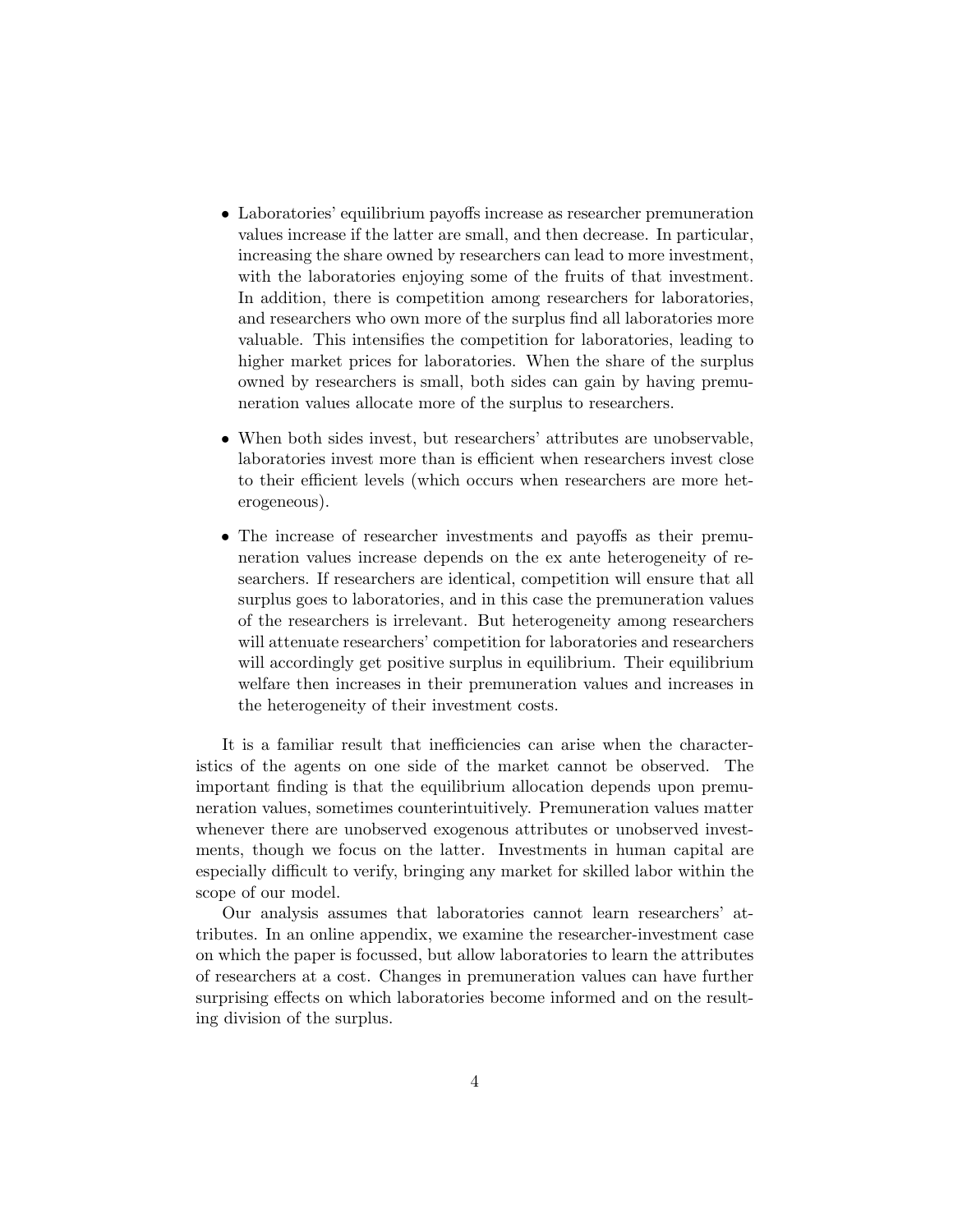- Laboratories' equilibrium payoffs increase as researcher premuneration values increase if the latter are small, and then decrease. In particular, increasing the share owned by researchers can lead to more investment, with the laboratories enjoying some of the fruits of that investment. In addition, there is competition among researchers for laboratories, and researchers who own more of the surplus find all laboratories more valuable. This intensifies the competition for laboratories, leading to higher market prices for laboratories. When the share of the surplus owned by researchers is small, both sides can gain by having premuneration values allocate more of the surplus to researchers.
- When both sides invest, but researchers' attributes are unobservable, laboratories invest more than is efficient when researchers invest close to their efficient levels (which occurs when researchers are more heterogeneous).
- The increase of researcher investments and payoffs as their premuneration values increase depends on the ex ante heterogeneity of researchers. If researchers are identical, competition will ensure that all surplus goes to laboratories, and in this case the premuneration values of the researchers is irrelevant. But heterogeneity among researchers will attenuate researchers' competition for laboratories and researchers will accordingly get positive surplus in equilibrium. Their equilibrium welfare then increases in their premuneration values and increases in the heterogeneity of their investment costs.

It is a familiar result that inefficiencies can arise when the characteristics of the agents on one side of the market cannot be observed. The important finding is that the equilibrium allocation depends upon premuneration values, sometimes counterintuitively. Premuneration values matter whenever there are unobserved exogenous attributes or unobserved investments, though we focus on the latter. Investments in human capital are especially difficult to verify, bringing any market for skilled labor within the scope of our model.

Our analysis assumes that laboratories cannot learn researchers' attributes. In an online appendix, we examine the researcher-investment case on which the paper is focussed, but allow laboratories to learn the attributes of researchers at a cost. Changes in premuneration values can have further surprising effects on which laboratories become informed and on the resulting division of the surplus.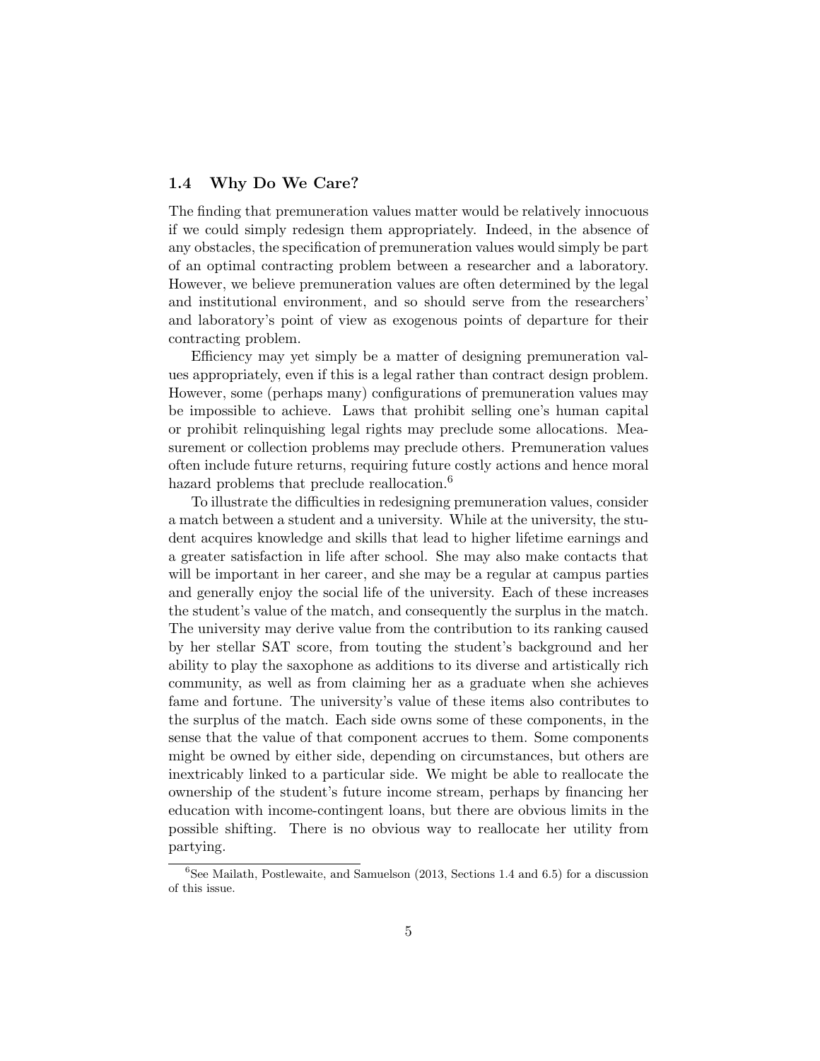### 1.4 Why Do We Care?

The finding that premuneration values matter would be relatively innocuous if we could simply redesign them appropriately. Indeed, in the absence of any obstacles, the specification of premuneration values would simply be part of an optimal contracting problem between a researcher and a laboratory. However, we believe premuneration values are often determined by the legal and institutional environment, and so should serve from the researchers' and laboratory's point of view as exogenous points of departure for their contracting problem.

Efficiency may yet simply be a matter of designing premuneration values appropriately, even if this is a legal rather than contract design problem. However, some (perhaps many) configurations of premuneration values may be impossible to achieve. Laws that prohibit selling one's human capital or prohibit relinquishing legal rights may preclude some allocations. Measurement or collection problems may preclude others. Premuneration values often include future returns, requiring future costly actions and hence moral hazard problems that preclude reallocation.[6]

To illustrate the difficulties in redesigning premuneration values, consider a match between a student and a university. While at the university, the student acquires knowledge and skills that lead to higher lifetime earnings and a greater satisfaction in life after school. She may also make contacts that will be important in her career, and she may be a regular at campus parties and generally enjoy the social life of the university. Each of these increases the student's value of the match, and consequently the surplus in the match. The university may derive value from the contribution to its ranking caused by her stellar SAT score, from touting the student's background and her ability to play the saxophone as additions to its diverse and artistically rich community, as well as from claiming her as a graduate when she achieves fame and fortune. The university's value of these items also contributes to the surplus of the match. Each side owns some of these components, in the sense that the value of that component accrues to them. Some components might be owned by either side, depending on circumstances, but others are inextricably linked to a particular side. We might be able to reallocate the ownership of the student's future income stream, perhaps by financing her education with income-contingent loans, but there are obvious limits in the possible shifting. There is no obvious way to reallocate her utility from partying.

[6] See Mailath, Postlewaite, and Samuelson (2013, Sections 1.4 and 6.5) for a discussion of this issue.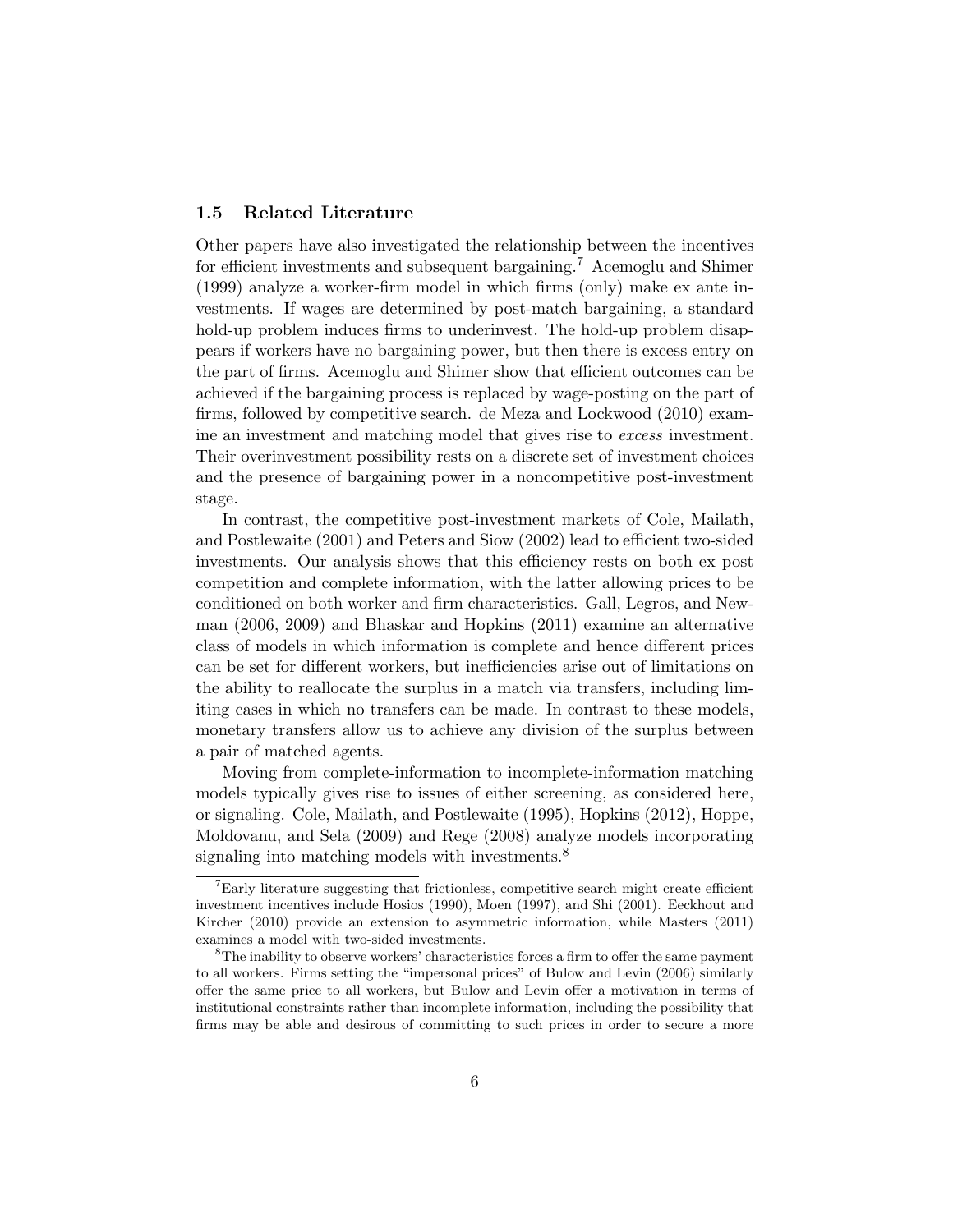### 1.5 Related Literature

Other papers have also investigated the relationship between the incentives for efficient investments and subsequent bargaining.[7] Acemoglu and Shimer (1999) analyze a worker-firm model in which firms (only) make ex ante investments. If wages are determined by post-match bargaining, a standard hold-up problem induces firms to underinvest. The hold-up problem disappears if workers have no bargaining power, but then there is excess entry on the part of firms. Acemoglu and Shimer show that efficient outcomes can be achieved if the bargaining process is replaced by wage-posting on the part of firms, followed by competitive search. de Meza and Lockwood (2010) examine an investment and matching model that gives rise to *excess* investment. Their overinvestment possibility rests on a discrete set of investment choices and the presence of bargaining power in a noncompetitive post-investment stage.

In contrast, the competitive post-investment markets of Cole, Mailath, and Postlewaite (2001) and Peters and Siow (2002) lead to efficient two-sided investments. Our analysis shows that this efficiency rests on both ex post competition and complete information, with the latter allowing prices to be conditioned on both worker and firm characteristics. Gall, Legros, and Newman (2006, 2009) and Bhaskar and Hopkins (2011) examine an alternative class of models in which information is complete and hence different prices can be set for different workers, but inefficiencies arise out of limitations on the ability to reallocate the surplus in a match via transfers, including limiting cases in which no transfers can be made. In contrast to these models, monetary transfers allow us to achieve any division of the surplus between a pair of matched agents.

Moving from complete-information to incomplete-information matching models typically gives rise to issues of either screening, as considered here, or signaling. Cole, Mailath, and Postlewaite (1995), Hopkins (2012), Hoppe, Moldovanu, and Sela (2009) and Rege (2008) analyze models incorporating signaling into matching models with investments.[8]

[7] Early literature suggesting that frictionless, competitive search might create efficient investment incentives include Hosios (1990), Moen (1997), and Shi (2001). Eeckhout and Kircher (2010) provide an extension to asymmetric information, while Masters (2011) examines a model with two-sided investments.

[8] The inability to observe workers' characteristics forces a firm to offer the same payment to all workers. Firms setting the "impersonal prices" of Bulow and Levin (2006) similarly offer the same price to all workers, but Bulow and Levin offer a motivation in terms of institutional constraints rather than incomplete information, including the possibility that firms may be able and desirous of committing to such prices in order to secure a more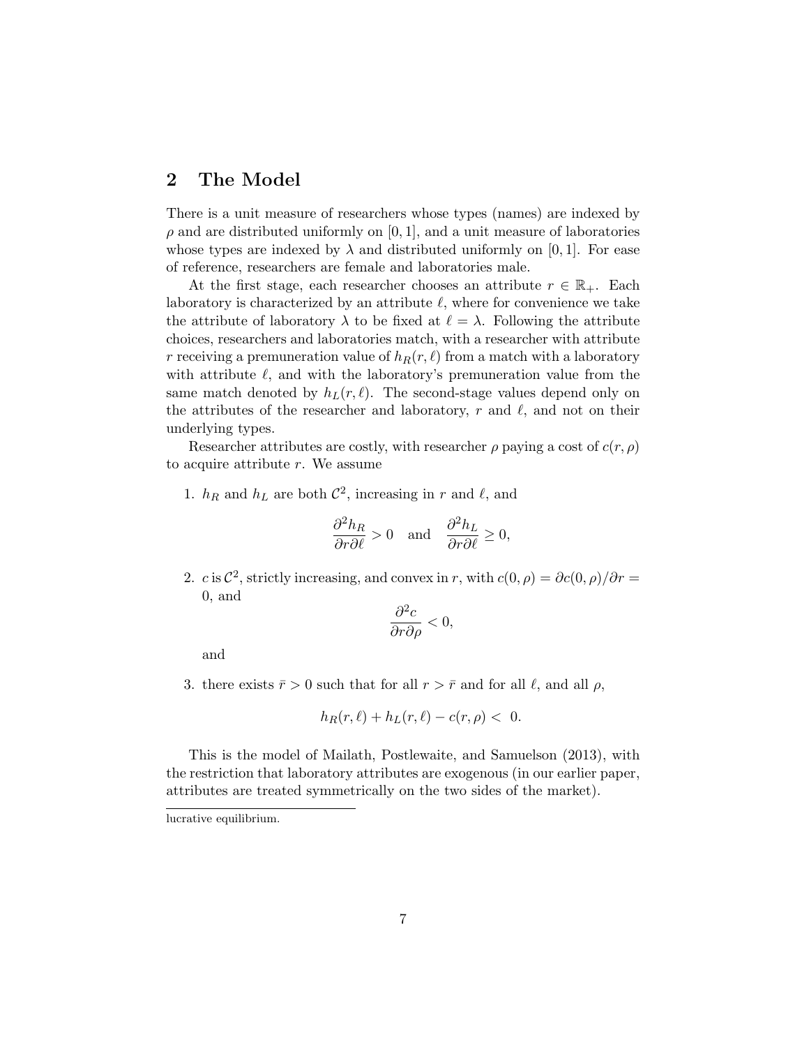## 2 The Model

There is a unit measure of researchers whose types (names) are indexed by $\rho$ and are distributed uniformly on $[0,1]$, and a unit measure of laboratories whose types are indexed by $\lambda$ and distributed uniformly on $[0,1]$. For ease of reference, researchers are female and laboratories male.

At the first stage, each researcher chooses an attribute $r \in \mathbb{R}_+$. Each laboratory is characterized by an attribute $\ell$, where for convenience we take the attribute of laboratory $\lambda$ to be fixed at $\ell = \lambda$. Following the attribute choices, researchers and laboratories match, with a researcher with attribute $r$ receiving a premuneration value of $h_R(r,\ell)$ from a match with a laboratory with attribute $\ell$, and with the laboratory's premuneration value from the same match denoted by $h_L(r,\ell)$. The second-stage values depend only on the attributes of the researcher and laboratory, $r$ and $\ell$, and not on their underlying types.

Researcher attributes are costly, with researcher $\rho$ paying a cost of $c(r,\rho)$ to acquire attribute $r$. We assume

1. $h_R$ and $h_L$ are both $\mathcal{C}^2$, increasing in $r$ and $\ell$, and

$$\frac{\partial^2 h_R}{\partial r \partial \ell} > 0 \quad \text{and} \quad \frac{\partial^2 h_L}{\partial r \partial \ell} \geq 0,$$

2. $c$ is $\mathcal{C}^2$, strictly increasing, and convex in $r$, with $c(0,\rho) = \partial c(0,\rho)/\partial r = 0$, and

$$\frac{\partial^2 c}{\partial r \partial \rho} < 0,$$

and

3. there exists $\bar{r} > 0$ such that for all $r > \bar{r}$ and for all $\ell$, and all $\rho$,

$$h_R(r,\ell) + h_L(r,\ell) - c(r,\rho) < 0.$$

This is the model of Mailath, Postlewaite, and Samuelson (2013), with the restriction that laboratory attributes are exogenous (in our earlier paper, attributes are treated symmetrically on the two sides of the market).

---

lucrative equilibrium.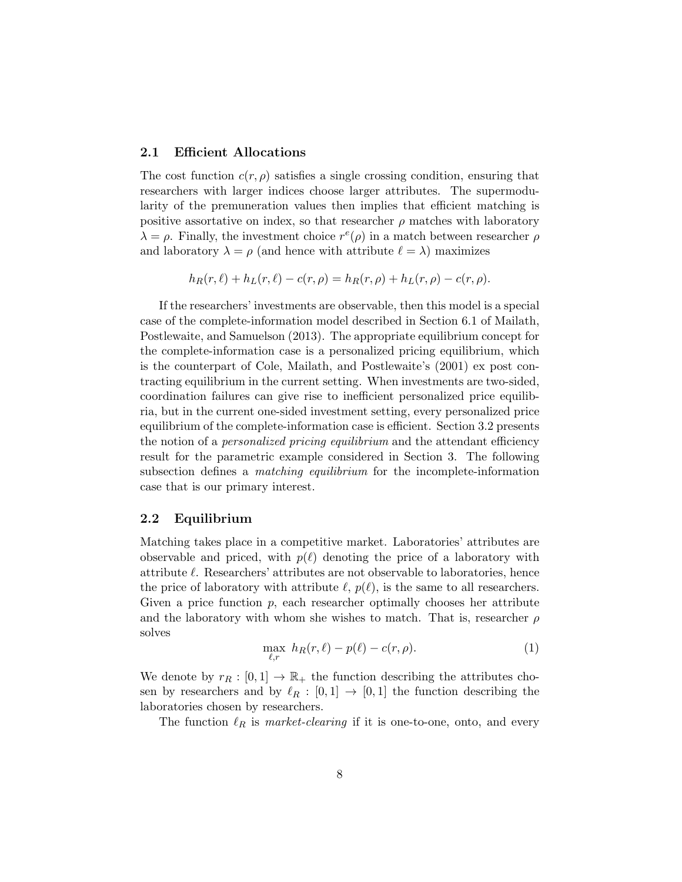## 2.1 Efficient Allocations

The cost function $c(r, \rho)$ satisfies a single crossing condition, ensuring that researchers with larger indices choose larger attributes. The supermodularity of the premuneration values then implies that efficient matching is positive assortative on index, so that researcher $\rho$ matches with laboratory $\lambda = \rho$. Finally, the investment choice $r^e(\rho)$ in a match between researcher $\rho$ and laboratory $\lambda = \rho$ (and hence with attribute $\ell = \lambda$) maximizes

$$h_R(r, \ell) + h_L(r, \ell) - c(r, \rho) = h_R(r, \rho) + h_L(r, \rho) - c(r, \rho).$$

If the researchers' investments are observable, then this model is a special case of the complete-information model described in Section 6.1 of Mailath, Postlewaite, and Samuelson (2013). The appropriate equilibrium concept for the complete-information case is a personalized pricing equilibrium, which is the counterpart of Cole, Mailath, and Postlewaite's (2001) ex post contracting equilibrium in the current setting. When investments are two-sided, coordination failures can give rise to inefficient personalized price equilibria, but in the current one-sided investment setting, every personalized price equilibrium of the complete-information case is efficient. Section 3.2 presents the notion of a *personalized pricing equilibrium* and the attendant efficiency result for the parametric example considered in Section 3. The following subsection defines a *matching equilibrium* for the incomplete-information case that is our primary interest.

## 2.2 Equilibrium

Matching takes place in a competitive market. Laboratories' attributes are observable and priced, with $p(\ell)$ denoting the price of a laboratory with attribute $\ell$. Researchers' attributes are not observable to laboratories, hence the price of laboratory with attribute $\ell$, $p(\ell)$, is the same to all researchers. Given a price function $p$, each researcher optimally chooses her attribute and the laboratory with whom she wishes to match. That is, researcher $\rho$ solves

$$\max_{\ell, r} \; h_R(r, \ell) - p(\ell) - c(r, \rho). \tag{1}$$

We denote by $r_R : [0, 1] \to \mathbb{R}_+$ the function describing the attributes chosen by researchers and by $\ell_R : [0, 1] \to [0, 1]$ the function describing the laboratories chosen by researchers.

The function $\ell_R$ is *market-clearing* if it is one-to-one, onto, and every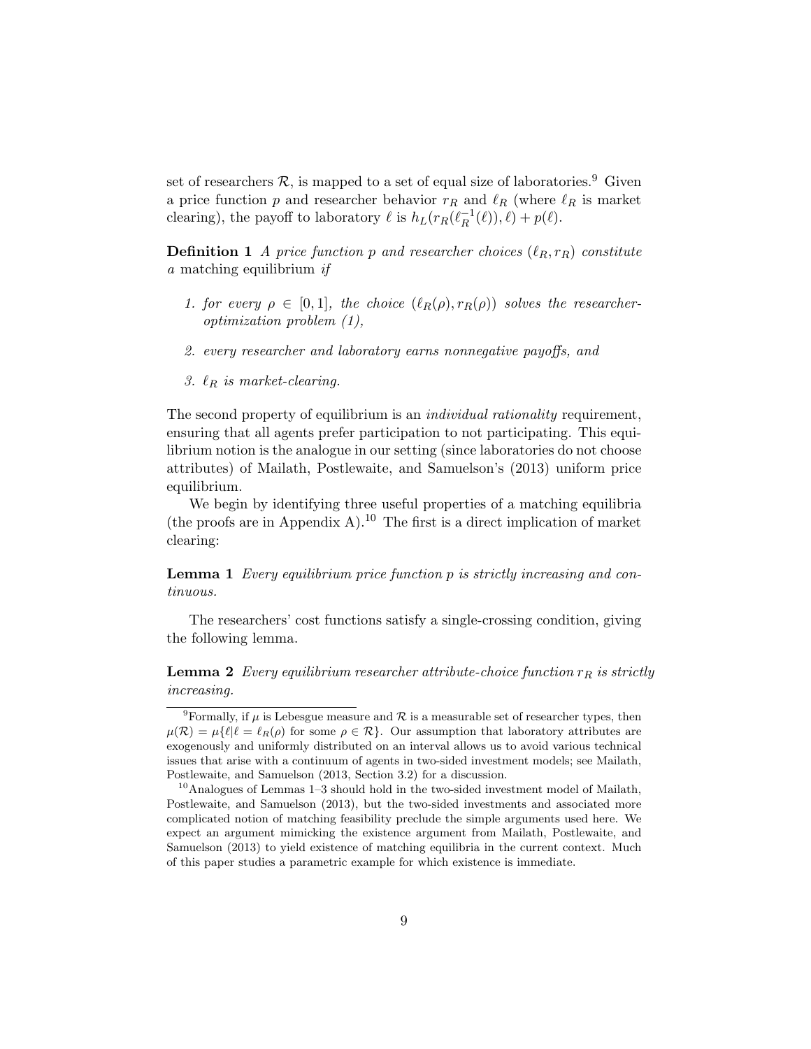set of researchers $\mathcal{R}$, is mapped to a set of equal size of laboratories.[9] Given a price function $p$ and researcher behavior $r_R$ and $\ell_R$ (where $\ell_R$ is market clearing), the payoff to laboratory $\ell$ is $h_L(r_R(\ell_R^{-1}(\ell)), \ell) + p(\ell)$.

**Definition 1** *A price function $p$ and researcher choices $(\ell_R, r_R)$ constitute a* matching equilibrium *if*

1. *for every $\rho \in [0, 1]$, the choice $(\ell_R(\rho), r_R(\rho))$ solves the researcher-optimization problem (1),*
2. *every researcher and laboratory earns nonnegative payoffs, and*
3. *$\ell_R$ is market-clearing.*

The second property of equilibrium is an *individual rationality* requirement, ensuring that all agents prefer participation to not participating. This equilibrium notion is the analogue in our setting (since laboratories do not choose attributes) of Mailath, Postlewaite, and Samuelson's (2013) uniform price equilibrium.

We begin by identifying three useful properties of a matching equilibria (the proofs are in Appendix A).[10] The first is a direct implication of market clearing:

**Lemma 1** *Every equilibrium price function $p$ is strictly increasing and continuous.*

The researchers' cost functions satisfy a single-crossing condition, giving the following lemma.

**Lemma 2** *Every equilibrium researcher attribute-choice function $r_R$ is strictly increasing.*

[9] Formally, if $\mu$ is Lebesgue measure and $\mathcal{R}$ is a measurable set of researcher types, then $\mu(\mathcal{R}) = \mu\{\ell | \ell = \ell_R(\rho)$ for some $\rho \in \mathcal{R}\}$. Our assumption that laboratory attributes are exogenously and uniformly distributed on an interval allows us to avoid various technical issues that arise with a continuum of agents in two-sided investment models; see Mailath, Postlewaite, and Samuelson (2013, Section 3.2) for a discussion.

[10] Analogues of Lemmas 1–3 should hold in the two-sided investment model of Mailath, Postlewaite, and Samuelson (2013), but the two-sided investments and associated more complicated notion of matching feasibility preclude the simple arguments used here. We expect an argument mimicking the existence argument from Mailath, Postlewaite, and Samuelson (2013) to yield existence of matching equilibria in the current context. Much of this paper studies a parametric example for which existence is immediate.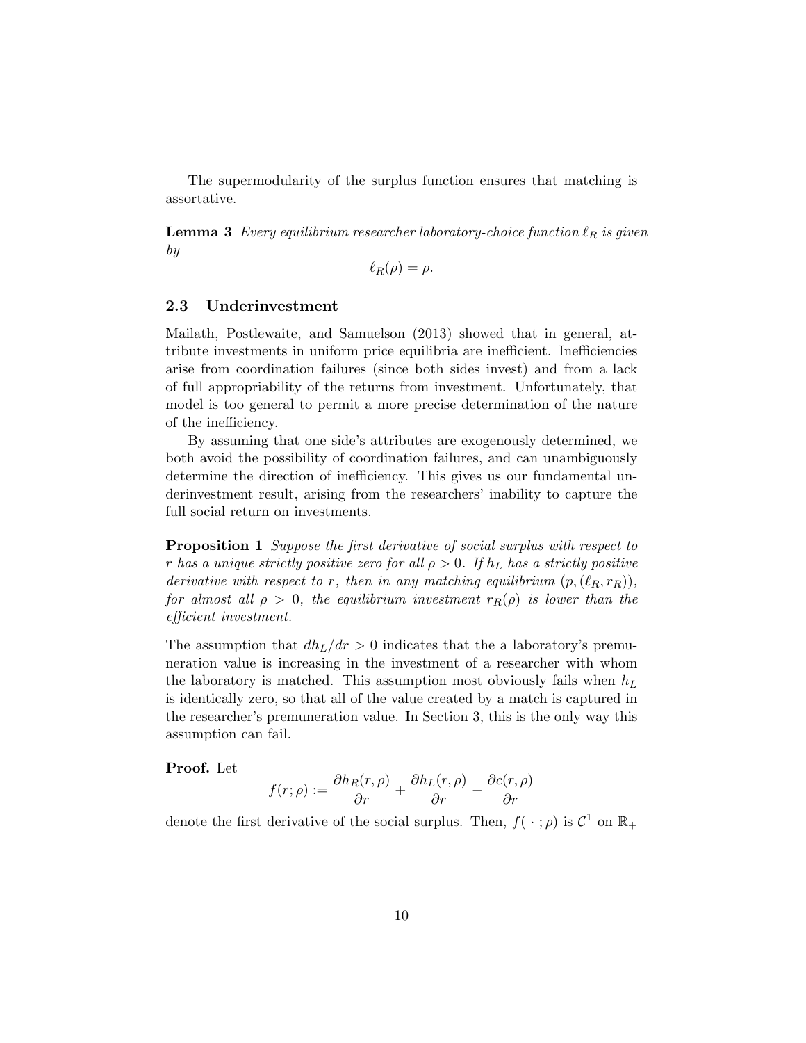The supermodularity of the surplus function ensures that matching is assortative.

**Lemma 3** *Every equilibrium researcher laboratory-choice function $\ell_R$ is given by*

$$\ell_R(\rho) = \rho.$$

### 2.3 Underinvestment

Mailath, Postlewaite, and Samuelson (2013) showed that in general, attribute investments in uniform price equilibria are inefficient. Inefficiencies arise from coordination failures (since both sides invest) and from a lack of full appropriability of the returns from investment. Unfortunately, that model is too general to permit a more precise determination of the nature of the inefficiency.

By assuming that one side's attributes are exogenously determined, we both avoid the possibility of coordination failures, and can unambiguously determine the direction of inefficiency. This gives us our fundamental underinvestment result, arising from the researchers' inability to capture the full social return on investments.

**Proposition 1** *Suppose the first derivative of social surplus with respect to $r$ has a unique strictly positive zero for all $\rho > 0$. If $h_L$ has a strictly positive derivative with respect to $r$, then in any matching equilibrium $(p, (\ell_R, r_R))$, for almost all $\rho > 0$, the equilibrium investment $r_R(\rho)$ is lower than the efficient investment.*

The assumption that $dh_L/dr > 0$ indicates that the a laboratory's premuneration value is increasing in the investment of a researcher with whom the laboratory is matched. This assumption most obviously fails when $h_L$ is identically zero, so that all of the value created by a match is captured in the researcher's premuneration value. In Section 3, this is the only way this assumption can fail.

**Proof.** Let

$$f(r; \rho) := \frac{\partial h_R(r, \rho)}{\partial r} + \frac{\partial h_L(r, \rho)}{\partial r} - \frac{\partial c(r, \rho)}{\partial r}$$

denote the first derivative of the social surplus. Then, $f(\,\cdot\,; \rho)$ is $\mathcal{C}^1$ on $\mathbb{R}_+$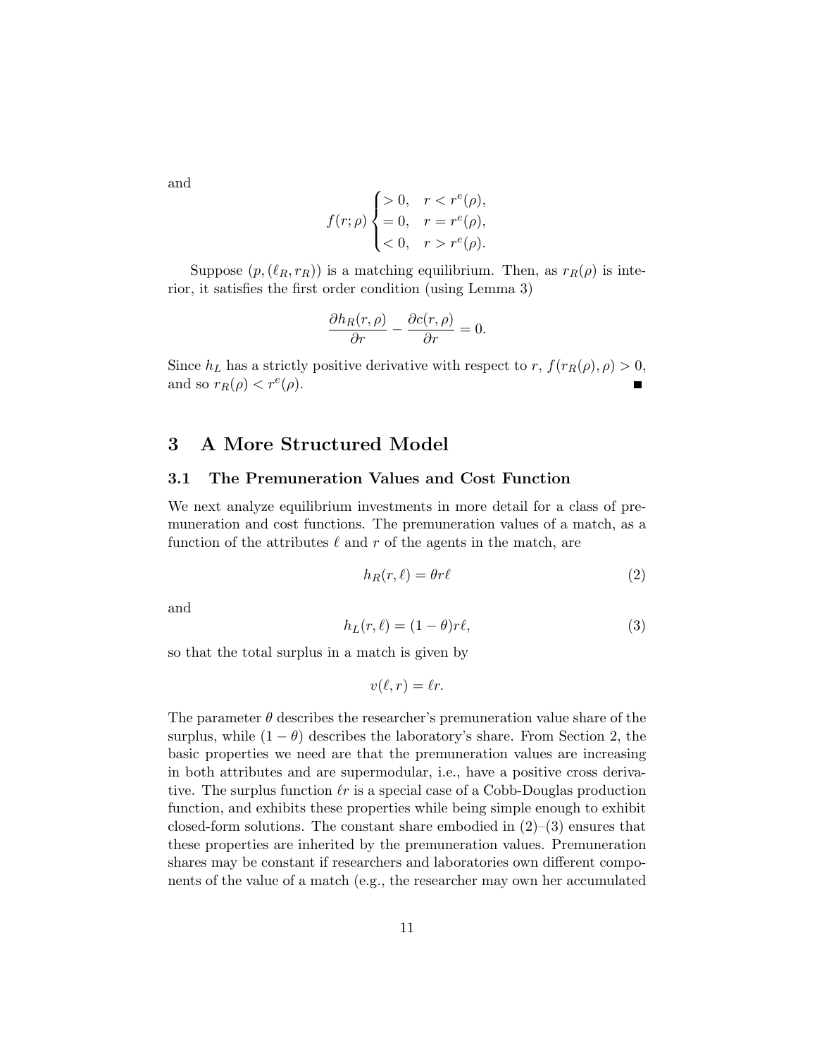and

$$f(r;\rho) \begin{cases} > 0, & r < r^e(\rho), \\ = 0, & r = r^e(\rho), \\ < 0, & r > r^e(\rho). \end{cases}$$

Suppose $(p, (\ell_R, r_R))$ is a matching equilibrium. Then, as $r_R(\rho)$ is interior, it satisfies the first order condition (using Lemma 3)

$$\frac{\partial h_R(r,\rho)}{\partial r} - \frac{\partial c(r,\rho)}{\partial r} = 0.$$

Since $h_L$ has a strictly positive derivative with respect to $r$, $f(r_R(\rho),\rho) > 0$, and so $r_R(\rho) < r^e(\rho)$. ■

## 3 A More Structured Model

### 3.1 The Premuneration Values and Cost Function

We next analyze equilibrium investments in more detail for a class of premuneration and cost functions. The premuneration values of a match, as a function of the attributes $\ell$ and $r$ of the agents in the match, are

$$h_R(r,\ell) = \theta r \ell \tag{2}$$

and

$$h_L(r,\ell) = (1-\theta) r \ell, \tag{3}$$

so that the total surplus in a match is given by

$$v(\ell, r) = \ell r.$$

The parameter $\theta$ describes the researcher's premuneration value share of the surplus, while $(1-\theta)$ describes the laboratory's share. From Section 2, the basic properties we need are that the premuneration values are increasing in both attributes and are supermodular, i.e., have a positive cross derivative. The surplus function $\ell r$ is a special case of a Cobb-Douglas production function, and exhibits these properties while being simple enough to exhibit closed-form solutions. The constant share embodied in (2)–(3) ensures that these properties are inherited by the premuneration values. Premuneration shares may be constant if researchers and laboratories own different components of the value of a match (e.g., the researcher may own her accumulated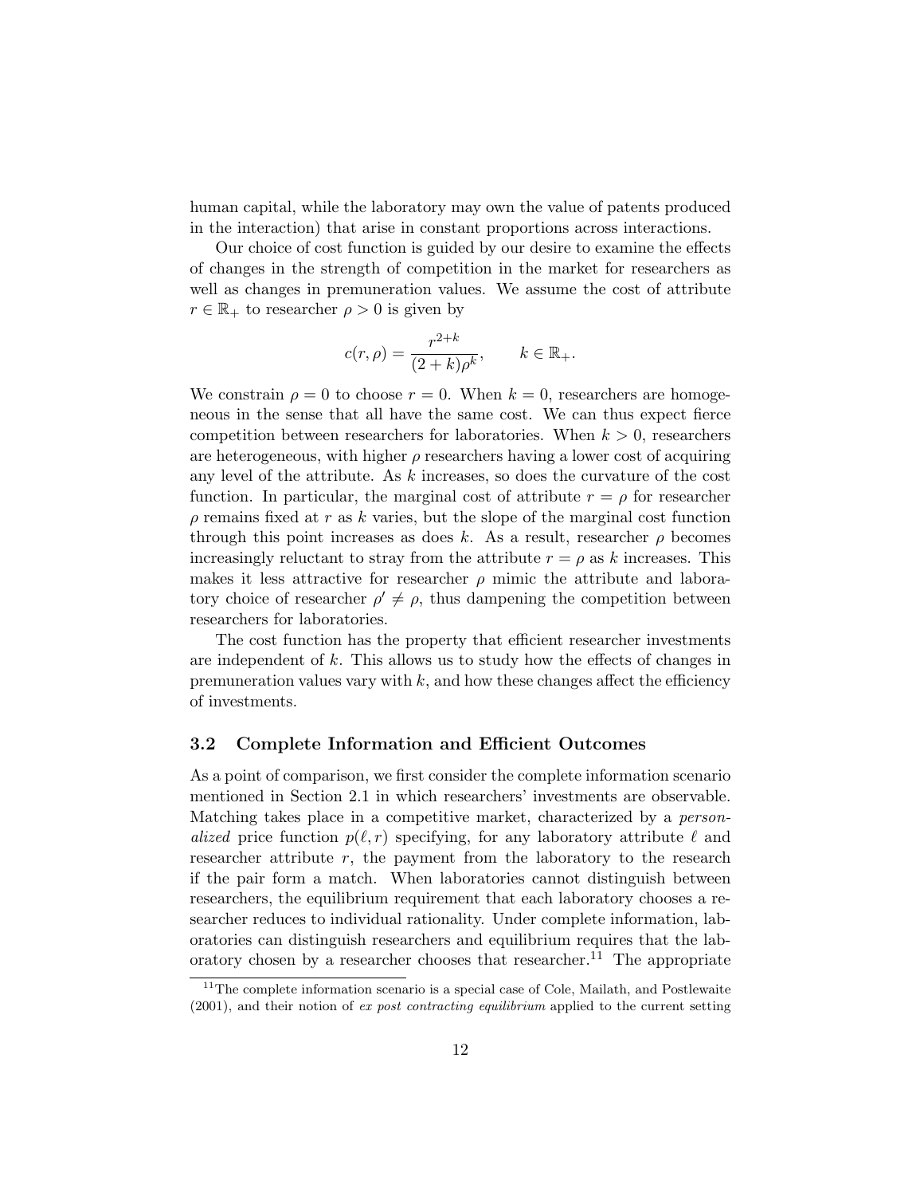human capital, while the laboratory may own the value of patents produced in the interaction) that arise in constant proportions across interactions.

Our choice of cost function is guided by our desire to examine the effects of changes in the strength of competition in the market for researchers as well as changes in premuneration values. We assume the cost of attribute $r \in \mathbb{R}_+$ to researcher $\rho > 0$ is given by

$$c(r, \rho) = \frac{r^{2+k}}{(2+k)\rho^k}, \qquad k \in \mathbb{R}_+.$$

We constrain $\rho = 0$ to choose $r = 0$. When $k = 0$, researchers are homogeneous in the sense that all have the same cost. We can thus expect fierce competition between researchers for laboratories. When $k > 0$, researchers are heterogeneous, with higher $\rho$ researchers having a lower cost of acquiring any level of the attribute. As $k$ increases, so does the curvature of the cost function. In particular, the marginal cost of attribute $r = \rho$ for researcher $\rho$ remains fixed at $r$ as $k$ varies, but the slope of the marginal cost function through this point increases as does $k$. As a result, researcher $\rho$ becomes increasingly reluctant to stray from the attribute $r = \rho$ as $k$ increases. This makes it less attractive for researcher $\rho$ mimic the attribute and laboratory choice of researcher $\rho' \neq \rho$, thus dampening the competition between researchers for laboratories.

The cost function has the property that efficient researcher investments are independent of $k$. This allows us to study how the effects of changes in premuneration values vary with $k$, and how these changes affect the efficiency of investments.

### 3.2 Complete Information and Efficient Outcomes

As a point of comparison, we first consider the complete information scenario mentioned in Section 2.1 in which researchers' investments are observable. Matching takes place in a competitive market, characterized by a *personalized* price function $p(\ell, r)$ specifying, for any laboratory attribute $\ell$ and researcher attribute $r$, the payment from the laboratory to the research if the pair form a match. When laboratories cannot distinguish between researchers, the equilibrium requirement that each laboratory chooses a researcher reduces to individual rationality. Under complete information, laboratories can distinguish researchers and equilibrium requires that the laboratory chosen by a researcher chooses that researcher.[11] The appropriate

[11] The complete information scenario is a special case of Cole, Mailath, and Postlewaite (2001), and their notion of *ex post contracting equilibrium* applied to the current setting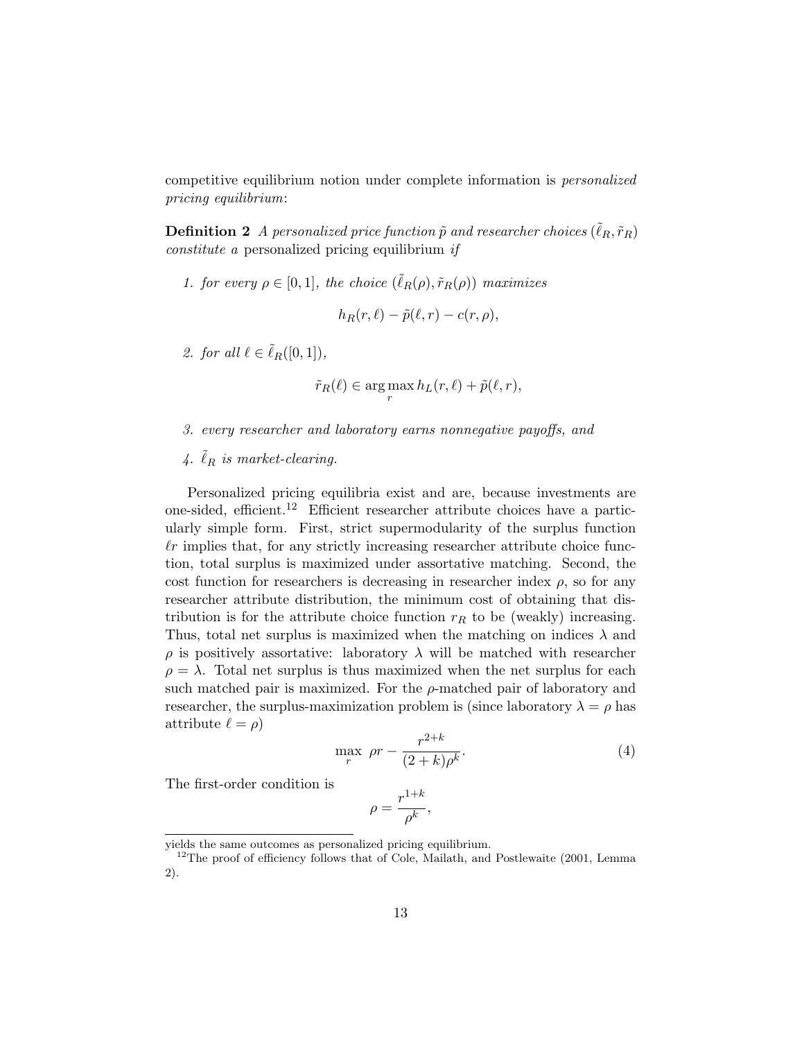competitive equilibrium notion under complete information is *personalized pricing equilibrium*:

**Definition 2** *A personalized price function $\tilde{p}$ and researcher choices $(\tilde{\ell}_R, \tilde{r}_R)$ constitute a* personalized pricing equilibrium *if*

1. *for every $\rho \in [0,1]$, the choice $(\tilde{\ell}_R(\rho), \tilde{r}_R(\rho))$ maximizes*

$$h_R(r, \ell) - \tilde{p}(\ell, r) - c(r, \rho),$$

2. *for all $\ell \in \tilde{\ell}_R([0,1])$,*

$$\tilde{r}_R(\ell) \in \arg\max_r h_L(r, \ell) + \tilde{p}(\ell, r),$$

3. *every researcher and laboratory earns nonnegative payoffs, and*

4. *$\tilde{\ell}_R$ is market-clearing.*

Personalized pricing equilibria exist and are, because investments are one-sided, efficient.[12] Efficient researcher attribute choices have a particularly simple form. First, strict supermodularity of the surplus function $\ell r$ implies that, for any strictly increasing researcher attribute choice function, total surplus is maximized under assortative matching. Second, the cost function for researchers is decreasing in researcher index $\rho$, so for any researcher attribute distribution, the minimum cost of obtaining that distribution is for the attribute choice function $r_R$ to be (weakly) increasing. Thus, total net surplus is maximized when the matching on indices $\lambda$ and $\rho$ is positively assortative: laboratory $\lambda$ will be matched with researcher $\rho = \lambda$. Total net surplus is thus maximized when the net surplus for each such matched pair is maximized. For the $\rho$-matched pair of laboratory and researcher, the surplus-maximization problem is (since laboratory $\lambda = \rho$ has attribute $\ell = \rho$)

$$\max_r \ \rho r - \frac{r^{2+k}}{(2+k)\rho^k}. \tag{4}$$

The first-order condition is

$$\rho = \frac{r^{1+k}}{\rho^k},$$

yields the same outcomes as personalized pricing equilibrium.

[12] The proof of efficiency follows that of Cole, Mailath, and Postlewaite (2001, Lemma 2).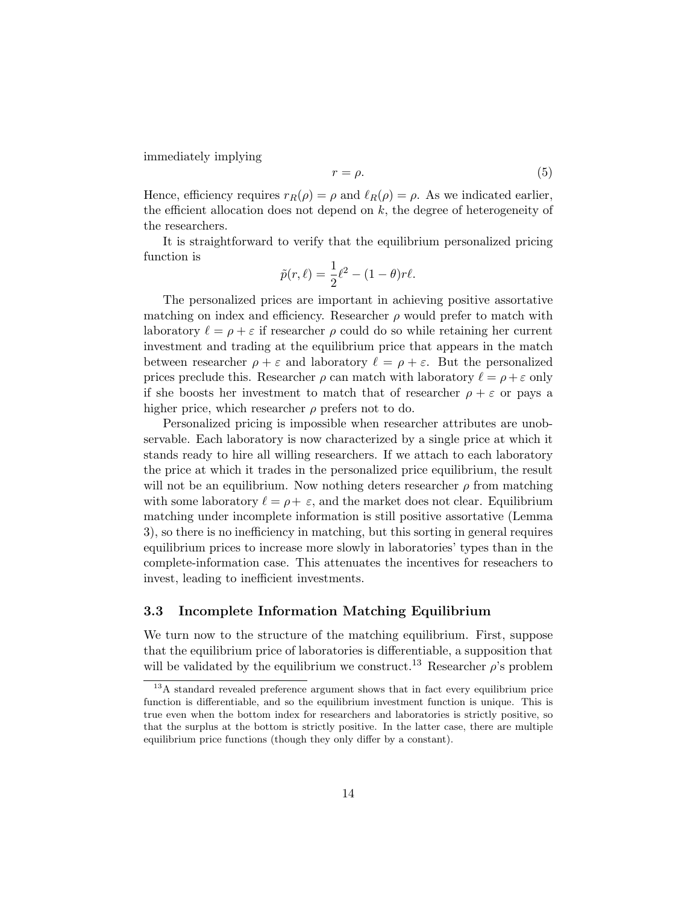immediately implying

$$r = \rho. \tag{5}$$

Hence, efficiency requires $r_R(\rho) = \rho$ and $\ell_R(\rho) = \rho$. As we indicated earlier, the efficient allocation does not depend on $k$, the degree of heterogeneity of the researchers.

It is straightforward to verify that the equilibrium personalized pricing function is

$$\tilde{p}(r, \ell) = \frac{1}{2}\ell^2 - (1-\theta)r\ell.$$

The personalized prices are important in achieving positive assortative matching on index and efficiency. Researcher $\rho$ would prefer to match with laboratory $\ell = \rho + \varepsilon$ if researcher $\rho$ could do so while retaining her current investment and trading at the equilibrium price that appears in the match between researcher $\rho + \varepsilon$ and laboratory $\ell = \rho + \varepsilon$. But the personalized prices preclude this. Researcher $\rho$ can match with laboratory $\ell = \rho + \varepsilon$ only if she boosts her investment to match that of researcher $\rho + \varepsilon$ or pays a higher price, which researcher $\rho$ prefers not to do.

Personalized pricing is impossible when researcher attributes are unobservable. Each laboratory is now characterized by a single price at which it stands ready to hire all willing researchers. If we attach to each laboratory the price at which it trades in the personalized price equilibrium, the result will not be an equilibrium. Now nothing deters researcher $\rho$ from matching with some laboratory $\ell = \rho + \varepsilon$, and the market does not clear. Equilibrium matching under incomplete information is still positive assortative (Lemma 3), so there is no inefficiency in matching, but this sorting in general requires equilibrium prices to increase more slowly in laboratories' types than in the complete-information case. This attenuates the incentives for reseachers to invest, leading to inefficient investments.

### 3.3 Incomplete Information Matching Equilibrium

We turn now to the structure of the matching equilibrium. First, suppose that the equilibrium price of laboratories is differentiable, a supposition that will be validated by the equilibrium we construct.[13] Researcher $\rho$'s problem

[13] A standard revealed preference argument shows that in fact every equilibrium price function is differentiable, and so the equilibrium investment function is unique. This is true even when the bottom index for researchers and laboratories is strictly positive, so that the surplus at the bottom is strictly positive. In the latter case, there are multiple equilibrium price functions (though they only differ by a constant).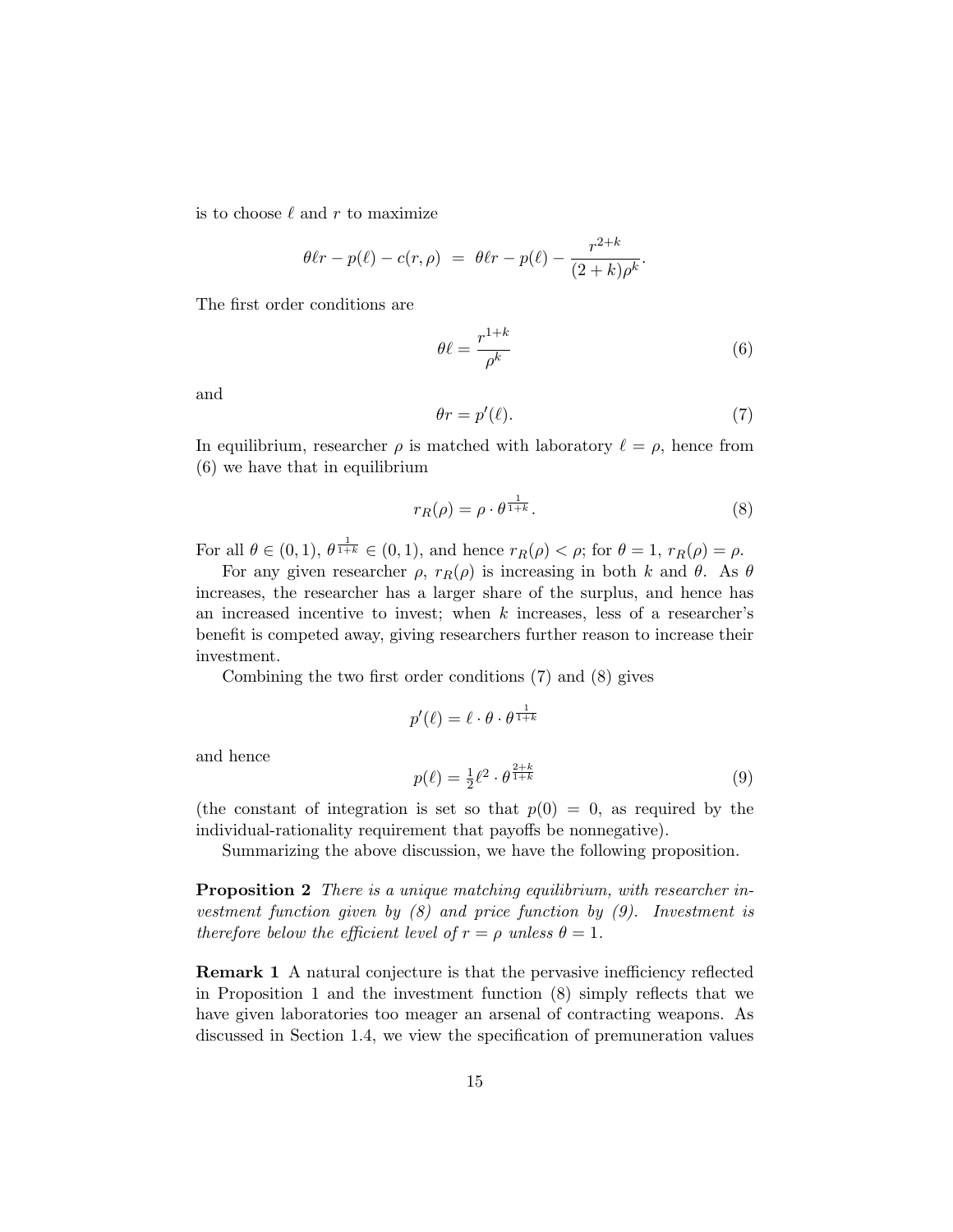is to choose $\ell$ and $r$ to maximize

$$\theta \ell r - p(\ell) - c(r, \rho) \;=\; \theta \ell r - p(\ell) - \frac{r^{2+k}}{(2+k)\rho^k}.$$

The first order conditions are

$$\theta \ell = \frac{r^{1+k}}{\rho^k} \tag{6}$$

and

$$\theta r = p'(\ell). \tag{7}$$

In equilibrium, researcher $\rho$ is matched with laboratory $\ell = \rho$, hence from (6) we have that in equilibrium

$$r_R(\rho) = \rho \cdot \theta^{\frac{1}{1+k}}. \tag{8}$$

For all $\theta \in (0,1)$, $\theta^{\frac{1}{1+k}} \in (0,1)$, and hence $r_R(\rho) < \rho$; for $\theta = 1$, $r_R(\rho) = \rho$.

For any given researcher $\rho$, $r_R(\rho)$ is increasing in both $k$ and $\theta$. As $\theta$ increases, the researcher has a larger share of the surplus, and hence has an increased incentive to invest; when $k$ increases, less of a researcher's benefit is competed away, giving researchers further reason to increase their investment.

Combining the two first order conditions (7) and (8) gives

$$p'(\ell) = \ell \cdot \theta \cdot \theta^{\frac{1}{1+k}}$$

and hence

$$p(\ell) = \tfrac{1}{2}\ell^2 \cdot \theta^{\frac{2+k}{1+k}} \tag{9}$$

(the constant of integration is set so that $p(0) = 0$, as required by the individual-rationality requirement that payoffs be nonnegative).

Summarizing the above discussion, we have the following proposition.

**Proposition 2** *There is a unique matching equilibrium, with researcher investment function given by (8) and price function by (9). Investment is therefore below the efficient level of $r = \rho$ unless $\theta = 1$.*

**Remark 1** A natural conjecture is that the pervasive inefficiency reflected in Proposition 1 and the investment function (8) simply reflects that we have given laboratories too meager an arsenal of contracting weapons. As discussed in Section 1.4, we view the specification of premuneration values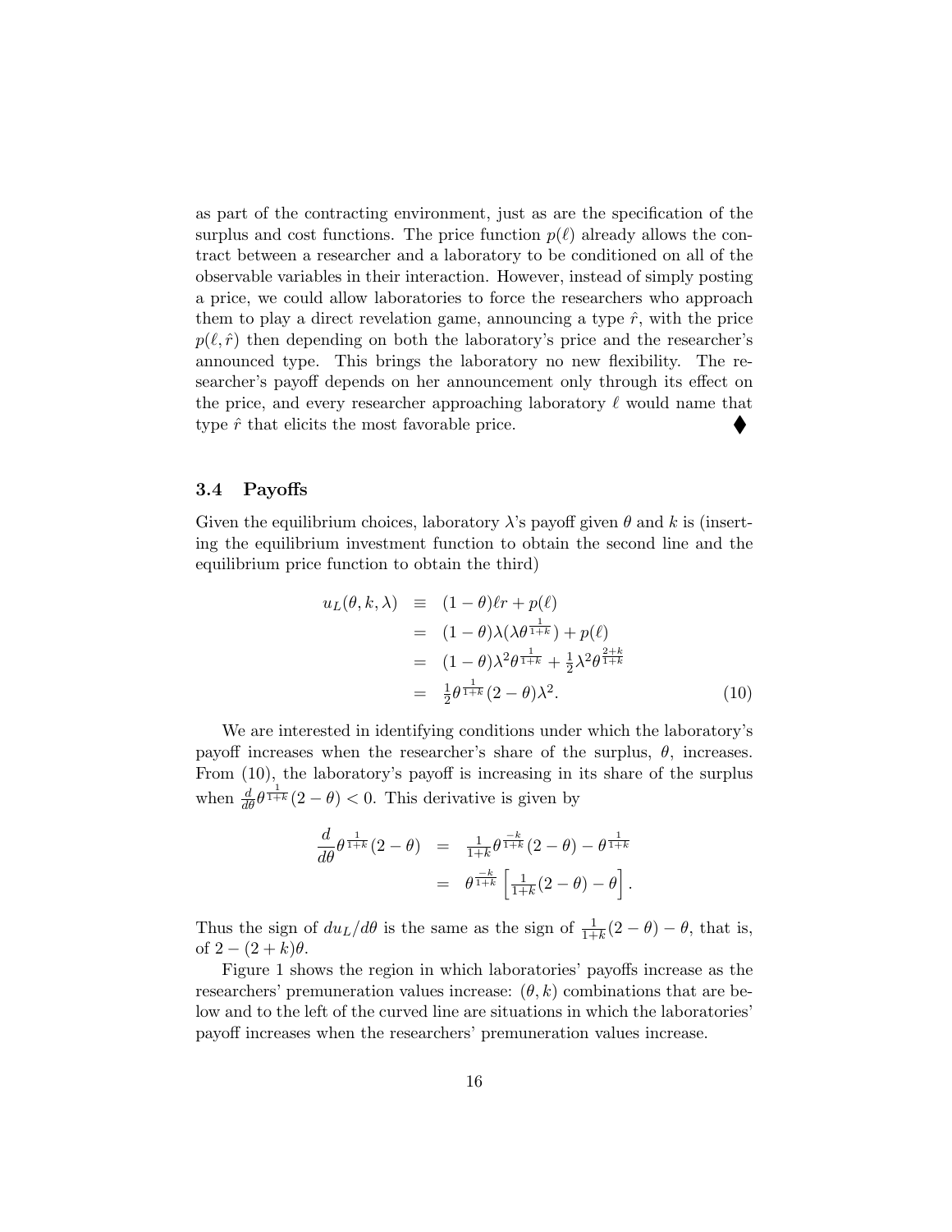as part of the contracting environment, just as are the specification of the surplus and cost functions. The price function $p(\ell)$ already allows the contract between a researcher and a laboratory to be conditioned on all of the observable variables in their interaction. However, instead of simply posting a price, we could allow laboratories to force the researchers who approach them to play a direct revelation game, announcing a type $\hat{r}$, with the price $p(\ell, \hat{r})$ then depending on both the laboratory's price and the researcher's announced type. This brings the laboratory no new flexibility. The researcher's payoff depends on her announcement only through its effect on the price, and every researcher approaching laboratory $\ell$ would name that type $\hat{r}$ that elicits the most favorable price. ◆

### 3.4 Payoffs

Given the equilibrium choices, laboratory $\lambda$'s payoff given $\theta$ and $k$ is (inserting the equilibrium investment function to obtain the second line and the equilibrium price function to obtain the third)

$$
\begin{aligned}
u_L(\theta, k, \lambda) &\equiv (1-\theta)\ell r + p(\ell) \\
&= (1-\theta)\lambda(\lambda\theta^{\frac{1}{1+k}}) + p(\ell) \\
&= (1-\theta)\lambda^2\theta^{\frac{1}{1+k}} + \tfrac{1}{2}\lambda^2\theta^{\frac{2+k}{1+k}} \\
&= \tfrac{1}{2}\theta^{\frac{1}{1+k}}(2-\theta)\lambda^2. \qquad (10)
\end{aligned}
$$

We are interested in identifying conditions under which the laboratory's payoff increases when the researcher's share of the surplus, $\theta$, increases. From (10), the laboratory's payoff is increasing in its share of the surplus when $\frac{d}{d\theta}\theta^{\frac{1}{1+k}}(2-\theta) < 0$. This derivative is given by

$$
\begin{aligned}
\frac{d}{d\theta}\theta^{\frac{1}{1+k}}(2-\theta) &= \tfrac{1}{1+k}\theta^{\frac{-k}{1+k}}(2-\theta) - \theta^{\frac{1}{1+k}} \\
&= \theta^{\frac{-k}{1+k}}\left[\tfrac{1}{1+k}(2-\theta) - \theta\right].
\end{aligned}
$$

Thus the sign of $du_L/d\theta$ is the same as the sign of $\frac{1}{1+k}(2-\theta) - \theta$, that is, of $2 - (2+k)\theta$.

Figure 1 shows the region in which laboratories' payoffs increase as the researchers' premuneration values increase: $(\theta, k)$ combinations that are below and to the left of the curved line are situations in which the laboratories' payoff increases when the researchers' premuneration values increase.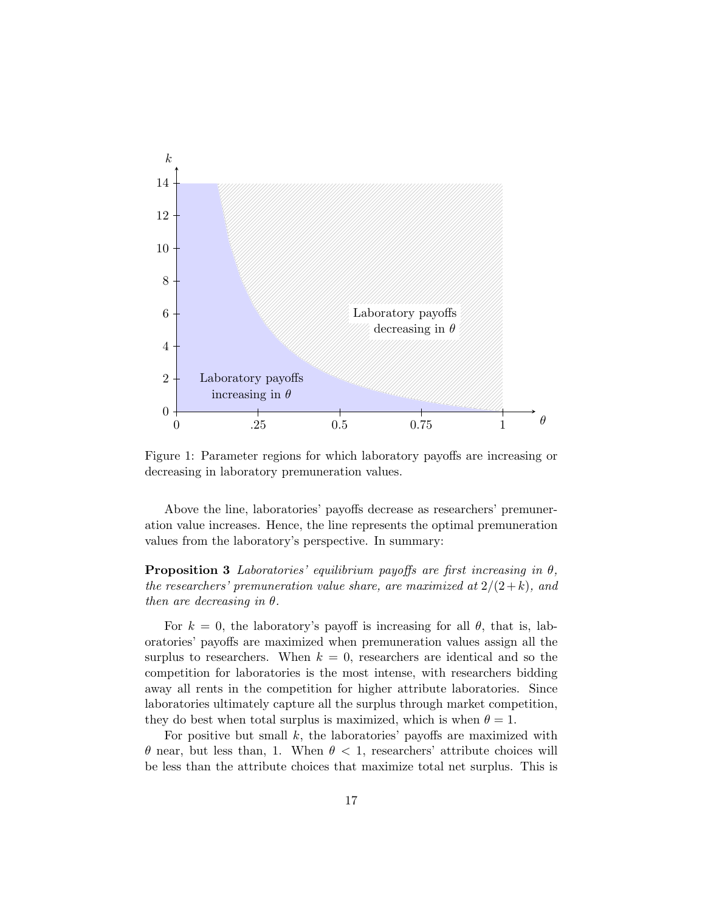Figure 1: Parameter regions for which laboratory payoffs are increasing or decreasing in laboratory premuneration values.

Above the line, laboratories' payoffs decrease as researchers' premuneration value increases. Hence, the line represents the optimal premuneration values from the laboratory's perspective. In summary:

**Proposition 3** *Laboratories' equilibrium payoffs are first increasing in $\theta$, the researchers' premuneration value share, are maximized at $2/(2+k)$, and then are decreasing in $\theta$.*

For $k = 0$, the laboratory's payoff is increasing for all $\theta$, that is, laboratories' payoffs are maximized when premuneration values assign all the surplus to researchers. When $k = 0$, researchers are identical and so the competition for laboratories is the most intense, with researchers bidding away all rents in the competition for higher attribute laboratories. Since laboratories ultimately capture all the surplus through market competition, they do best when total surplus is maximized, which is when $\theta = 1$.

For positive but small $k$, the laboratories' payoffs are maximized with $\theta$ near, but less than, 1. When $\theta < 1$, researchers' attribute choices will be less than the attribute choices that maximize total net surplus. This is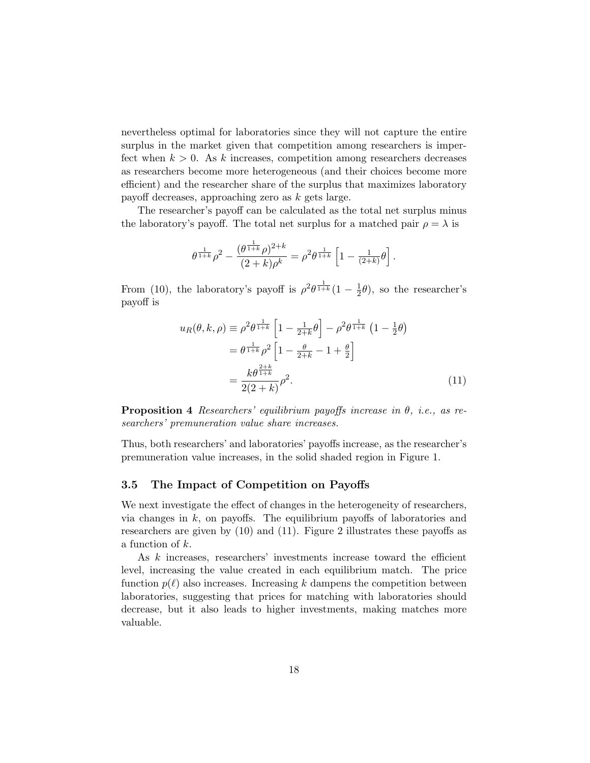nevertheless optimal for laboratories since they will not capture the entire surplus in the market given that competition among researchers is imperfect when $k > 0$. As $k$ increases, competition among researchers decreases as researchers become more heterogeneous (and their choices become more efficient) and the researcher share of the surplus that maximizes laboratory payoff decreases, approaching zero as $k$ gets large.

The researcher's payoff can be calculated as the total net surplus minus the laboratory's payoff. The total net surplus for a matched pair $\rho = \lambda$ is

$$\theta^{\frac{1}{1+k}}\rho^2 - \frac{(\theta^{\frac{1}{1+k}}\rho)^{2+k}}{(2+k)\rho^k} = \rho^2\theta^{\frac{1}{1+k}}\left[1 - \tfrac{1}{(2+k)}\theta\right].$$

From (10), the laboratory's payoff is $\rho^2\theta^{\frac{1}{1+k}}(1 - \frac{1}{2}\theta)$, so the researcher's payoff is

$$\begin{aligned} u_R(\theta, k, \rho) &\equiv \rho^2\theta^{\frac{1}{1+k}}\left[1 - \tfrac{1}{2+k}\theta\right] - \rho^2\theta^{\frac{1}{1+k}}\left(1 - \tfrac{1}{2}\theta\right) \\ &= \theta^{\frac{1}{1+k}}\rho^2\left[1 - \tfrac{\theta}{2+k} - 1 + \tfrac{\theta}{2}\right] \\ &= \frac{k\theta^{\frac{2+k}{1+k}}}{2(2+k)}\rho^2. \end{aligned} \tag{11}$$

**Proposition 4** *Researchers' equilibrium payoffs increase in $\theta$, i.e., as researchers' premuneration value share increases.*

Thus, both researchers' and laboratories' payoffs increase, as the researcher's premuneration value increases, in the solid shaded region in Figure 1.

### 3.5 The Impact of Competition on Payoffs

We next investigate the effect of changes in the heterogeneity of researchers, via changes in $k$, on payoffs. The equilibrium payoffs of laboratories and researchers are given by (10) and (11). Figure 2 illustrates these payoffs as a function of $k$.

As $k$ increases, researchers' investments increase toward the efficient level, increasing the value created in each equilibrium match. The price function $p(\ell)$ also increases. Increasing $k$ dampens the competition between laboratories, suggesting that prices for matching with laboratories should decrease, but it also leads to higher investments, making matches more valuable.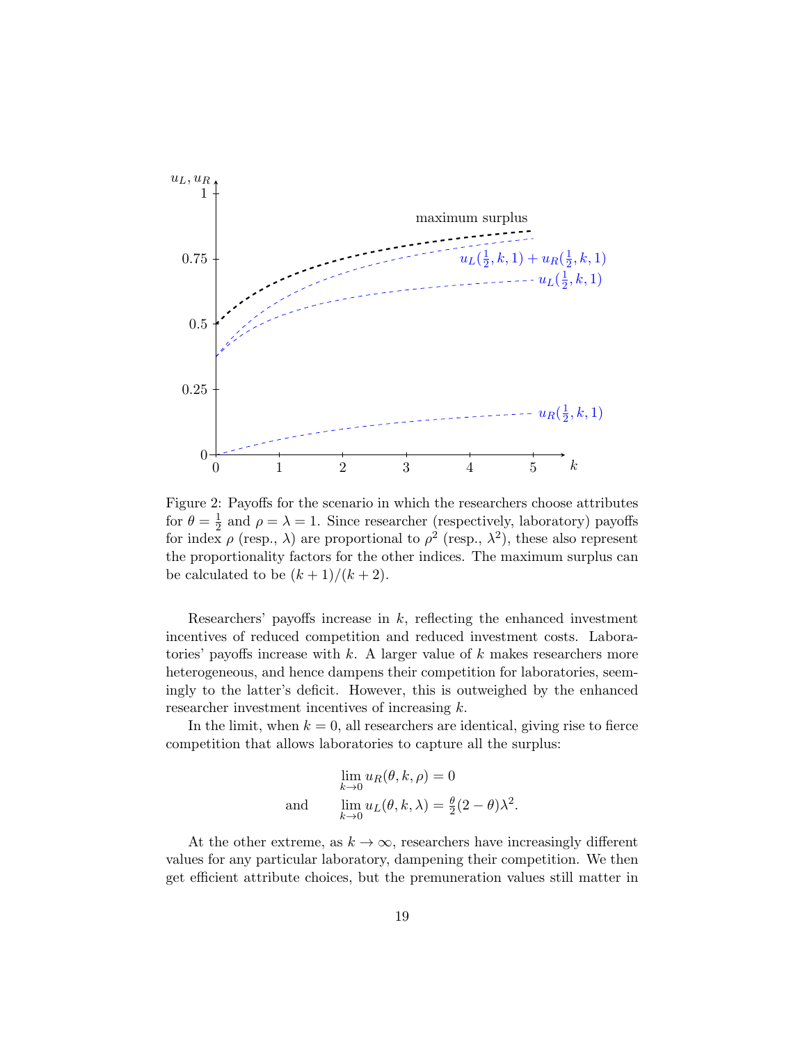Figure 2: Payoffs for the scenario in which the researchers choose attributes for $\theta = \frac{1}{2}$ and $\rho = \lambda = 1$. Since researcher (respectively, laboratory) payoffs for index $\rho$ (resp., $\lambda$) are proportional to $\rho^2$ (resp., $\lambda^2$), these also represent the proportionality factors for the other indices. The maximum surplus can be calculated to be $(k+1)/(k+2)$.

Researchers' payoffs increase in $k$, reflecting the enhanced investment incentives of reduced competition and reduced investment costs. Laboratories' payoffs increase with $k$. A larger value of $k$ makes researchers more heterogeneous, and hence dampens their competition for laboratories, seemingly to the latter's deficit. However, this is outweighed by the enhanced researcher investment incentives of increasing $k$.

In the limit, when $k = 0$, all researchers are identical, giving rise to fierce competition that allows laboratories to capture all the surplus:

$$
\begin{aligned}
&\lim_{k \to 0} u_R(\theta, k, \rho) = 0 \\
\text{and} \qquad &\lim_{k \to 0} u_L(\theta, k, \lambda) = \tfrac{\theta}{2}(2 - \theta)\lambda^2.
\end{aligned}
$$

At the other extreme, as $k \to \infty$, researchers have increasingly different values for any particular laboratory, dampening their competition. We then get efficient attribute choices, but the premuneration values still matter in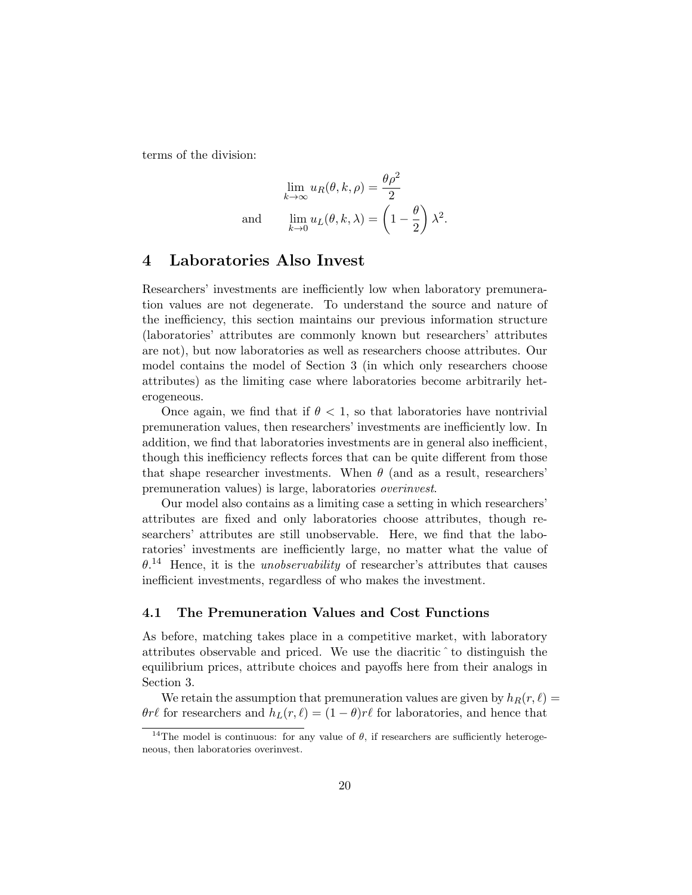terms of the division:

$$
\lim_{k \to \infty} u_R(\theta, k, \rho) = \frac{\theta \rho^2}{2}
$$

$$
\text{and} \qquad \lim_{k \to 0} u_L(\theta, k, \lambda) = \left(1 - \frac{\theta}{2}\right) \lambda^2.
$$

## 4 Laboratories Also Invest

Researchers' investments are inefficiently low when laboratory premuneration values are not degenerate. To understand the source and nature of the inefficiency, this section maintains our previous information structure (laboratories' attributes are commonly known but researchers' attributes are not), but now laboratories as well as researchers choose attributes. Our model contains the model of Section 3 (in which only researchers choose attributes) as the limiting case where laboratories become arbitrarily heterogeneous.

Once again, we find that if $\theta < 1$, so that laboratories have nontrivial premuneration values, then researchers' investments are inefficiently low. In addition, we find that laboratories investments are in general also inefficient, though this inefficiency reflects forces that can be quite different from those that shape researcher investments. When $\theta$ (and as a result, researchers' premuneration values) is large, laboratories *overinvest*.

Our model also contains as a limiting case a setting in which researchers' attributes are fixed and only laboratories choose attributes, though researchers' attributes are still unobservable. Here, we find that the laboratories' investments are inefficiently large, no matter what the value of $\theta$.[14] Hence, it is the *unobservability* of researcher's attributes that causes inefficient investments, regardless of who makes the investment.

### 4.1 The Premuneration Values and Cost Functions

As before, matching takes place in a competitive market, with laboratory attributes observable and priced. We use the diacritic ˆ to distinguish the equilibrium prices, attribute choices and payoffs here from their analogs in Section 3.

We retain the assumption that premuneration values are given by $h_R(r, \ell) = \theta r \ell$ for researchers and $h_L(r, \ell) = (1 - \theta) r \ell$ for laboratories, and hence that

[14] The model is continuous: for any value of $\theta$, if researchers are sufficiently heterogeneous, then laboratories overinvest.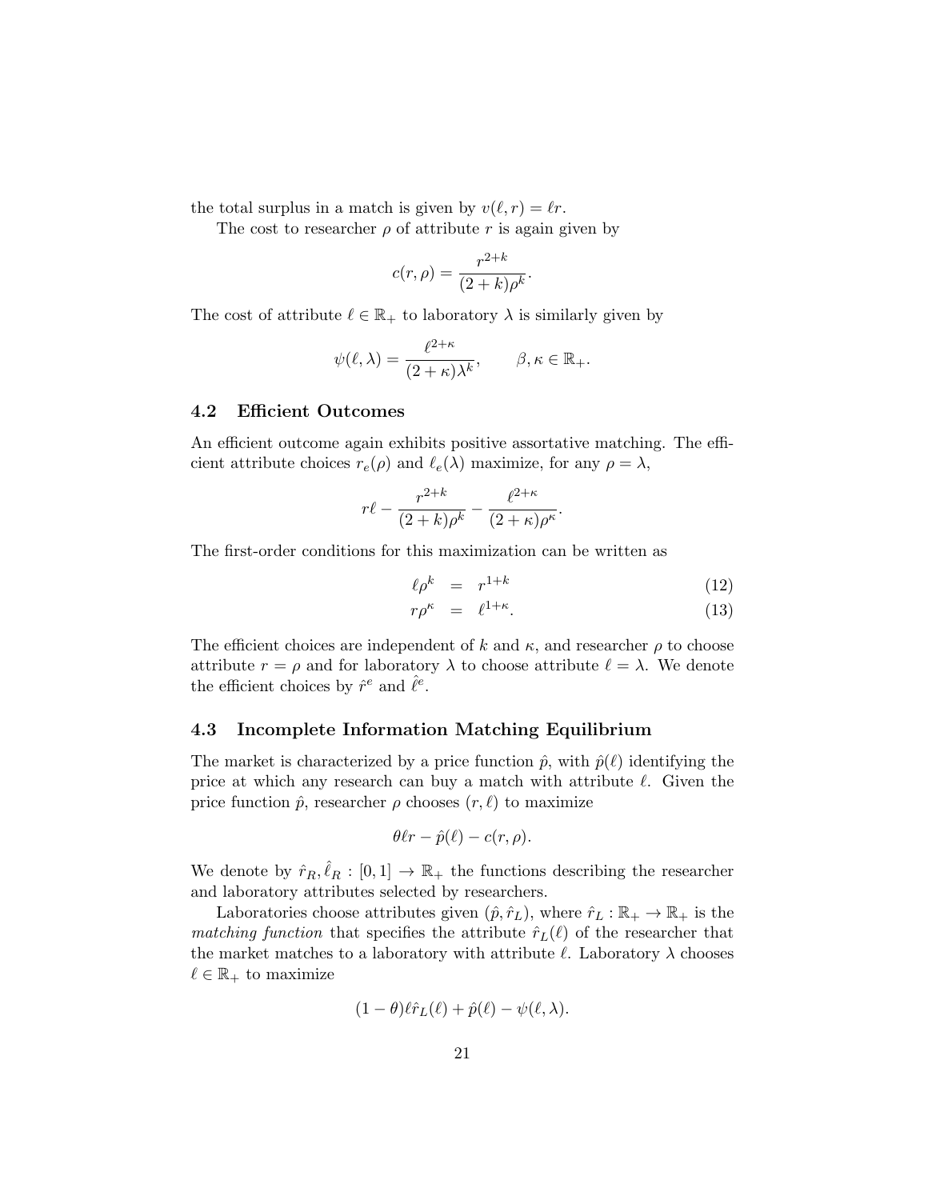the total surplus in a match is given by $v(\ell, r) = \ell r$.

The cost to researcher $\rho$ of attribute $r$ is again given by

$$c(r, \rho) = \frac{r^{2+k}}{(2+k)\rho^k}.$$

The cost of attribute $\ell \in \mathbb{R}_+$ to laboratory $\lambda$ is similarly given by

$$\psi(\ell, \lambda) = \frac{\ell^{2+\kappa}}{(2+\kappa)\lambda^k}, \qquad \beta, \kappa \in \mathbb{R}_+.$$

## 4.2 Efficient Outcomes

An efficient outcome again exhibits positive assortative matching. The efficient attribute choices $r_e(\rho)$ and $\ell_e(\lambda)$ maximize, for any $\rho = \lambda$,

$$r\ell - \frac{r^{2+k}}{(2+k)\rho^k} - \frac{\ell^{2+\kappa}}{(2+\kappa)\rho^\kappa}.$$

The first-order conditions for this maximization can be written as

$$\ell \rho^k = r^{1+k} \tag{12}$$

$$r \rho^\kappa = \ell^{1+\kappa}. \tag{13}$$

The efficient choices are independent of $k$ and $\kappa$, and researcher $\rho$ to choose attribute $r = \rho$ and for laboratory $\lambda$ to choose attribute $\ell = \lambda$. We denote the efficient choices by $\hat{r}^e$ and $\hat{\ell}^e$.

## 4.3 Incomplete Information Matching Equilibrium

The market is characterized by a price function $\hat{p}$, with $\hat{p}(\ell)$ identifying the price at which any research can buy a match with attribute $\ell$. Given the price function $\hat{p}$, researcher $\rho$ chooses $(r, \ell)$ to maximize

$$\theta \ell r - \hat{p}(\ell) - c(r, \rho).$$

We denote by $\hat{r}_R, \hat{\ell}_R : [0,1] \to \mathbb{R}_+$ the functions describing the researcher and laboratory attributes selected by researchers.

Laboratories choose attributes given $(\hat{p}, \hat{r}_L)$, where $\hat{r}_L : \mathbb{R}_+ \to \mathbb{R}_+$ is the *matching function* that specifies the attribute $\hat{r}_L(\ell)$ of the researcher that the market matches to a laboratory with attribute $\ell$. Laboratory $\lambda$ chooses $\ell \in \mathbb{R}_+$ to maximize

$$(1-\theta)\ell \hat{r}_L(\ell) + \hat{p}(\ell) - \psi(\ell, \lambda).$$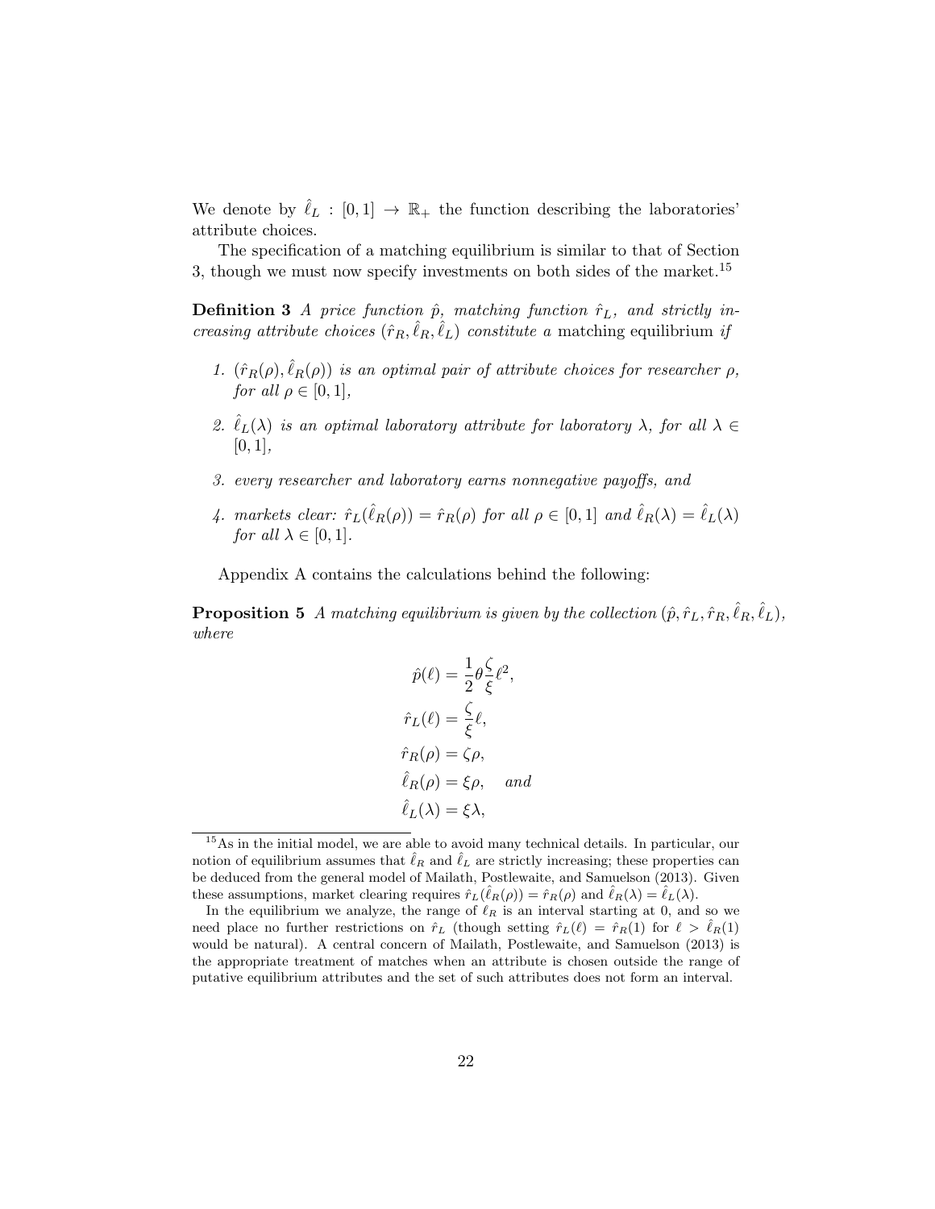We denote by $\hat{\ell}_L : [0,1] \to \mathbb{R}_+$ the function describing the laboratories' attribute choices.

The specification of a matching equilibrium is similar to that of Section 3, though we must now specify investments on both sides of the market.[15]

**Definition 3** *A price function $\hat{p}$, matching function $\hat{r}_L$, and strictly increasing attribute choices $(\hat{r}_R, \hat{\ell}_R, \hat{\ell}_L)$ constitute a* matching equilibrium *if*

1. *$(\hat{r}_R(\rho), \hat{\ell}_R(\rho))$ is an optimal pair of attribute choices for researcher $\rho$, for all $\rho \in [0,1]$,*
2. *$\hat{\ell}_L(\lambda)$ is an optimal laboratory attribute for laboratory $\lambda$, for all $\lambda \in [0,1]$,*
3. *every researcher and laboratory earns nonnegative payoffs, and*
4. *markets clear: $\hat{r}_L(\hat{\ell}_R(\rho)) = \hat{r}_R(\rho)$ for all $\rho \in [0,1]$ and $\hat{\ell}_R(\lambda) = \hat{\ell}_L(\lambda)$ for all $\lambda \in [0,1]$.*

Appendix A contains the calculations behind the following:

**Proposition 5** *A matching equilibrium is given by the collection $(\hat{p}, \hat{r}_L, \hat{r}_R, \hat{\ell}_R, \hat{\ell}_L)$, where*

$$
\begin{aligned}
\hat{p}(\ell) &= \frac{1}{2}\theta\frac{\zeta}{\xi}\ell^2, \\
\hat{r}_L(\ell) &= \frac{\zeta}{\xi}\ell, \\
\hat{r}_R(\rho) &= \zeta\rho, \\
\hat{\ell}_R(\rho) &= \xi\rho, \quad \textit{and} \\
\hat{\ell}_L(\lambda) &= \xi\lambda,
\end{aligned}
$$

[15] As in the initial model, we are able to avoid many technical details. In particular, our notion of equilibrium assumes that $\hat{\ell}_R$ and $\hat{\ell}_L$ are strictly increasing; these properties can be deduced from the general model of Mailath, Postlewaite, and Samuelson (2013). Given these assumptions, market clearing requires $\hat{r}_L(\hat{\ell}_R(\rho)) = \hat{r}_R(\rho)$ and $\hat{\ell}_R(\lambda) = \hat{\ell}_L(\lambda)$.

In the equilibrium we analyze, the range of $\ell_R$ is an interval starting at 0, and so we need place no further restrictions on $\hat{r}_L$ (though setting $\hat{r}_L(\ell) = \hat{r}_R(1)$ for $\ell > \hat{\ell}_R(1)$ would be natural). A central concern of Mailath, Postlewaite, and Samuelson (2013) is the appropriate treatment of matches when an attribute is chosen outside the range of putative equilibrium attributes and the set of such attributes does not form an interval.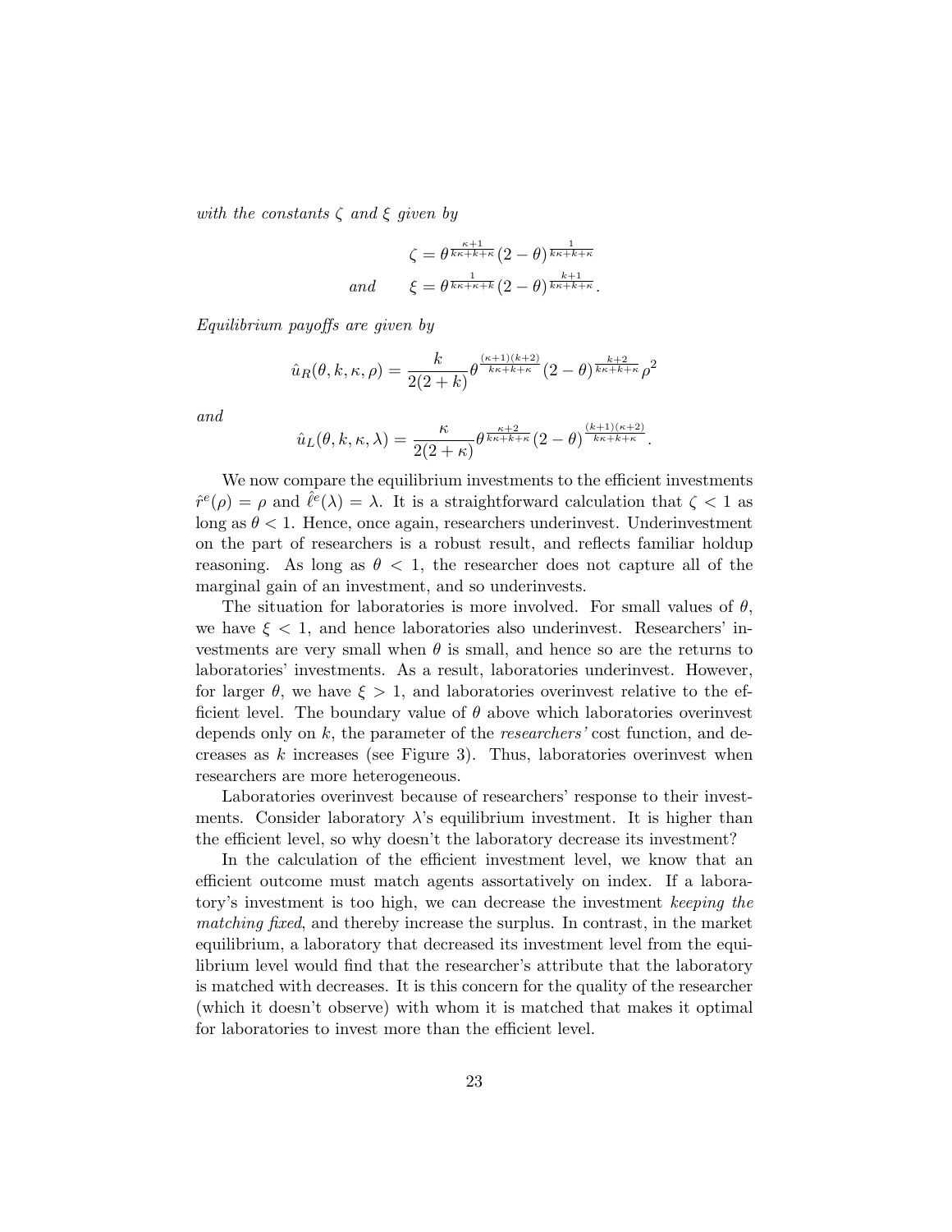*with the constants $\zeta$ and $\xi$ given by*

$$\zeta = \theta^{\frac{\kappa+1}{k\kappa+k+\kappa}}(2-\theta)^{\frac{1}{k\kappa+k+\kappa}}$$

$$\text{and} \qquad \xi = \theta^{\frac{1}{k\kappa+\kappa+k}}(2-\theta)^{\frac{k+1}{k\kappa+k+\kappa}}.$$

*Equilibrium payoffs are given by*

$$\hat{u}_R(\theta, k, \kappa, \rho) = \frac{k}{2(2+k)}\theta^{\frac{(\kappa+1)(k+2)}{k\kappa+k+\kappa}}(2-\theta)^{\frac{k+2}{k\kappa+k+\kappa}}\rho^2$$

*and*

$$\hat{u}_L(\theta, k, \kappa, \lambda) = \frac{\kappa}{2(2+\kappa)}\theta^{\frac{\kappa+2}{k\kappa+k+\kappa}}(2-\theta)^{\frac{(k+1)(\kappa+2)}{k\kappa+k+\kappa}}.$$

We now compare the equilibrium investments to the efficient investments $\hat{r}^e(\rho) = \rho$ and $\hat{\ell}^e(\lambda) = \lambda$. It is a straightforward calculation that $\zeta < 1$ as long as $\theta < 1$. Hence, once again, researchers underinvest. Underinvestment on the part of researchers is a robust result, and reflects familiar holdup reasoning. As long as $\theta < 1$, the researcher does not capture all of the marginal gain of an investment, and so underinvests.

The situation for laboratories is more involved. For small values of $\theta$, we have $\xi < 1$, and hence laboratories also underinvest. Researchers' investments are very small when $\theta$ is small, and hence so are the returns to laboratories' investments. As a result, laboratories underinvest. However, for larger $\theta$, we have $\xi > 1$, and laboratories overinvest relative to the efficient level. The boundary value of $\theta$ above which laboratories overinvest depends only on $k$, the parameter of the *researchers'* cost function, and decreases as $k$ increases (see Figure 3). Thus, laboratories overinvest when researchers are more heterogeneous.

Laboratories overinvest because of researchers' response to their investments. Consider laboratory $\lambda$'s equilibrium investment. It is higher than the efficient level, so why doesn't the laboratory decrease its investment?

In the calculation of the efficient investment level, we know that an efficient outcome must match agents assortatively on index. If a laboratory's investment is too high, we can decrease the investment *keeping the matching fixed*, and thereby increase the surplus. In contrast, in the market equilibrium, a laboratory that decreased its investment level from the equilibrium level would find that the researcher's attribute that the laboratory is matched with decreases. It is this concern for the quality of the researcher (which it doesn't observe) with whom it is matched that makes it optimal for laboratories to invest more than the efficient level.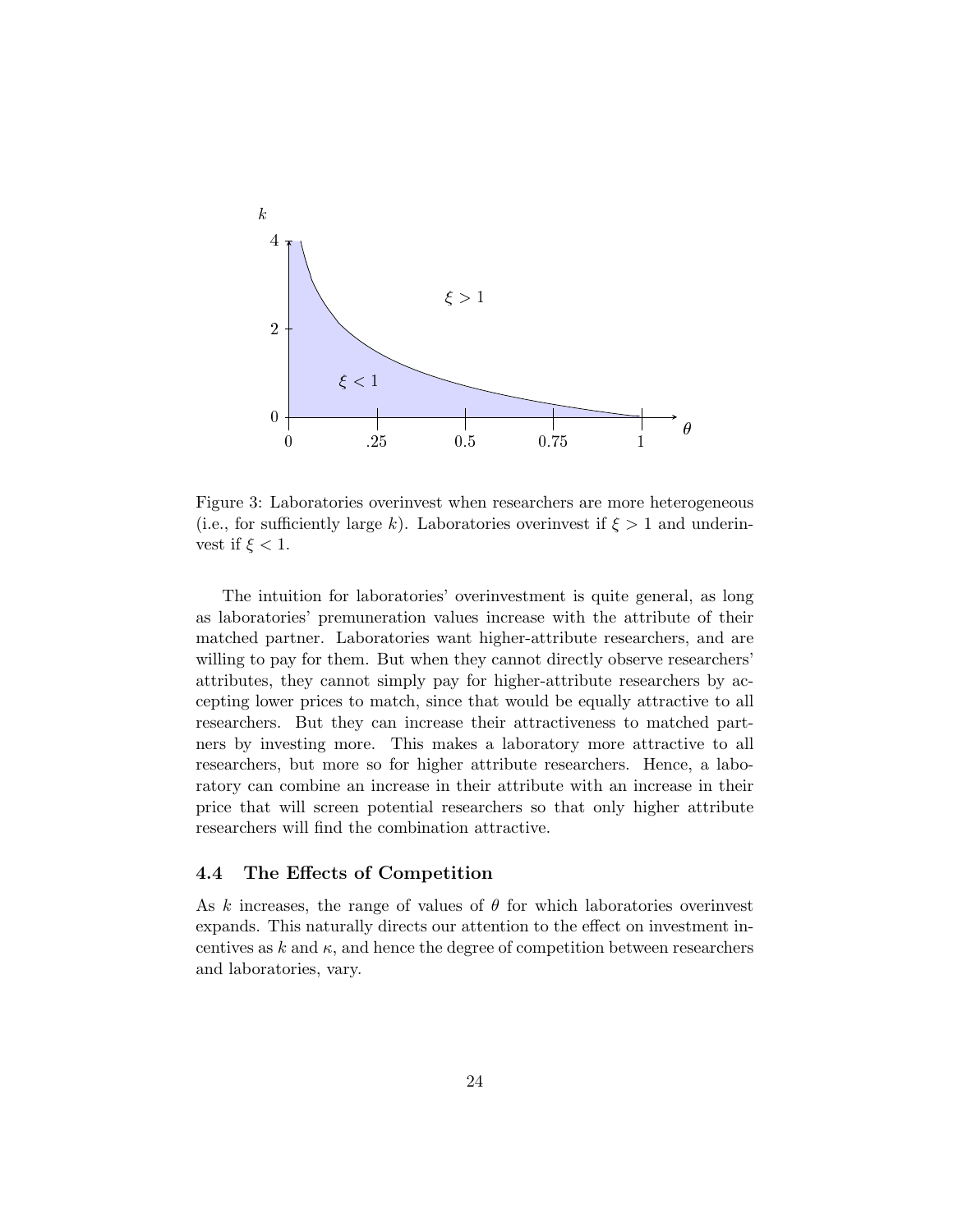Figure 3: Laboratories overinvest when researchers are more heterogeneous (i.e., for sufficiently large $k$). Laboratories overinvest if $\xi > 1$ and underinvest if $\xi < 1$.

The intuition for laboratories' overinvestment is quite general, as long as laboratories' premuneration values increase with the attribute of their matched partner. Laboratories want higher-attribute researchers, and are willing to pay for them. But when they cannot directly observe researchers' attributes, they cannot simply pay for higher-attribute researchers by accepting lower prices to match, since that would be equally attractive to all researchers. But they can increase their attractiveness to matched partners by investing more. This makes a laboratory more attractive to all researchers, but more so for higher attribute researchers. Hence, a laboratory can combine an increase in their attribute with an increase in their price that will screen potential researchers so that only higher attribute researchers will find the combination attractive.

### 4.4 The Effects of Competition

As $k$ increases, the range of values of $\theta$ for which laboratories overinvest expands. This naturally directs our attention to the effect on investment incentives as $k$ and $\kappa$, and hence the degree of competition between researchers and laboratories, vary.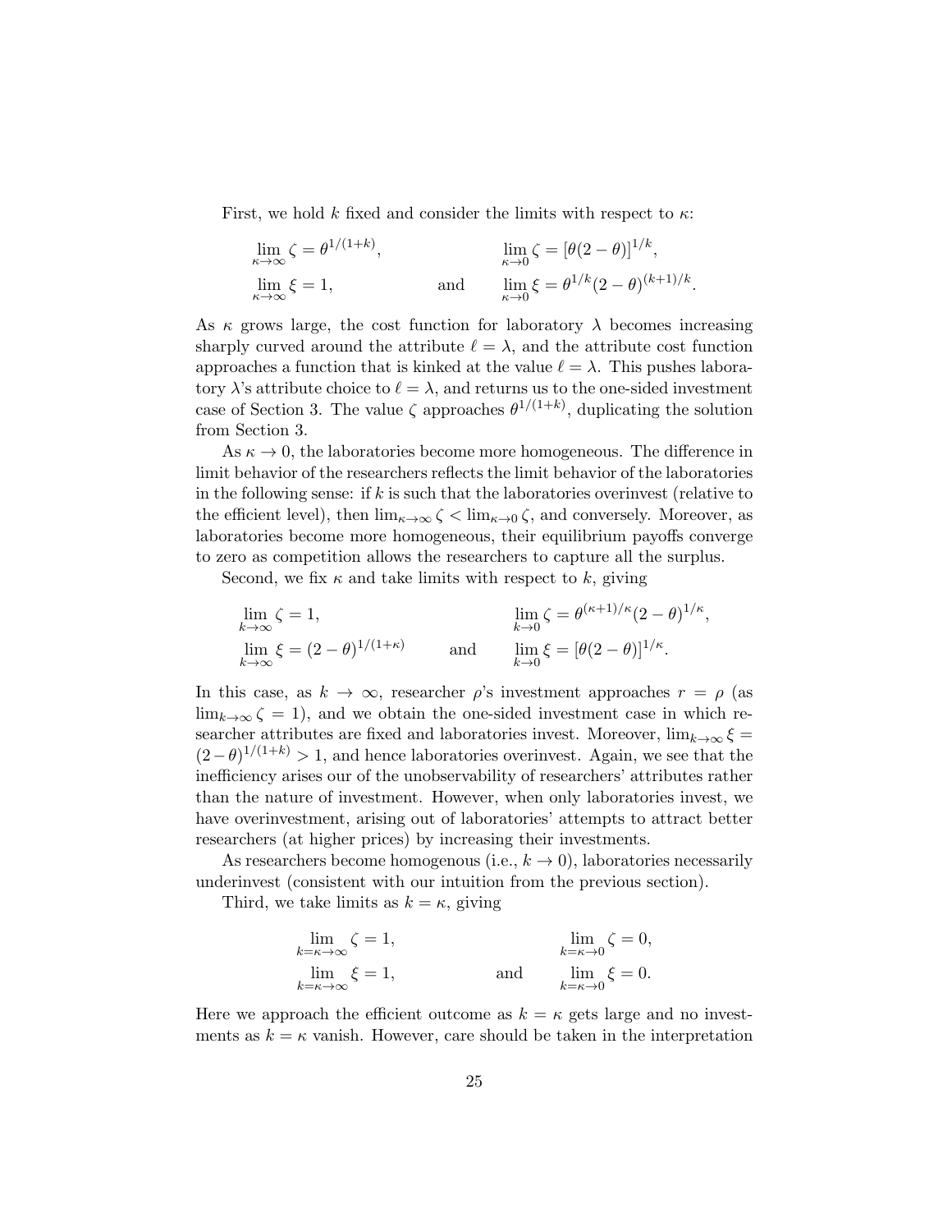First, we hold $k$ fixed and consider the limits with respect to $\kappa$:

$$\lim_{\kappa\to\infty} \zeta = \theta^{1/(1+k)}, \qquad \lim_{\kappa\to 0} \zeta = [\theta(2-\theta)]^{1/k},$$
$$\lim_{\kappa\to\infty} \xi = 1, \qquad \text{and} \qquad \lim_{\kappa\to 0} \xi = \theta^{1/k}(2-\theta)^{(k+1)/k}.$$

As $\kappa$ grows large, the cost function for laboratory $\lambda$ becomes increasing sharply curved around the attribute $\ell = \lambda$, and the attribute cost function approaches a function that is kinked at the value $\ell = \lambda$. This pushes laboratory $\lambda$'s attribute choice to $\ell = \lambda$, and returns us to the one-sided investment case of Section 3. The value $\zeta$ approaches $\theta^{1/(1+k)}$, duplicating the solution from Section 3.

As $\kappa \to 0$, the laboratories become more homogeneous. The difference in limit behavior of the researchers reflects the limit behavior of the laboratories in the following sense: if $k$ is such that the laboratories overinvest (relative to the efficient level), then $\lim_{\kappa\to\infty} \zeta < \lim_{\kappa\to 0} \zeta$, and conversely. Moreover, as laboratories become more homogeneous, their equilibrium payoffs converge to zero as competition allows the researchers to capture all the surplus.

Second, we fix $\kappa$ and take limits with respect to $k$, giving

$$\lim_{k\to\infty} \zeta = 1, \qquad \lim_{k\to 0} \zeta = \theta^{(\kappa+1)/\kappa}(2-\theta)^{1/\kappa},$$
$$\lim_{k\to\infty} \xi = (2-\theta)^{1/(1+\kappa)} \qquad \text{and} \qquad \lim_{k\to 0} \xi = [\theta(2-\theta)]^{1/\kappa}.$$

In this case, as $k \to \infty$, researcher $\rho$'s investment approaches $r = \rho$ (as $\lim_{k\to\infty} \zeta = 1$), and we obtain the one-sided investment case in which researcher attributes are fixed and laboratories invest. Moreover, $\lim_{k\to\infty} \xi = (2-\theta)^{1/(1+k)} > 1$, and hence laboratories overinvest. Again, we see that the inefficiency arises our of the unobservability of researchers' attributes rather than the nature of investment. However, when only laboratories invest, we have overinvestment, arising out of laboratories' attempts to attract better researchers (at higher prices) by increasing their investments.

As researchers become homogenous (i.e., $k \to 0$), laboratories necessarily underinvest (consistent with our intuition from the previous section).

Third, we take limits as $k = \kappa$, giving

$$\lim_{k=\kappa\to\infty} \zeta = 1, \qquad \lim_{k=\kappa\to 0} \zeta = 0,$$
$$\lim_{k=\kappa\to\infty} \xi = 1, \qquad \text{and} \qquad \lim_{k=\kappa\to 0} \xi = 0.$$

Here we approach the efficient outcome as $k = \kappa$ gets large and no investments as $k = \kappa$ vanish. However, care should be taken in the interpretation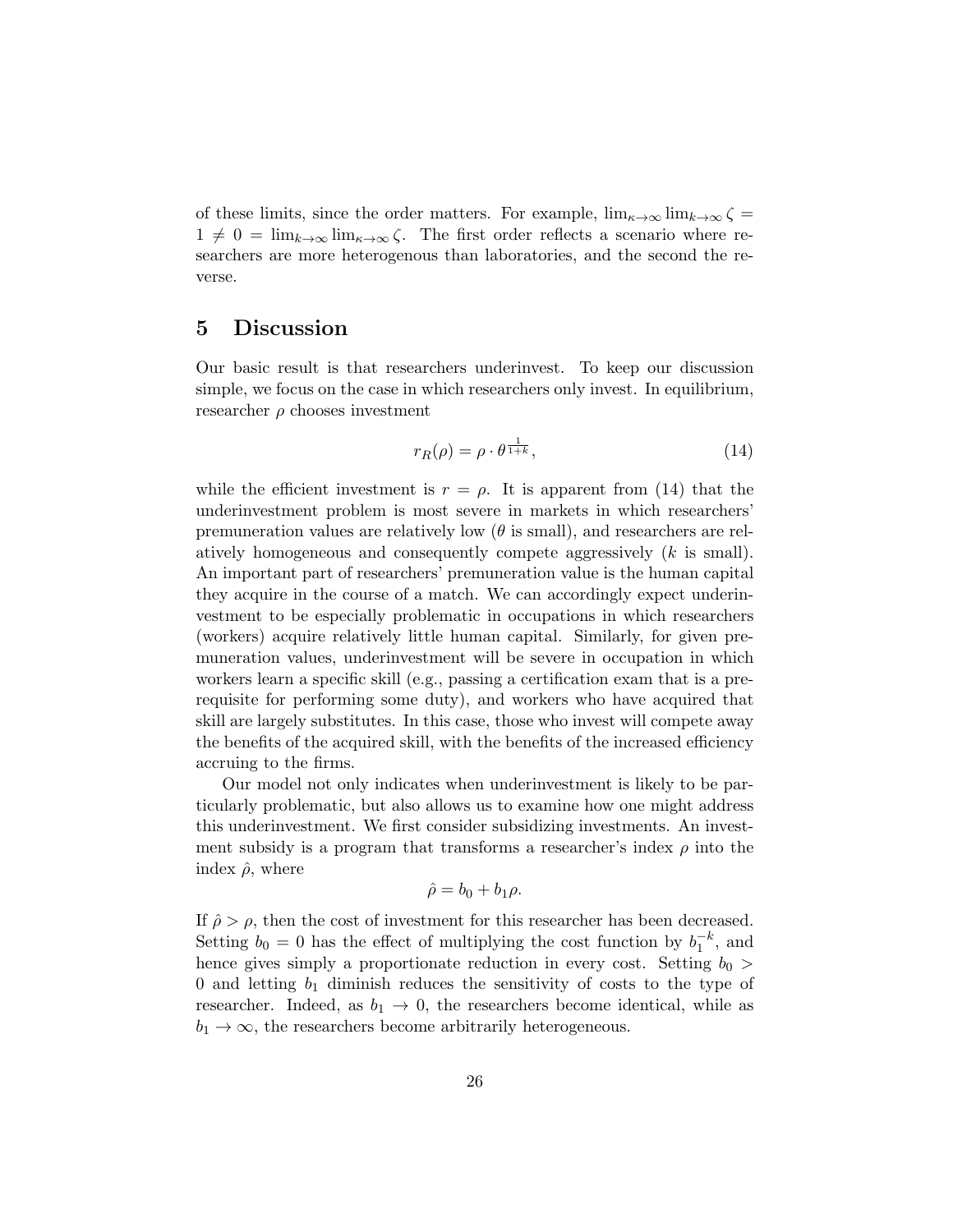of these limits, since the order matters. For example, $\lim_{\kappa\to\infty}\lim_{k\to\infty}\zeta = 1 \neq 0 = \lim_{k\to\infty}\lim_{\kappa\to\infty}\zeta$. The first order reflects a scenario where researchers are more heterogenous than laboratories, and the second the reverse.

## 5 Discussion

Our basic result is that researchers underinvest. To keep our discussion simple, we focus on the case in which researchers only invest. In equilibrium, researcher $\rho$ chooses investment

$$r_R(\rho) = \rho \cdot \theta^{\frac{1}{1+k}}, \tag{14}$$

while the efficient investment is $r = \rho$. It is apparent from (14) that the underinvestment problem is most severe in markets in which researchers' premuneration values are relatively low ($\theta$ is small), and researchers are relatively homogeneous and consequently compete aggressively ($k$ is small). An important part of researchers' premuneration value is the human capital they acquire in the course of a match. We can accordingly expect underinvestment to be especially problematic in occupations in which researchers (workers) acquire relatively little human capital. Similarly, for given premuneration values, underinvestment will be severe in occupation in which workers learn a specific skill (e.g., passing a certification exam that is a prerequisite for performing some duty), and workers who have acquired that skill are largely substitutes. In this case, those who invest will compete away the benefits of the acquired skill, with the benefits of the increased efficiency accruing to the firms.

Our model not only indicates when underinvestment is likely to be particularly problematic, but also allows us to examine how one might address this underinvestment. We first consider subsidizing investments. An investment subsidy is a program that transforms a researcher's index $\rho$ into the index $\hat{\rho}$, where

$$\hat{\rho} = b_0 + b_1\rho.$$

If $\hat{\rho} > \rho$, then the cost of investment for this researcher has been decreased. Setting $b_0 = 0$ has the effect of multiplying the cost function by $b_1^{-k}$, and hence gives simply a proportionate reduction in every cost. Setting $b_0 > 0$ and letting $b_1$ diminish reduces the sensitivity of costs to the type of researcher. Indeed, as $b_1 \to 0$, the researchers become identical, while as $b_1 \to \infty$, the researchers become arbitrarily heterogeneous.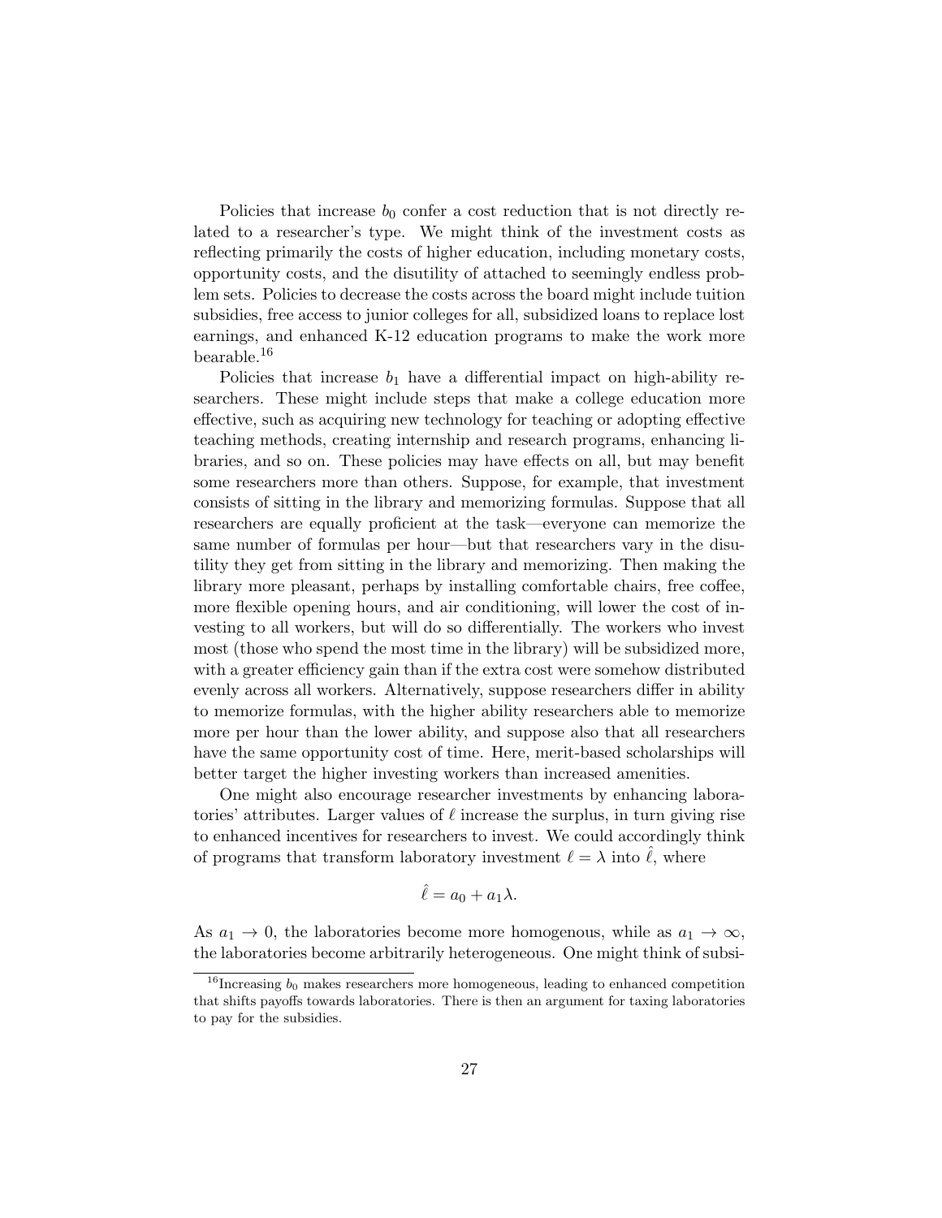Policies that increase $b_0$ confer a cost reduction that is not directly related to a researcher's type. We might think of the investment costs as reflecting primarily the costs of higher education, including monetary costs, opportunity costs, and the disutility of attached to seemingly endless problem sets. Policies to decrease the costs across the board might include tuition subsidies, free access to junior colleges for all, subsidized loans to replace lost earnings, and enhanced K-12 education programs to make the work more bearable.[16]

Policies that increase $b_1$ have a differential impact on high-ability researchers. These might include steps that make a college education more effective, such as acquiring new technology for teaching or adopting effective teaching methods, creating internship and research programs, enhancing libraries, and so on. These policies may have effects on all, but may benefit some researchers more than others. Suppose, for example, that investment consists of sitting in the library and memorizing formulas. Suppose that all researchers are equally proficient at the task—everyone can memorize the same number of formulas per hour—but that researchers vary in the disutility they get from sitting in the library and memorizing. Then making the library more pleasant, perhaps by installing comfortable chairs, free coffee, more flexible opening hours, and air conditioning, will lower the cost of investing to all workers, but will do so differentially. The workers who invest most (those who spend the most time in the library) will be subsidized more, with a greater efficiency gain than if the extra cost were somehow distributed evenly across all workers. Alternatively, suppose researchers differ in ability to memorize formulas, with the higher ability researchers able to memorize more per hour than the lower ability, and suppose also that all researchers have the same opportunity cost of time. Here, merit-based scholarships will better target the higher investing workers than increased amenities.

One might also encourage researcher investments by enhancing laboratories' attributes. Larger values of $\ell$ increase the surplus, in turn giving rise to enhanced incentives for researchers to invest. We could accordingly think of programs that transform laboratory investment $\ell = \lambda$ into $\hat{\ell}$, where

$$\hat{\ell} = a_0 + a_1 \lambda.$$

As $a_1 \to 0$, the laboratories become more homogenous, while as $a_1 \to \infty$, the laboratories become arbitrarily heterogeneous. One might think of subsi-

[16] Increasing $b_0$ makes researchers more homogeneous, leading to enhanced competition that shifts payoffs towards laboratories. There is then an argument for taxing laboratories to pay for the subsidies.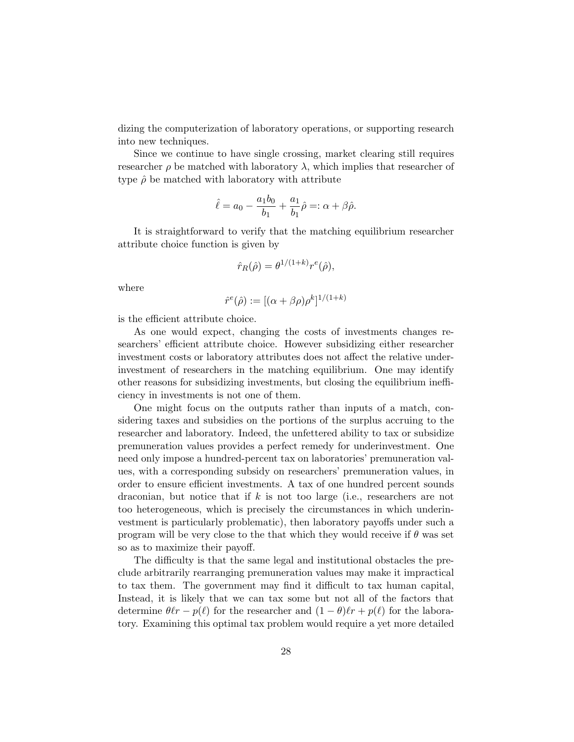dizing the computerization of laboratory operations, or supporting research into new techniques.

Since we continue to have single crossing, market clearing still requires researcher $\rho$ be matched with laboratory $\lambda$, which implies that researcher of type $\hat{\rho}$ be matched with laboratory with attribute

$$\hat{\ell} = a_0 - \frac{a_1 b_0}{b_1} + \frac{a_1}{b_1}\hat{\rho} =: \alpha + \beta\hat{\rho}.$$

It is straightforward to verify that the matching equilibrium researcher attribute choice function is given by

$$\hat{r}_R(\hat{\rho}) = \theta^{1/(1+k)} r^e(\hat{\rho}),$$

where

$$\hat{r}^e(\hat{\rho}) := [(\alpha + \beta\rho)\rho^k]^{1/(1+k)}$$

is the efficient attribute choice.

As one would expect, changing the costs of investments changes researchers' efficient attribute choice. However subsidizing either researcher investment costs or laboratory attributes does not affect the relative underinvestment of researchers in the matching equilibrium. One may identify other reasons for subsidizing investments, but closing the equilibrium inefficiency in investments is not one of them.

One might focus on the outputs rather than inputs of a match, considering taxes and subsidies on the portions of the surplus accruing to the researcher and laboratory. Indeed, the unfettered ability to tax or subsidize premuneration values provides a perfect remedy for underinvestment. One need only impose a hundred-percent tax on laboratories' premuneration values, with a corresponding subsidy on researchers' premuneration values, in order to ensure efficient investments. A tax of one hundred percent sounds draconian, but notice that if $k$ is not too large (i.e., researchers are not too heterogeneous, which is precisely the circumstances in which underinvestment is particularly problematic), then laboratory payoffs under such a program will be very close to the that which they would receive if $\theta$ was set so as to maximize their payoff.

The difficulty is that the same legal and institutional obstacles the preclude arbitrarily rearranging premuneration values may make it impractical to tax them. The government may find it difficult to tax human capital, Instead, it is likely that we can tax some but not all of the factors that determine $\theta\ell r - p(\ell)$ for the researcher and $(1-\theta)\ell r + p(\ell)$ for the laboratory. Examining this optimal tax problem would require a yet more detailed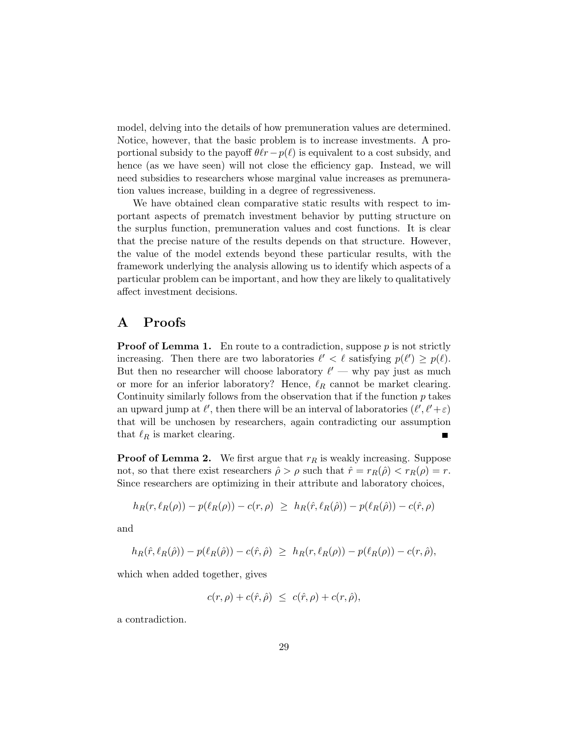model, delving into the details of how premuneration values are determined. Notice, however, that the basic problem is to increase investments. A proportional subsidy to the payoff $\theta \ell r - p(\ell)$ is equivalent to a cost subsidy, and hence (as we have seen) will not close the efficiency gap. Instead, we will need subsidies to researchers whose marginal value increases as premuneration values increase, building in a degree of regressiveness.

We have obtained clean comparative static results with respect to important aspects of prematch investment behavior by putting structure on the surplus function, premuneration values and cost functions. It is clear that the precise nature of the results depends on that structure. However, the value of the model extends beyond these particular results, with the framework underlying the analysis allowing us to identify which aspects of a particular problem can be important, and how they are likely to qualitatively affect investment decisions.

# A Proofs

**Proof of Lemma 1.** En route to a contradiction, suppose $p$ is not strictly increasing. Then there are two laboratories $\ell' < \ell$ satisfying $p(\ell') \geq p(\ell)$. But then no researcher will choose laboratory $\ell'$ — why pay just as much or more for an inferior laboratory? Hence, $\ell_R$ cannot be market clearing. Continuity similarly follows from the observation that if the function $p$ takes an upward jump at $\ell'$, then there will be an interval of laboratories $(\ell', \ell'+\varepsilon)$ that will be unchosen by researchers, again contradicting our assumption that $\ell_R$ is market clearing. ∎

**Proof of Lemma 2.** We first argue that $r_R$ is weakly increasing. Suppose not, so that there exist researchers $\hat{\rho} > \rho$ such that $\hat{r} = r_R(\hat{\rho}) < r_R(\rho) = r$. Since researchers are optimizing in their attribute and laboratory choices,

$$h_R(r, \ell_R(\rho)) - p(\ell_R(\rho)) - c(r, \rho) \;\geq\; h_R(\hat{r}, \ell_R(\hat{\rho})) - p(\ell_R(\hat{\rho})) - c(\hat{r}, \rho)$$

and

$$h_R(\hat{r}, \ell_R(\hat{\rho})) - p(\ell_R(\hat{\rho})) - c(\hat{r}, \hat{\rho}) \;\geq\; h_R(r, \ell_R(\rho)) - p(\ell_R(\rho)) - c(r, \hat{\rho}),$$

which when added together, gives

$$c(r, \rho) + c(\hat{r}, \hat{\rho}) \;\leq\; c(\hat{r}, \rho) + c(r, \hat{\rho}),$$

a contradiction.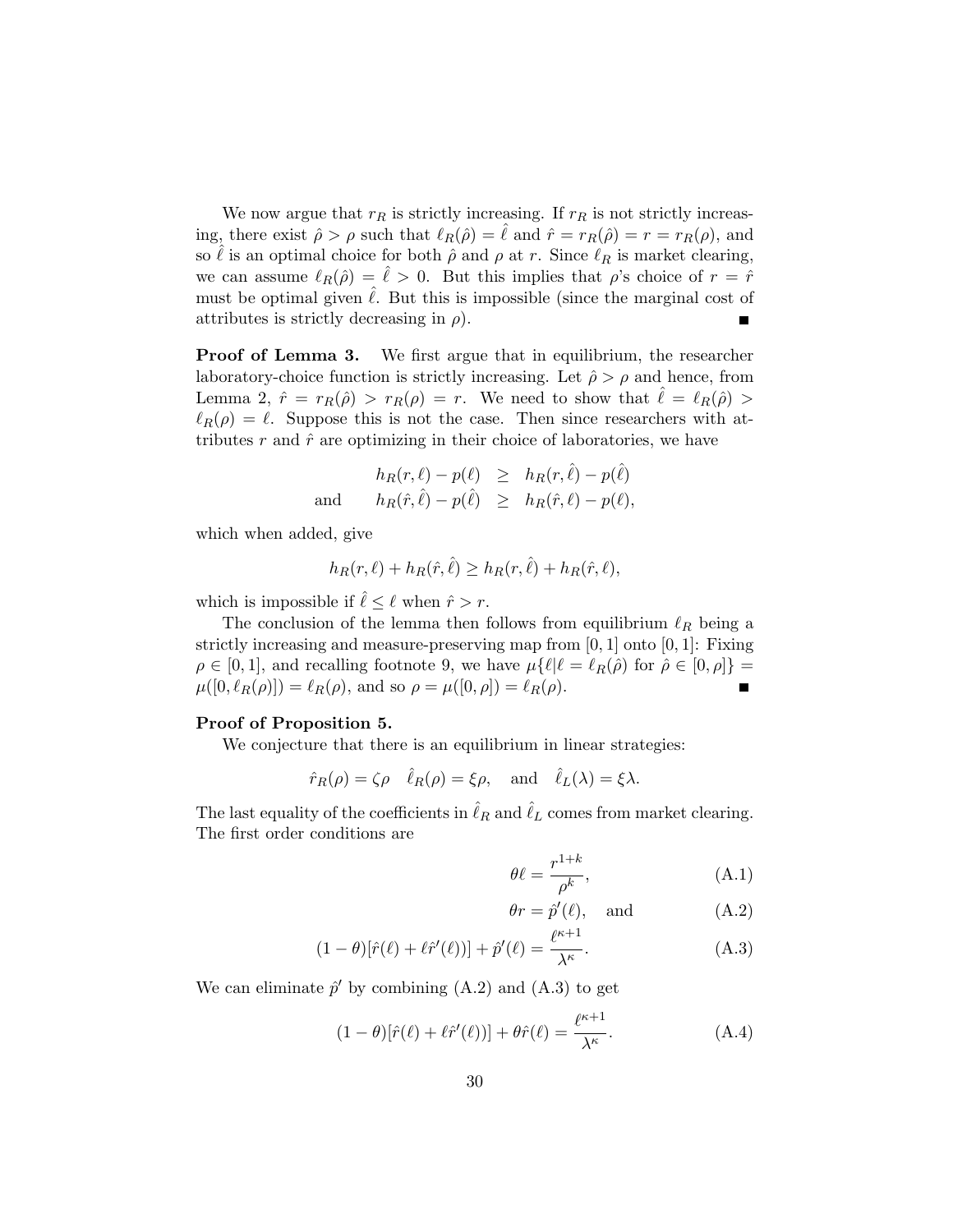We now argue that $r_R$ is strictly increasing. If $r_R$ is not strictly increasing, there exist $\hat{\rho} > \rho$ such that $\ell_R(\hat{\rho}) = \hat{\ell}$ and $\hat{r} = r_R(\hat{\rho}) = r = r_R(\rho)$, and so $\hat{\ell}$ is an optimal choice for both $\hat{\rho}$ and $\rho$ at $r$. Since $\ell_R$ is market clearing, we can assume $\ell_R(\hat{\rho}) = \hat{\ell} > 0$. But this implies that $\rho$'s choice of $r = \hat{r}$ must be optimal given $\hat{\ell}$. But this is impossible (since the marginal cost of attributes is strictly decreasing in $\rho$). ∎

**Proof of Lemma 3.** We first argue that in equilibrium, the researcher laboratory-choice function is strictly increasing. Let $\hat{\rho} > \rho$ and hence, from Lemma 2, $\hat{r} = r_R(\hat{\rho}) > r_R(\rho) = r$. We need to show that $\hat{\ell} = \ell_R(\hat{\rho}) > \ell_R(\rho) = \ell$. Suppose this is not the case. Then since researchers with attributes $r$ and $\hat{r}$ are optimizing in their choice of laboratories, we have

$$
\begin{aligned}
h_R(r, \ell) - p(\ell) &\geq h_R(r, \hat{\ell}) - p(\hat{\ell}) \\
\text{and} \qquad h_R(\hat{r}, \hat{\ell}) - p(\hat{\ell}) &\geq h_R(\hat{r}, \ell) - p(\ell),
\end{aligned}
$$

which when added, give

$$
h_R(r, \ell) + h_R(\hat{r}, \hat{\ell}) \geq h_R(r, \hat{\ell}) + h_R(\hat{r}, \ell),
$$

which is impossible if $\hat{\ell} \leq \ell$ when $\hat{r} > r$.

The conclusion of the lemma then follows from equilibrium $\ell_R$ being a strictly increasing and measure-preserving map from $[0, 1]$ onto $[0, 1]$: Fixing $\rho \in [0, 1]$, and recalling footnote 9, we have $\mu\{\ell | \ell = \ell_R(\hat{\rho}) \text{ for } \hat{\rho} \in [0, \rho]\} = \mu([0, \ell_R(\rho)]) = \ell_R(\rho)$, and so $\rho = \mu([0, \rho]) = \ell_R(\rho)$. ∎

**Proof of Proposition 5.**

We conjecture that there is an equilibrium in linear strategies:

$$
\hat{r}_R(\rho) = \zeta\rho \quad \hat{\ell}_R(\rho) = \xi\rho, \quad \text{and} \quad \hat{\ell}_L(\lambda) = \xi\lambda.
$$

The last equality of the coefficients in $\hat{\ell}_R$ and $\hat{\ell}_L$ comes from market clearing. The first order conditions are

$$
\theta\ell = \frac{r^{1+k}}{\rho^k}, \tag{A.1}
$$

$$
\theta r = \hat{p}'(\ell), \quad \text{and} \tag{A.2}
$$

$$
(1-\theta)[\hat{r}(\ell) + \ell\hat{r}'(\ell))] + \hat{p}'(\ell) = \frac{\ell^{\kappa+1}}{\lambda^\kappa}. \tag{A.3}
$$

We can eliminate $\hat{p}'$ by combining (A.2) and (A.3) to get

$$
(1-\theta)[\hat{r}(\ell) + \ell\hat{r}'(\ell))] + \theta\hat{r}(\ell) = \frac{\ell^{\kappa+1}}{\lambda^\kappa}. \tag{A.4}
$$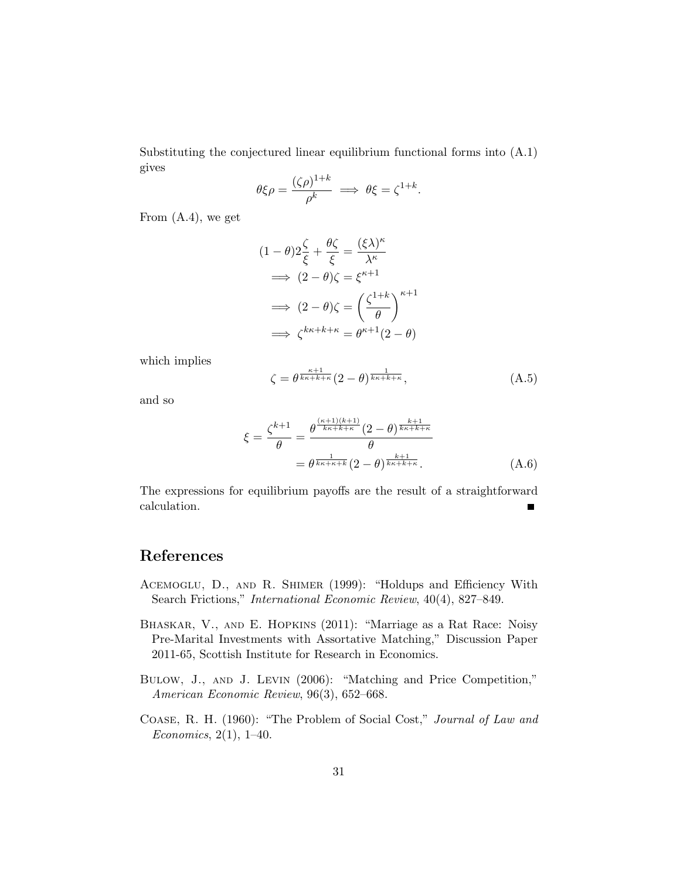Substituting the conjectured linear equilibrium functional forms into (A.1) gives

$$\theta \xi \rho = \frac{(\zeta \rho)^{1+k}}{\rho^k} \implies \theta \xi = \zeta^{1+k}.$$

From (A.4), we get

$$\begin{aligned}
(1-\theta) 2 \frac{\zeta}{\xi} + \frac{\theta \zeta}{\xi} &= \frac{(\xi \lambda)^\kappa}{\lambda^\kappa} \\
\implies (2-\theta)\zeta &= \xi^{\kappa+1} \\
\implies (2-\theta)\zeta &= \left( \frac{\zeta^{1+k}}{\theta} \right)^{\kappa+1} \\
\implies \zeta^{k\kappa+k+\kappa} &= \theta^{\kappa+1}(2-\theta)
\end{aligned}$$

which implies

$$\zeta = \theta^{\frac{\kappa+1}{k\kappa+k+\kappa}} (2-\theta)^{\frac{1}{k\kappa+k+\kappa}}, \tag{A.5}$$

and so

$$\begin{aligned}
\xi = \frac{\zeta^{k+1}}{\theta} &= \frac{\theta^{\frac{(\kappa+1)(k+1)}{k\kappa+k+\kappa}} (2-\theta)^{\frac{k+1}{k\kappa+k+\kappa}}}{\theta} \\
&= \theta^{\frac{1}{k\kappa+\kappa+k}} (2-\theta)^{\frac{k+1}{k\kappa+k+\kappa}}.
\end{aligned} \tag{A.6}$$

The expressions for equilibrium payoffs are the result of a straightforward calculation. ∎

## References

Acemoglu, D., and R. Shimer (1999): "Holdups and Efficiency With Search Frictions," *International Economic Review*, 40(4), 827–849.

Bhaskar, V., and E. Hopkins (2011): "Marriage as a Rat Race: Noisy Pre-Marital Investments with Assortative Matching," Discussion Paper 2011-65, Scottish Institute for Research in Economics.

Bulow, J., and J. Levin (2006): "Matching and Price Competition," *American Economic Review*, 96(3), 652–668.

Coase, R. H. (1960): "The Problem of Social Cost," *Journal of Law and Economics*, 2(1), 1–40.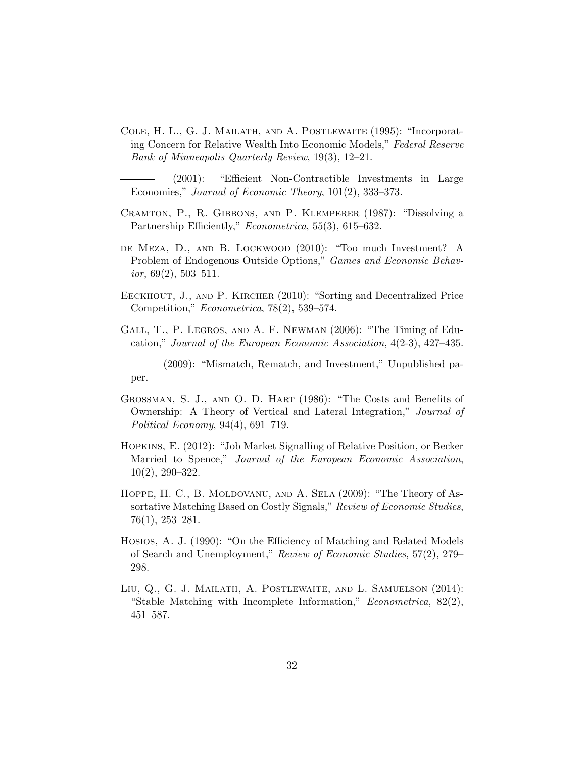Cole, H. L., G. J. Mailath, and A. Postlewaite (1995): "Incorporating Concern for Relative Wealth Into Economic Models," *Federal Reserve Bank of Minneapolis Quarterly Review*, 19(3), 12–21.

——— (2001): "Efficient Non-Contractible Investments in Large Economies," *Journal of Economic Theory*, 101(2), 333–373.

Cramton, P., R. Gibbons, and P. Klemperer (1987): "Dissolving a Partnership Efficiently," *Econometrica*, 55(3), 615–632.

de Meza, D., and B. Lockwood (2010): "Too much Investment? A Problem of Endogenous Outside Options," *Games and Economic Behavior*, 69(2), 503–511.

Eeckhout, J., and P. Kircher (2010): "Sorting and Decentralized Price Competition," *Econometrica*, 78(2), 539–574.

Gall, T., P. Legros, and A. F. Newman (2006): "The Timing of Education," *Journal of the European Economic Association*, 4(2-3), 427–435.

——— (2009): "Mismatch, Rematch, and Investment," Unpublished paper.

Grossman, S. J., and O. D. Hart (1986): "The Costs and Benefits of Ownership: A Theory of Vertical and Lateral Integration," *Journal of Political Economy*, 94(4), 691–719.

Hopkins, E. (2012): "Job Market Signalling of Relative Position, or Becker Married to Spence," *Journal of the European Economic Association*, 10(2), 290–322.

Hoppe, H. C., B. Moldovanu, and A. Sela (2009): "The Theory of Assortative Matching Based on Costly Signals," *Review of Economic Studies*, 76(1), 253–281.

Hosios, A. J. (1990): "On the Efficiency of Matching and Related Models of Search and Unemployment," *Review of Economic Studies*, 57(2), 279–298.

Liu, Q., G. J. Mailath, A. Postlewaite, and L. Samuelson (2014): "Stable Matching with Incomplete Information," *Econometrica*, 82(2), 451–587.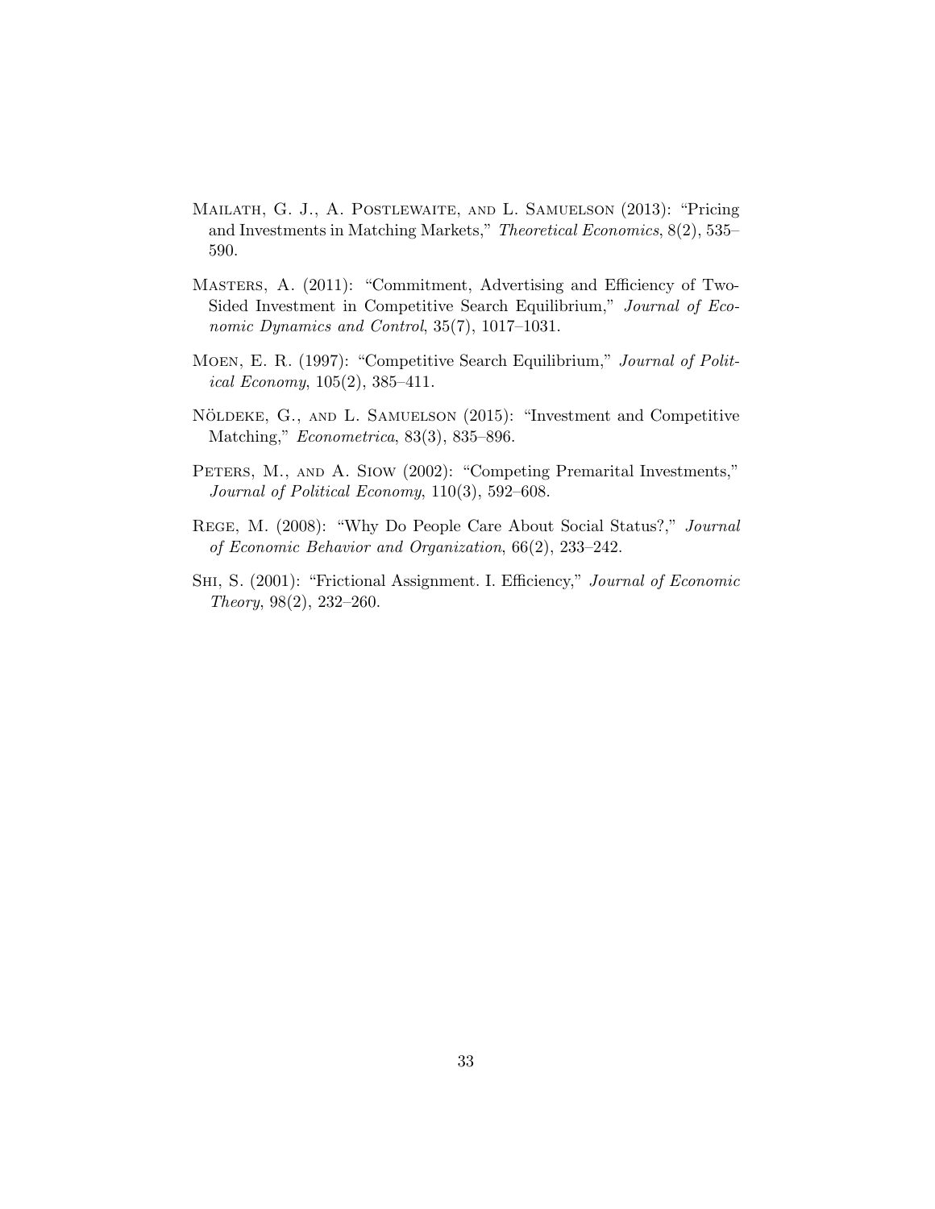Mailath, G. J., A. Postlewaite, and L. Samuelson (2013): "Pricing and Investments in Matching Markets," *Theoretical Economics*, 8(2), 535–590.

Masters, A. (2011): "Commitment, Advertising and Efficiency of Two-Sided Investment in Competitive Search Equilibrium," *Journal of Economic Dynamics and Control*, 35(7), 1017–1031.

Moen, E. R. (1997): "Competitive Search Equilibrium," *Journal of Political Economy*, 105(2), 385–411.

Nöldeke, G., and L. Samuelson (2015): "Investment and Competitive Matching," *Econometrica*, 83(3), 835–896.

Peters, M., and A. Siow (2002): "Competing Premarital Investments," *Journal of Political Economy*, 110(3), 592–608.

Rege, M. (2008): "Why Do People Care About Social Status?," *Journal of Economic Behavior and Organization*, 66(2), 233–242.

Shi, S. (2001): "Frictional Assignment. I. Efficiency," *Journal of Economic Theory*, 98(2), 232–260.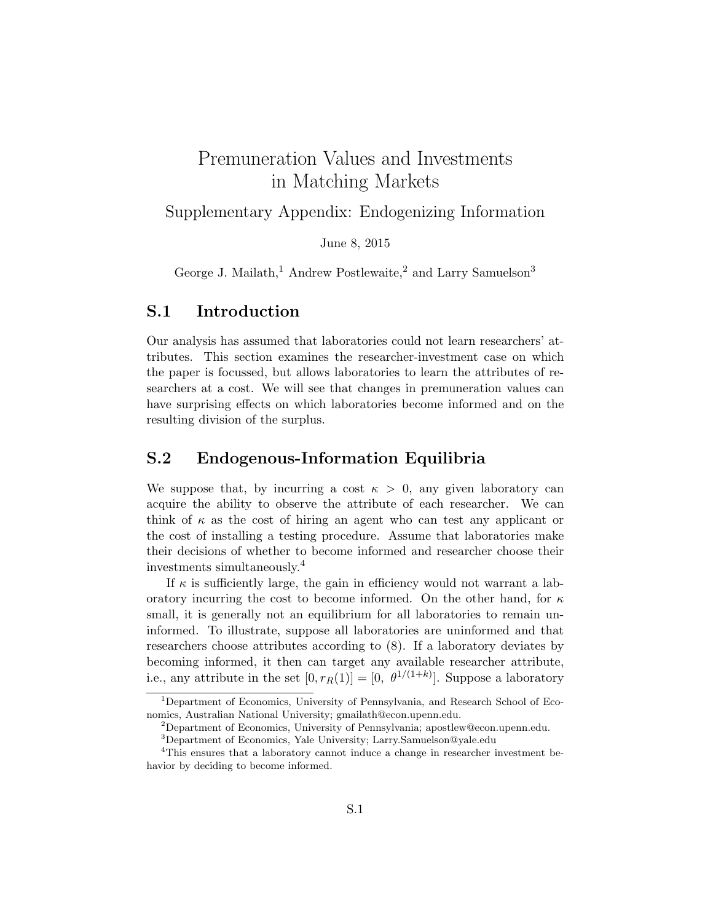# Premuneration Values and Investments in Matching Markets

## Supplementary Appendix: Endogenizing Information

June 8, 2015

George J. Mailath,[1] Andrew Postlewaite,[2] and Larry Samuelson[3]

## S.1 Introduction

Our analysis has assumed that laboratories could not learn researchers' attributes. This section examines the researcher-investment case on which the paper is focussed, but allows laboratories to learn the attributes of researchers at a cost. We will see that changes in premuneration values can have surprising effects on which laboratories become informed and on the resulting division of the surplus.

## S.2 Endogenous-Information Equilibria

We suppose that, by incurring a cost $\kappa > 0$, any given laboratory can acquire the ability to observe the attribute of each researcher. We can think of $\kappa$ as the cost of hiring an agent who can test any applicant or the cost of installing a testing procedure. Assume that laboratories make their decisions of whether to become informed and researcher choose their investments simultaneously.[4]

If $\kappa$ is sufficiently large, the gain in efficiency would not warrant a laboratory incurring the cost to become informed. On the other hand, for $\kappa$ small, it is generally not an equilibrium for all laboratories to remain uninformed. To illustrate, suppose all laboratories are uninformed and that researchers choose attributes according to (8). If a laboratory deviates by becoming informed, it then can target any available researcher attribute, i.e., any attribute in the set $[0, r_R(1)] = [0,\ \theta^{1/(1+k)}]$. Suppose a laboratory

---

[1] Department of Economics, University of Pennsylvania, and Research School of Economics, Australian National University; gmailath@econ.upenn.edu.

[2] Department of Economics, University of Pennsylvania; apostlew@econ.upenn.edu.

[3] Department of Economics, Yale University; Larry.Samuelson@yale.edu

[4] This ensures that a laboratory cannot induce a change in researcher investment behavior by deciding to become informed.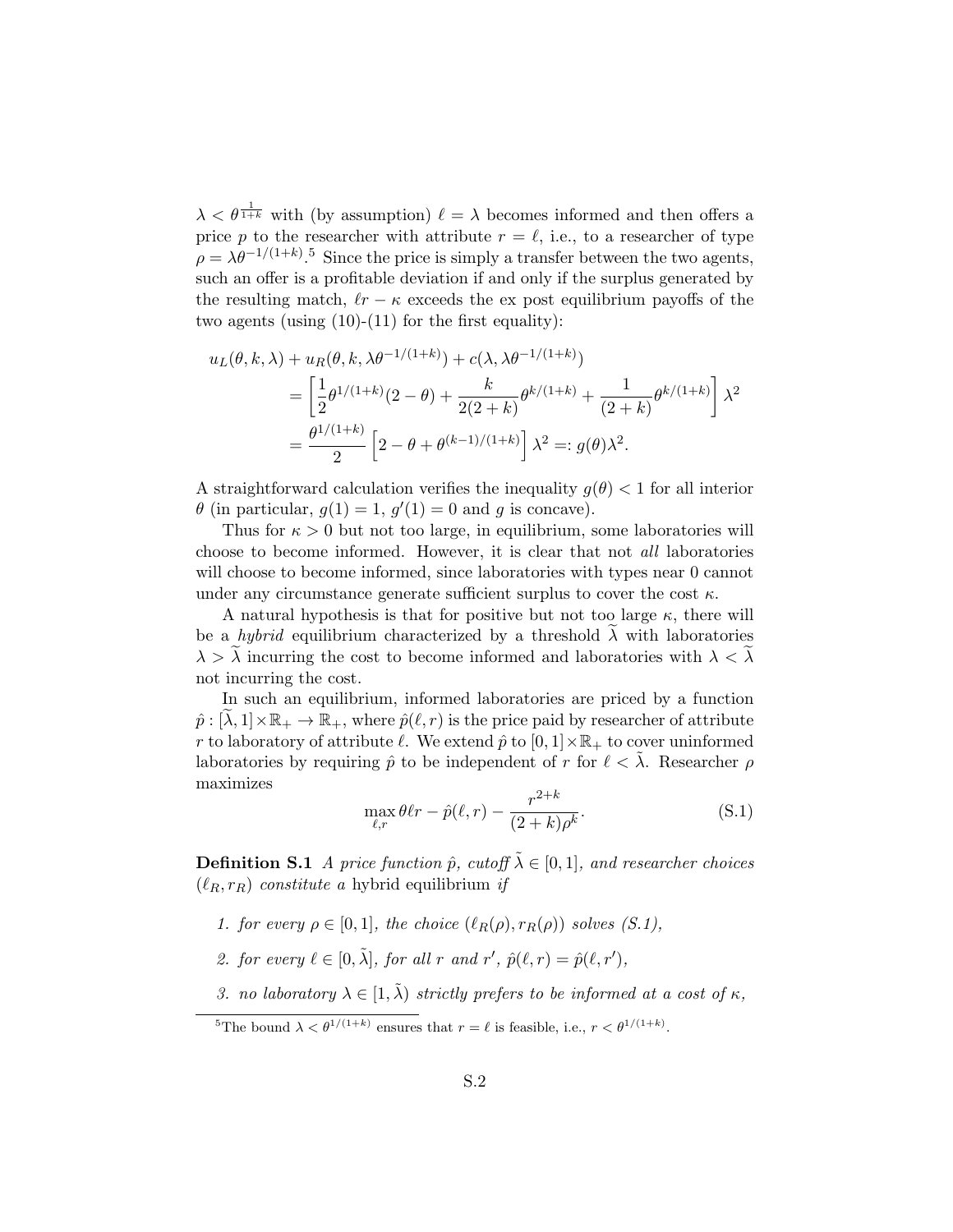$\lambda < \theta^{\frac{1}{1+k}}$ with (by assumption) $\ell = \lambda$ becomes informed and then offers a price $p$ to the researcher with attribute $r = \ell$, i.e., to a researcher of type $\rho = \lambda\theta^{-1/(1+k)}$.[5] Since the price is simply a transfer between the two agents, such an offer is a profitable deviation if and only if the surplus generated by the resulting match, $\ell r - \kappa$ exceeds the ex post equilibrium payoffs of the two agents (using (10)-(11) for the first equality):

$$
\begin{aligned}
u_L(\theta, k, \lambda) &+ u_R(\theta, k, \lambda\theta^{-1/(1+k)}) + c(\lambda, \lambda\theta^{-1/(1+k)}) \\
&= \left[\frac{1}{2}\theta^{1/(1+k)}(2-\theta) + \frac{k}{2(2+k)}\theta^{k/(1+k)} + \frac{1}{(2+k)}\theta^{k/(1+k)}\right]\lambda^2 \\
&= \frac{\theta^{1/(1+k)}}{2}\left[2 - \theta + \theta^{(k-1)/(1+k)}\right]\lambda^2 =: g(\theta)\lambda^2.
\end{aligned}
$$

A straightforward calculation verifies the inequality $g(\theta) < 1$ for all interior $\theta$ (in particular, $g(1) = 1$, $g'(1) = 0$ and $g$ is concave).

Thus for $\kappa > 0$ but not too large, in equilibrium, some laboratories will choose to become informed. However, it is clear that not *all* laboratories will choose to become informed, since laboratories with types near 0 cannot under any circumstance generate sufficient surplus to cover the cost $\kappa$.

A natural hypothesis is that for positive but not too large $\kappa$, there will be a *hybrid* equilibrium characterized by a threshold $\widetilde{\lambda}$ with laboratories $\lambda > \widetilde{\lambda}$ incurring the cost to become informed and laboratories with $\lambda < \widetilde{\lambda}$ not incurring the cost.

In such an equilibrium, informed laboratories are priced by a function $\hat{p} : [\widetilde{\lambda}, 1] \times \mathbb{R}_+ \to \mathbb{R}_+$, where $\hat{p}(\ell, r)$ is the price paid by researcher of attribute $r$ to laboratory of attribute $\ell$. We extend $\hat{p}$ to $[0, 1] \times \mathbb{R}_+$ to cover uninformed laboratories by requiring $\hat{p}$ to be independent of $r$ for $\ell < \tilde{\lambda}$. Researcher $\rho$ maximizes

$$
\max_{\ell, r} \theta \ell r - \hat{p}(\ell, r) - \frac{r^{2+k}}{(2+k)\rho^k}. \tag{S.1}
$$

**Definition S.1** *A price function $\hat{p}$, cutoff $\tilde{\lambda} \in [0, 1]$, and researcher choices $(\ell_R, r_R)$ constitute a* hybrid equilibrium *if*

1. *for every $\rho \in [0, 1]$, the choice $(\ell_R(\rho), r_R(\rho))$ solves (S.1),*
2. *for every $\ell \in [0, \tilde{\lambda}]$, for all $r$ and $r'$, $\hat{p}(\ell, r) = \hat{p}(\ell, r')$,*
3. *no laboratory $\lambda \in [1, \tilde{\lambda})$ strictly prefers to be informed at a cost of $\kappa$,*

[5] The bound $\lambda < \theta^{1/(1+k)}$ ensures that $r = \ell$ is feasible, i.e., $r < \theta^{1/(1+k)}$.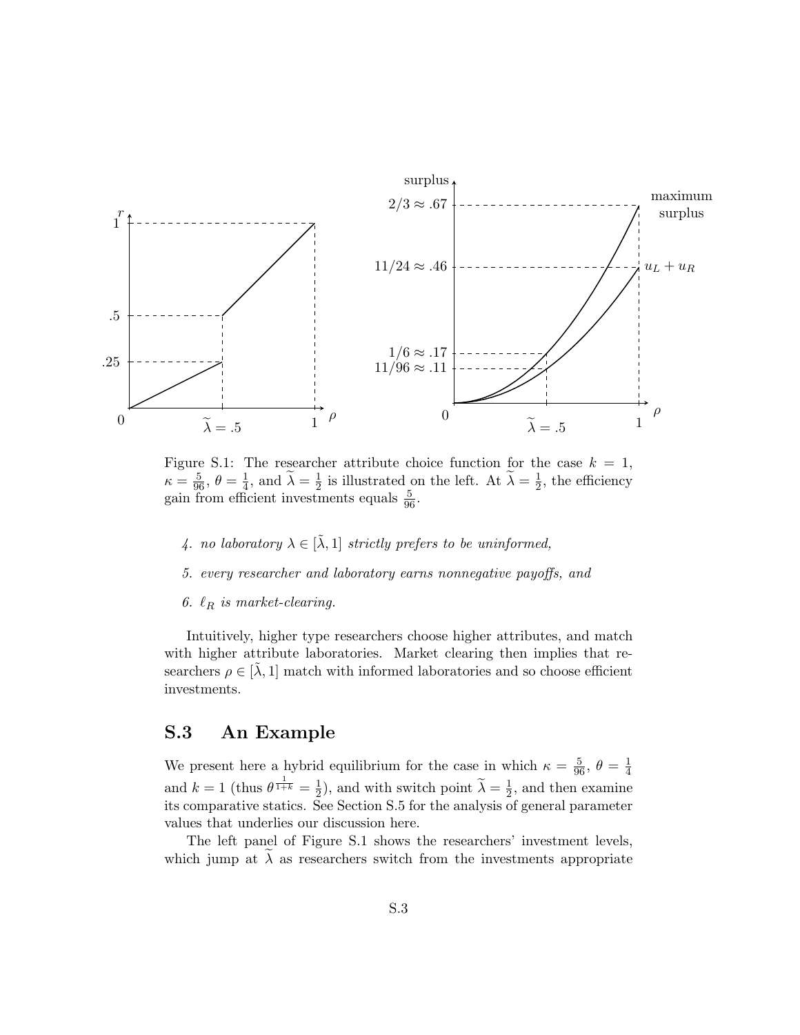Figure S.1: The researcher attribute choice function for the case $k = 1$, $\kappa = \frac{5}{96}$, $\theta = \frac{1}{4}$, and $\widetilde{\lambda} = \frac{1}{2}$ is illustrated on the left. At $\widetilde{\lambda} = \frac{1}{2}$, the efficiency gain from efficient investments equals $\frac{5}{96}$.

4. *no laboratory $\lambda \in [\tilde{\lambda}, 1]$ strictly prefers to be uninformed,*

5. *every researcher and laboratory earns nonnegative payoffs, and*

6. *$\ell_R$ is market-clearing.*

Intuitively, higher type researchers choose higher attributes, and match with higher attribute laboratories. Market clearing then implies that researchers $\rho \in [\tilde{\lambda}, 1]$ match with informed laboratories and so choose efficient investments.

## S.3 An Example

We present here a hybrid equilibrium for the case in which $\kappa = \frac{5}{96}$, $\theta = \frac{1}{4}$ and $k = 1$ (thus $\theta^{\frac{1}{1+k}} = \frac{1}{2}$), and with switch point $\widetilde{\lambda} = \frac{1}{2}$, and then examine its comparative statics. See Section S.5 for the analysis of general parameter values that underlies our discussion here.

The left panel of Figure S.1 shows the researchers' investment levels, which jump at $\widetilde{\lambda}$ as researchers switch from the investments appropriate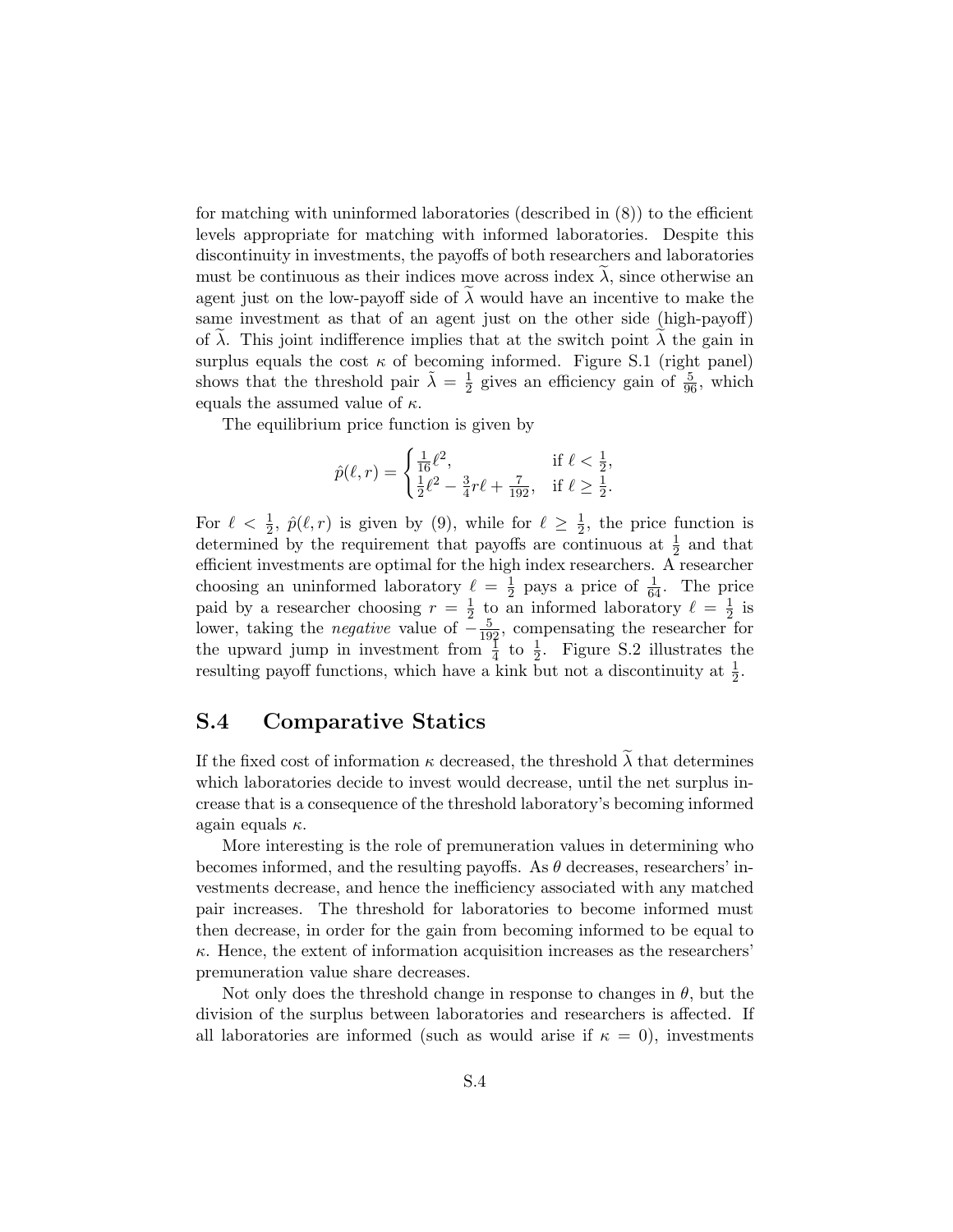for matching with uninformed laboratories (described in (8)) to the efficient levels appropriate for matching with informed laboratories. Despite this discontinuity in investments, the payoffs of both researchers and laboratories must be continuous as their indices move across index $\widetilde{\lambda}$, since otherwise an agent just on the low-payoff side of $\widetilde{\lambda}$ would have an incentive to make the same investment as that of an agent just on the other side (high-payoff) of $\widetilde{\lambda}$. This joint indifference implies that at the switch point $\widetilde{\lambda}$ the gain in surplus equals the cost $\kappa$ of becoming informed. Figure S.1 (right panel) shows that the threshold pair $\tilde{\lambda} = \frac{1}{2}$ gives an efficiency gain of $\frac{5}{96}$, which equals the assumed value of $\kappa$.

The equilibrium price function is given by

$$\hat{p}(\ell, r) = \begin{cases} \frac{1}{16}\ell^2, & \text{if } \ell < \frac{1}{2}, \\ \frac{1}{2}\ell^2 - \frac{3}{4}r\ell + \frac{7}{192}, & \text{if } \ell \geq \frac{1}{2}. \end{cases}$$

For $\ell < \frac{1}{2}$, $\hat{p}(\ell, r)$ is given by (9), while for $\ell \geq \frac{1}{2}$, the price function is determined by the requirement that payoffs are continuous at $\frac{1}{2}$ and that efficient investments are optimal for the high index researchers. A researcher choosing an uninformed laboratory $\ell = \frac{1}{2}$ pays a price of $\frac{1}{64}$. The price paid by a researcher choosing $r = \frac{1}{2}$ to an informed laboratory $\ell = \frac{1}{2}$ is lower, taking the *negative* value of $-\frac{5}{192}$, compensating the researcher for the upward jump in investment from $\frac{1}{4}$ to $\frac{1}{2}$. Figure S.2 illustrates the resulting payoff functions, which have a kink but not a discontinuity at $\frac{1}{2}$.

## S.4 Comparative Statics

If the fixed cost of information $\kappa$ decreased, the threshold $\widetilde{\lambda}$ that determines which laboratories decide to invest would decrease, until the net surplus increase that is a consequence of the threshold laboratory's becoming informed again equals $\kappa$.

More interesting is the role of premuneration values in determining who becomes informed, and the resulting payoffs. As $\theta$ decreases, researchers' investments decrease, and hence the inefficiency associated with any matched pair increases. The threshold for laboratories to become informed must then decrease, in order for the gain from becoming informed to be equal to $\kappa$. Hence, the extent of information acquisition increases as the researchers' premuneration value share decreases.

Not only does the threshold change in response to changes in $\theta$, but the division of the surplus between laboratories and researchers is affected. If all laboratories are informed (such as would arise if $\kappa = 0$), investments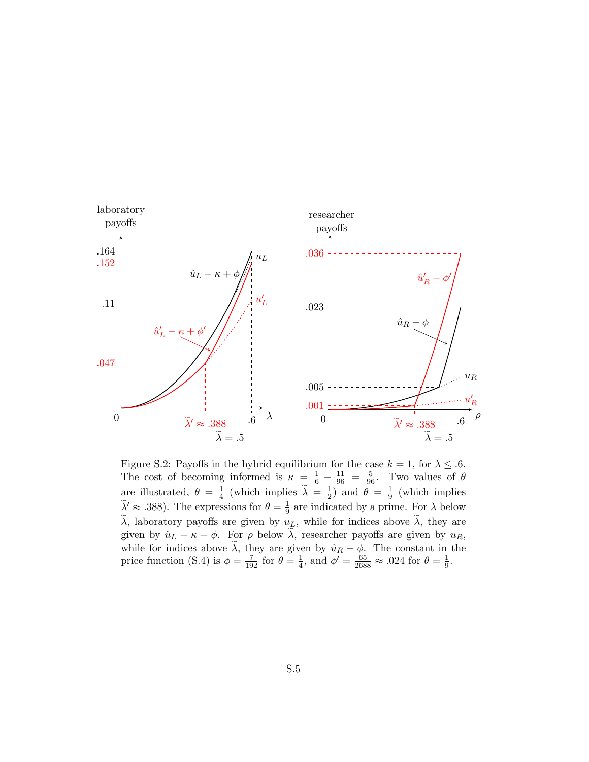Figure S.2: Payoffs in the hybrid equilibrium for the case $k = 1$, for $\lambda \leq .6$. The cost of becoming informed is $\kappa = \frac{1}{6} - \frac{11}{96} = \frac{5}{96}$. Two values of $\theta$ are illustrated, $\theta = \frac{1}{4}$ (which implies $\widetilde{\lambda} = \frac{1}{2}$) and $\theta = \frac{1}{9}$ (which implies $\widetilde{\lambda}' \approx .388$). The expressions for $\theta = \frac{1}{9}$ are indicated by a prime. For $\lambda$ below $\widetilde{\lambda}$, laboratory payoffs are given by $u_L$, while for indices above $\widetilde{\lambda}$, they are given by $\hat{u}_L - \kappa + \phi$. For $\rho$ below $\widetilde{\lambda}$, researcher payoffs are given by $u_R$, while for indices above $\widetilde{\lambda}$, they are given by $\hat{u}_R - \phi$. The constant in the price function (S.4) is $\phi = \frac{7}{192}$ for $\theta = \frac{1}{4}$, and $\phi' = \frac{65}{2688} \approx .024$ for $\theta = \frac{1}{9}$.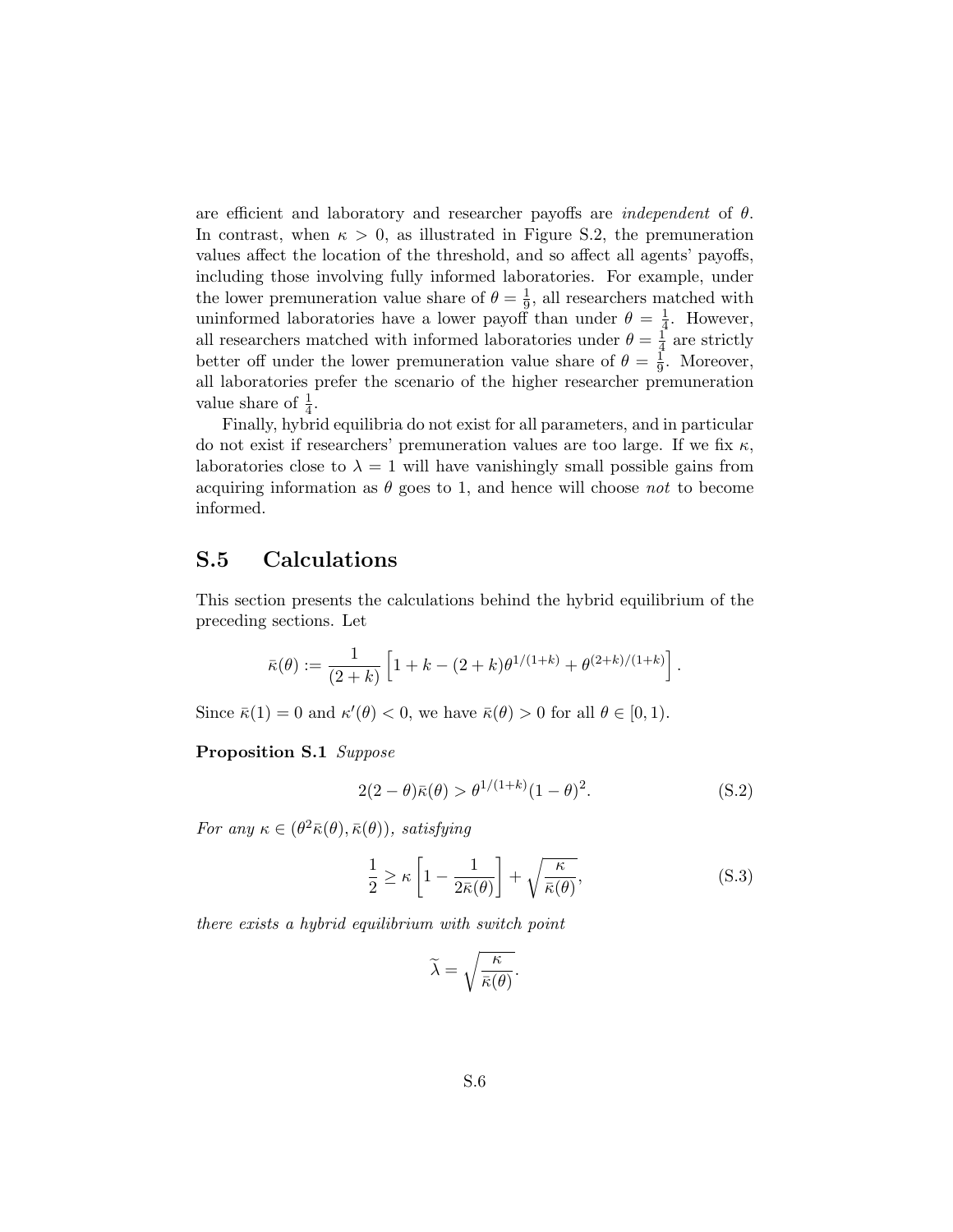are efficient and laboratory and researcher payoffs are *independent* of $\theta$. In contrast, when $\kappa > 0$, as illustrated in Figure S.2, the premuneration values affect the location of the threshold, and so affect all agents' payoffs, including those involving fully informed laboratories. For example, under the lower premuneration value share of $\theta = \frac{1}{9}$, all researchers matched with uninformed laboratories have a lower payoff than under $\theta = \frac{1}{4}$. However, all researchers matched with informed laboratories under $\theta = \frac{1}{4}$ are strictly better off under the lower premuneration value share of $\theta = \frac{1}{9}$. Moreover, all laboratories prefer the scenario of the higher researcher premuneration value share of $\frac{1}{4}$.

Finally, hybrid equilibria do not exist for all parameters, and in particular do not exist if researchers' premuneration values are too large. If we fix $\kappa$, laboratories close to $\lambda = 1$ will have vanishingly small possible gains from acquiring information as $\theta$ goes to 1, and hence will choose *not* to become informed.

## S.5 Calculations

This section presents the calculations behind the hybrid equilibrium of the preceding sections. Let

$$\bar{\kappa}(\theta) := \frac{1}{(2+k)} \left[ 1 + k - (2+k)\theta^{1/(1+k)} + \theta^{(2+k)/(1+k)} \right].$$

Since $\bar{\kappa}(1) = 0$ and $\kappa'(\theta) < 0$, we have $\bar{\kappa}(\theta) > 0$ for all $\theta \in [0, 1)$.

**Proposition S.1** *Suppose*

$$2(2-\theta)\bar{\kappa}(\theta) > \theta^{1/(1+k)}(1-\theta)^2. \tag{S.2}$$

*For any $\kappa \in (\theta^2\bar{\kappa}(\theta), \bar{\kappa}(\theta))$, satisfying*

$$\frac{1}{2} \geq \kappa \left[ 1 - \frac{1}{2\bar{\kappa}(\theta)} \right] + \sqrt{\frac{\kappa}{\bar{\kappa}(\theta)}}, \tag{S.3}$$

*there exists a hybrid equilibrium with switch point*

$$\widetilde{\lambda} = \sqrt{\frac{\kappa}{\bar{\kappa}(\theta)}}.$$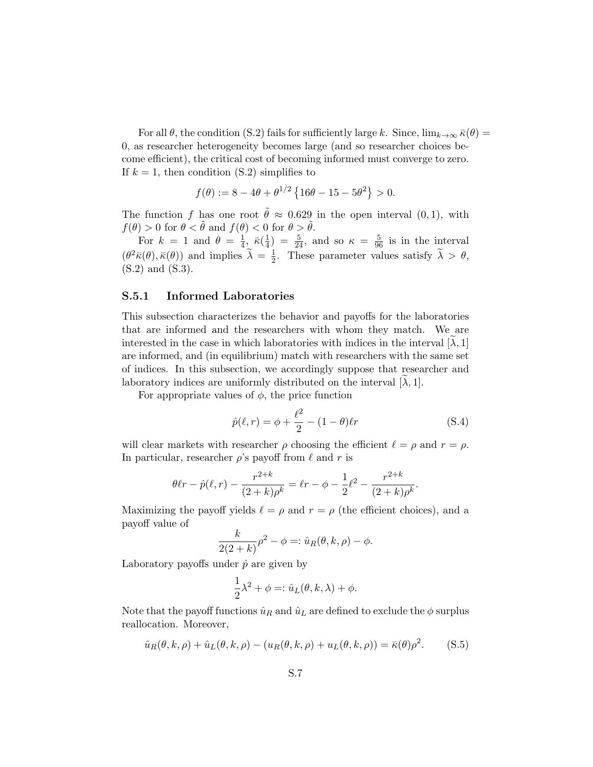For all $\theta$, the condition (S.2) fails for sufficiently large $k$. Since, $\lim_{k\to\infty}\bar{\kappa}(\theta) = 0$, as researcher heterogeneity becomes large (and so researcher choices become efficient), the critical cost of becoming informed must converge to zero. If $k = 1$, then condition (S.2) simplifies to

$$f(\theta) := 8 - 4\theta + \theta^{1/2}\left\{16\theta - 15 - 5\theta^2\right\} > 0.$$

The function $f$ has one root $\tilde{\theta} \approx 0.629$ in the open interval $(0, 1)$, with $f(\theta) > 0$ for $\theta < \tilde{\theta}$ and $f(\theta) < 0$ for $\theta > \tilde{\theta}$.

For $k = 1$ and $\theta = \frac{1}{4}$, $\bar{\kappa}(\frac{1}{4}) = \frac{5}{24}$, and so $\kappa = \frac{5}{96}$ is in the interval $(\theta^2\bar{\kappa}(\theta), \bar{\kappa}(\theta))$ and implies $\widetilde{\lambda} = \frac{1}{2}$. These parameter values satisfy $\widetilde{\lambda} > \theta$, (S.2) and (S.3).

### S.5.1 Informed Laboratories

This subsection characterizes the behavior and payoffs for the laboratories that are informed and the researchers with whom they match. We are interested in the case in which laboratories with indices in the interval $[\widetilde{\lambda}, 1]$ are informed, and (in equilibrium) match with researchers with the same set of indices. In this subsection, we accordingly suppose that researcher and laboratory indices are uniformly distributed on the interval $[\widetilde{\lambda}, 1]$.

For appropriate values of $\phi$, the price function

$$\hat{p}(\ell, r) = \phi + \frac{\ell^2}{2} - (1-\theta)\ell r \tag{S.4}$$

will clear markets with researcher $\rho$ choosing the efficient $\ell = \rho$ and $r = \rho$. In particular, researcher $\rho$'s payoff from $\ell$ and $r$ is

$$\theta\ell r - \hat{p}(\ell, r) - \frac{r^{2+k}}{(2+k)\rho^k} = \ell r - \phi - \frac{1}{2}\ell^2 - \frac{r^{2+k}}{(2+k)\rho^k}.$$

Maximizing the payoff yields $\ell = \rho$ and $r = \rho$ (the efficient choices), and a payoff value of

$$\frac{k}{2(2+k)}\rho^2 - \phi =: \hat{u}_R(\theta, k, \rho) - \phi.$$

Laboratory payoffs under $\hat{p}$ are given by

$$\frac{1}{2}\lambda^2 + \phi =: \hat{u}_L(\theta, k, \lambda) + \phi.$$

Note that the payoff functions $\hat{u}_R$ and $\hat{u}_L$ are defined to exclude the $\phi$ surplus reallocation. Moreover,

$$\hat{u}_R(\theta, k, \rho) + \hat{u}_L(\theta, k, \rho) - (u_R(\theta, k, \rho) + u_L(\theta, k, \rho)) = \bar{\kappa}(\theta)\rho^2. \tag{S.5}$$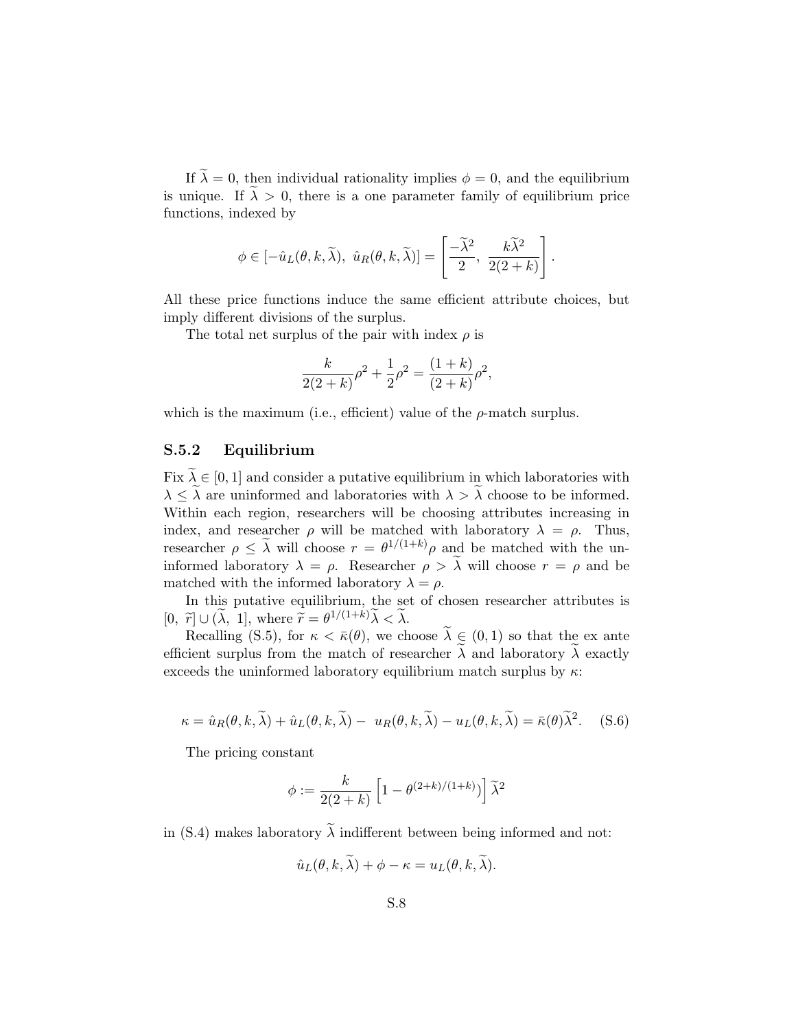If $\widetilde{\lambda} = 0$, then individual rationality implies $\phi = 0$, and the equilibrium is unique. If $\widetilde{\lambda} > 0$, there is a one parameter family of equilibrium price functions, indexed by

$$\phi \in [-\hat{u}_L(\theta, k, \widetilde{\lambda}),\ \hat{u}_R(\theta, k, \widetilde{\lambda})] = \left[\frac{-\widetilde{\lambda}^2}{2},\ \frac{k\widetilde{\lambda}^2}{2(2+k)}\right].$$

All these price functions induce the same efficient attribute choices, but imply different divisions of the surplus.

The total net surplus of the pair with index $\rho$ is

$$\frac{k}{2(2+k)}\rho^2 + \frac{1}{2}\rho^2 = \frac{(1+k)}{(2+k)}\rho^2,$$

which is the maximum (i.e., efficient) value of the $\rho$-match surplus.

### S.5.2 Equilibrium

Fix $\widetilde{\lambda} \in [0, 1]$ and consider a putative equilibrium in which laboratories with $\lambda \leq \widetilde{\lambda}$ are uninformed and laboratories with $\lambda > \widetilde{\lambda}$ choose to be informed. Within each region, researchers will be choosing attributes increasing in index, and researcher $\rho$ will be matched with laboratory $\lambda = \rho$. Thus, researcher $\rho \leq \widetilde{\lambda}$ will choose $r = \theta^{1/(1+k)}\rho$ and be matched with the uninformed laboratory $\lambda = \rho$. Researcher $\rho > \widetilde{\lambda}$ will choose $r = \rho$ and be matched with the informed laboratory $\lambda = \rho$.

In this putative equilibrium, the set of chosen researcher attributes is $[0,\ \widetilde{r}] \cup (\widetilde{\lambda},\ 1]$, where $\widetilde{r} = \theta^{1/(1+k)}\widetilde{\lambda} < \widetilde{\lambda}$.

Recalling (S.5), for $\kappa < \bar{\kappa}(\theta)$, we choose $\widetilde{\lambda} \in (0, 1)$ so that the ex ante efficient surplus from the match of researcher $\widetilde{\lambda}$ and laboratory $\widetilde{\lambda}$ exactly exceeds the uninformed laboratory equilibrium match surplus by $\kappa$:

$$\kappa = \hat{u}_R(\theta, k, \widetilde{\lambda}) + \hat{u}_L(\theta, k, \widetilde{\lambda}) - \ u_R(\theta, k, \widetilde{\lambda}) - u_L(\theta, k, \widetilde{\lambda}) = \bar{\kappa}(\theta)\widetilde{\lambda}^2. \quad \text{(S.6)}$$

The pricing constant

$$\phi := \frac{k}{2(2+k)}\left[1 - \theta^{(2+k)/(1+k)}\right]\widetilde{\lambda}^2$$

in (S.4) makes laboratory $\widetilde{\lambda}$ indifferent between being informed and not:

$$\hat{u}_L(\theta, k, \widetilde{\lambda}) + \phi - \kappa = u_L(\theta, k, \widetilde{\lambda}).$$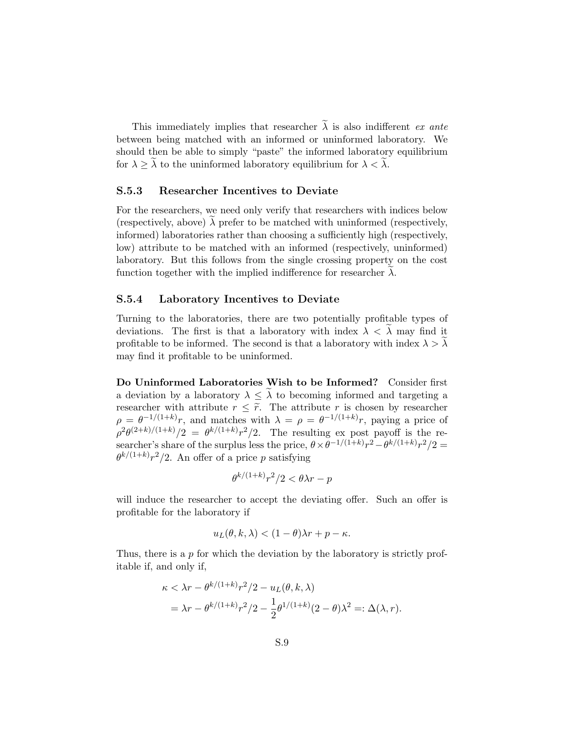This immediately implies that researcher $\widetilde{\lambda}$ is also indifferent *ex ante* between being matched with an informed or uninformed laboratory. We should then be able to simply "paste" the informed laboratory equilibrium for $\lambda \geq \widetilde{\lambda}$ to the uninformed laboratory equilibrium for $\lambda < \widetilde{\lambda}$.

### S.5.3 Researcher Incentives to Deviate

For the researchers, we need only verify that researchers with indices below (respectively, above) $\widetilde{\lambda}$ prefer to be matched with uninformed (respectively, informed) laboratories rather than choosing a sufficiently high (respectively, low) attribute to be matched with an informed (respectively, uninformed) laboratory. But this follows from the single crossing property on the cost function together with the implied indifference for researcher $\widetilde{\lambda}$.

### S.5.4 Laboratory Incentives to Deviate

Turning to the laboratories, there are two potentially profitable types of deviations. The first is that a laboratory with index $\lambda < \widetilde{\lambda}$ may find it profitable to be informed. The second is that a laboratory with index $\lambda > \widetilde{\lambda}$ may find it profitable to be uninformed.

**Do Uninformed Laboratories Wish to be Informed?** Consider first a deviation by a laboratory $\lambda \leq \widetilde{\lambda}$ to becoming informed and targeting a researcher with attribute $r \leq \widetilde{r}$. The attribute $r$ is chosen by researcher $\rho = \theta^{-1/(1+k)}r$, and matches with $\lambda = \rho = \theta^{-1/(1+k)}r$, paying a price of $\rho^2\theta^{(2+k)/(1+k)}/2 = \theta^{k/(1+k)}r^2/2$. The resulting ex post payoff is the researcher's share of the surplus less the price, $\theta \times \theta^{-1/(1+k)}r^2 - \theta^{k/(1+k)}r^2/2 = \theta^{k/(1+k)}r^2/2$. An offer of a price $p$ satisfying

$$\theta^{k/(1+k)}r^2/2 < \theta\lambda r - p$$

will induce the researcher to accept the deviating offer. Such an offer is profitable for the laboratory if

$$u_L(\theta, k, \lambda) < (1-\theta)\lambda r + p - \kappa.$$

Thus, there is a $p$ for which the deviation by the laboratory is strictly profitable if, and only if,

$$\begin{aligned}\kappa &< \lambda r - \theta^{k/(1+k)}r^2/2 - u_L(\theta, k, \lambda) \\ &= \lambda r - \theta^{k/(1+k)}r^2/2 - \frac{1}{2}\theta^{1/(1+k)}(2-\theta)\lambda^2 =: \Delta(\lambda, r).\end{aligned}$$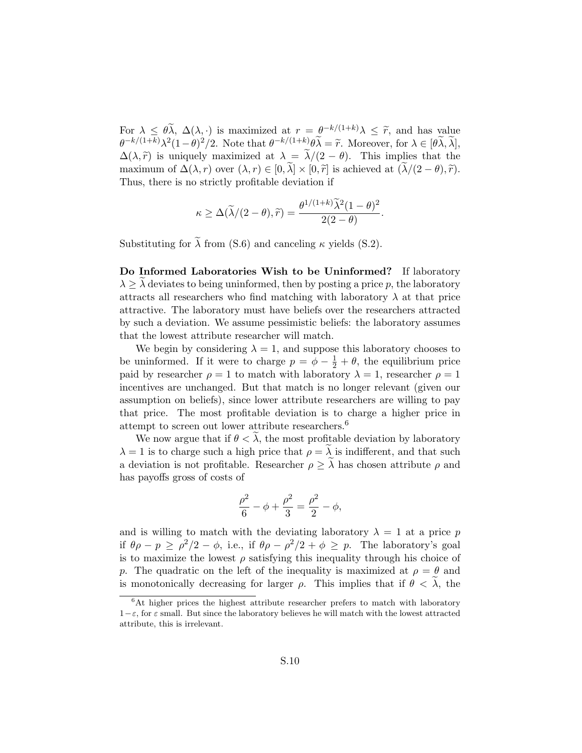For $\lambda \leq \theta\widetilde{\lambda}$, $\Delta(\lambda, \cdot)$ is maximized at $r = \theta^{-k/(1+k)}\lambda \leq \widetilde{r}$, and has value $\theta^{-k/(1+k)}\lambda^2(1-\theta)^2/2$. Note that $\theta^{-k/(1+k)}\theta\widetilde{\lambda} = \widetilde{r}$. Moreover, for $\lambda \in [\theta\widetilde{\lambda}, \widetilde{\lambda}]$, $\Delta(\lambda, \widetilde{r})$ is uniquely maximized at $\lambda = \widetilde{\lambda}/(2-\theta)$. This implies that the maximum of $\Delta(\lambda, r)$ over $(\lambda, r) \in [0, \widetilde{\lambda}] \times [0, \widetilde{r}]$ is achieved at $(\widetilde{\lambda}/(2-\theta), \widetilde{r})$. Thus, there is no strictly profitable deviation if

$$\kappa \geq \Delta(\widetilde{\lambda}/(2-\theta), \widetilde{r}) = \frac{\theta^{1/(1+k)}\widetilde{\lambda}^2(1-\theta)^2}{2(2-\theta)}.$$

Substituting for $\widetilde{\lambda}$ from (S.6) and canceling $\kappa$ yields (S.2).

**Do Informed Laboratories Wish to be Uninformed?** If laboratory $\lambda \geq \widetilde{\lambda}$ deviates to being uninformed, then by posting a price $p$, the laboratory attracts all researchers who find matching with laboratory $\lambda$ at that price attractive. The laboratory must have beliefs over the researchers attracted by such a deviation. We assume pessimistic beliefs: the laboratory assumes that the lowest attribute researcher will match.

We begin by considering $\lambda = 1$, and suppose this laboratory chooses to be uninformed. If it were to charge $p = \phi - \frac{1}{2} + \theta$, the equilibrium price paid by researcher $\rho = 1$ to match with laboratory $\lambda = 1$, researcher $\rho = 1$ incentives are unchanged. But that match is no longer relevant (given our assumption on beliefs), since lower attribute researchers are willing to pay that price. The most profitable deviation is to charge a higher price in attempt to screen out lower attribute researchers.[6]

We now argue that if $\theta < \widetilde{\lambda}$, the most profitable deviation by laboratory $\lambda = 1$ is to charge such a high price that $\rho = \widetilde{\lambda}$ is indifferent, and that such a deviation is not profitable. Researcher $\rho \geq \widetilde{\lambda}$ has chosen attribute $\rho$ and has payoffs gross of costs of

$$\frac{\rho^2}{6} - \phi + \frac{\rho^2}{3} = \frac{\rho^2}{2} - \phi,$$

and is willing to match with the deviating laboratory $\lambda = 1$ at a price $p$ if $\theta\rho - p \geq \rho^2/2 - \phi$, i.e., if $\theta\rho - \rho^2/2 + \phi \geq p$. The laboratory's goal is to maximize the lowest $\rho$ satisfying this inequality through his choice of $p$. The quadratic on the left of the inequality is maximized at $\rho = \theta$ and is monotonically decreasing for larger $\rho$. This implies that if $\theta < \widetilde{\lambda}$, the

[6] At higher prices the highest attribute researcher prefers to match with laboratory $1-\varepsilon$, for $\varepsilon$ small. But since the laboratory believes he will match with the lowest attracted attribute, this is irrelevant.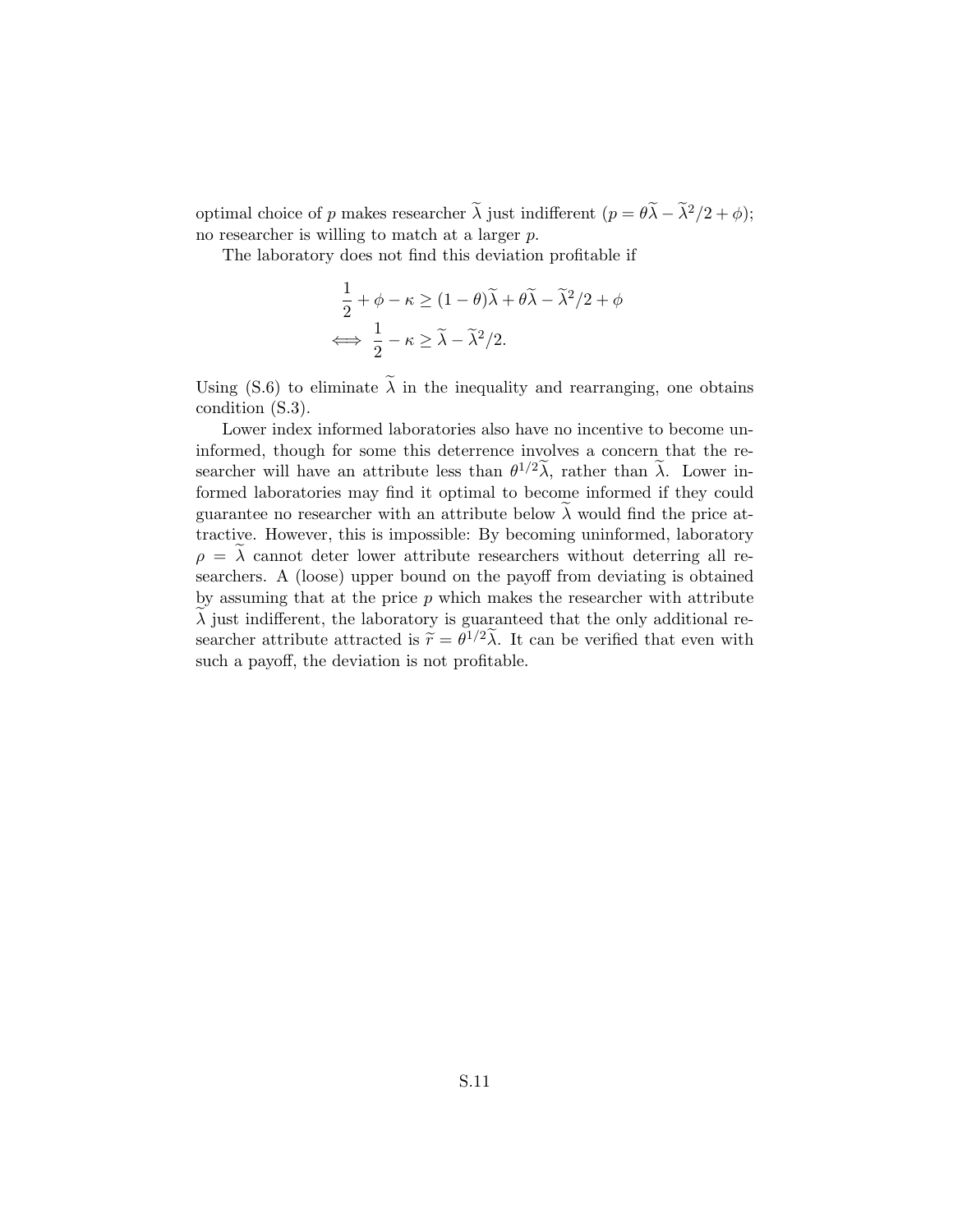optimal choice of $p$ makes researcher $\widetilde{\lambda}$ just indifferent ($p = \theta\widetilde{\lambda} - \widetilde{\lambda}^2/2 + \phi$); no researcher is willing to match at a larger $p$.

The laboratory does not find this deviation profitable if

$$
\begin{aligned}
&\frac{1}{2} + \phi - \kappa \geq (1-\theta)\widetilde{\lambda} + \theta\widetilde{\lambda} - \widetilde{\lambda}^2/2 + \phi \\
\iff\ &\frac{1}{2} - \kappa \geq \widetilde{\lambda} - \widetilde{\lambda}^2/2.
\end{aligned}
$$

Using (S.6) to eliminate $\widetilde{\lambda}$ in the inequality and rearranging, one obtains condition (S.3).

Lower index informed laboratories also have no incentive to become uninformed, though for some this deterrence involves a concern that the researcher will have an attribute less than $\theta^{1/2}\widetilde{\lambda}$, rather than $\widetilde{\lambda}$. Lower informed laboratories may find it optimal to become informed if they could guarantee no researcher with an attribute below $\widetilde{\lambda}$ would find the price attractive. However, this is impossible: By becoming uninformed, laboratory $\rho = \widetilde{\lambda}$ cannot deter lower attribute researchers without deterring all researchers. A (loose) upper bound on the payoff from deviating is obtained by assuming that at the price $p$ which makes the researcher with attribute $\widetilde{\lambda}$ just indifferent, the laboratory is guaranteed that the only additional researcher attribute attracted is $\widetilde{r} = \theta^{1/2}\widetilde{\lambda}$. It can be verified that even with such a payoff, the deviation is not profitable.